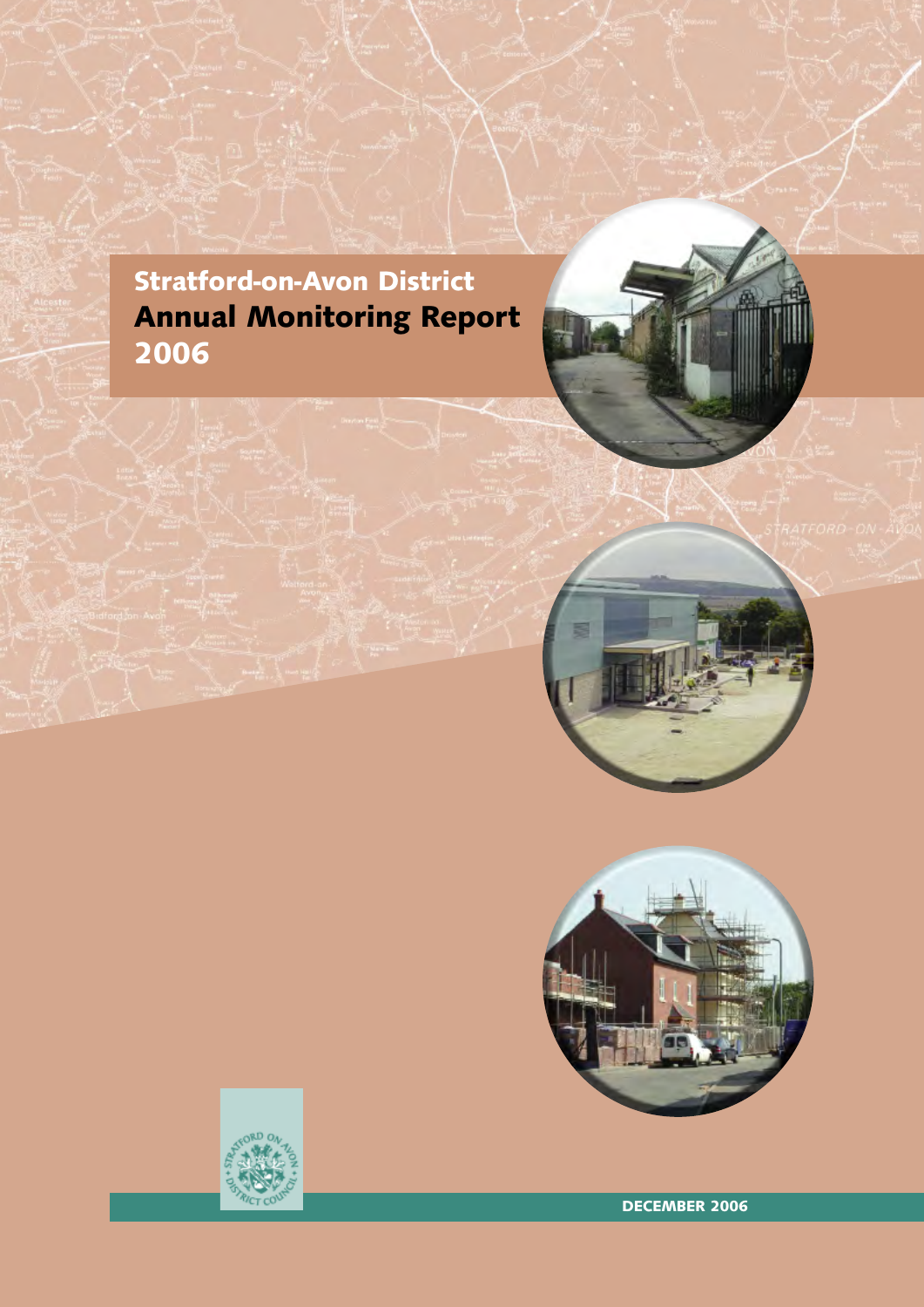# Stratford-on-Avon District
# Annual Monitoring Report 2006

DECEMBER 2006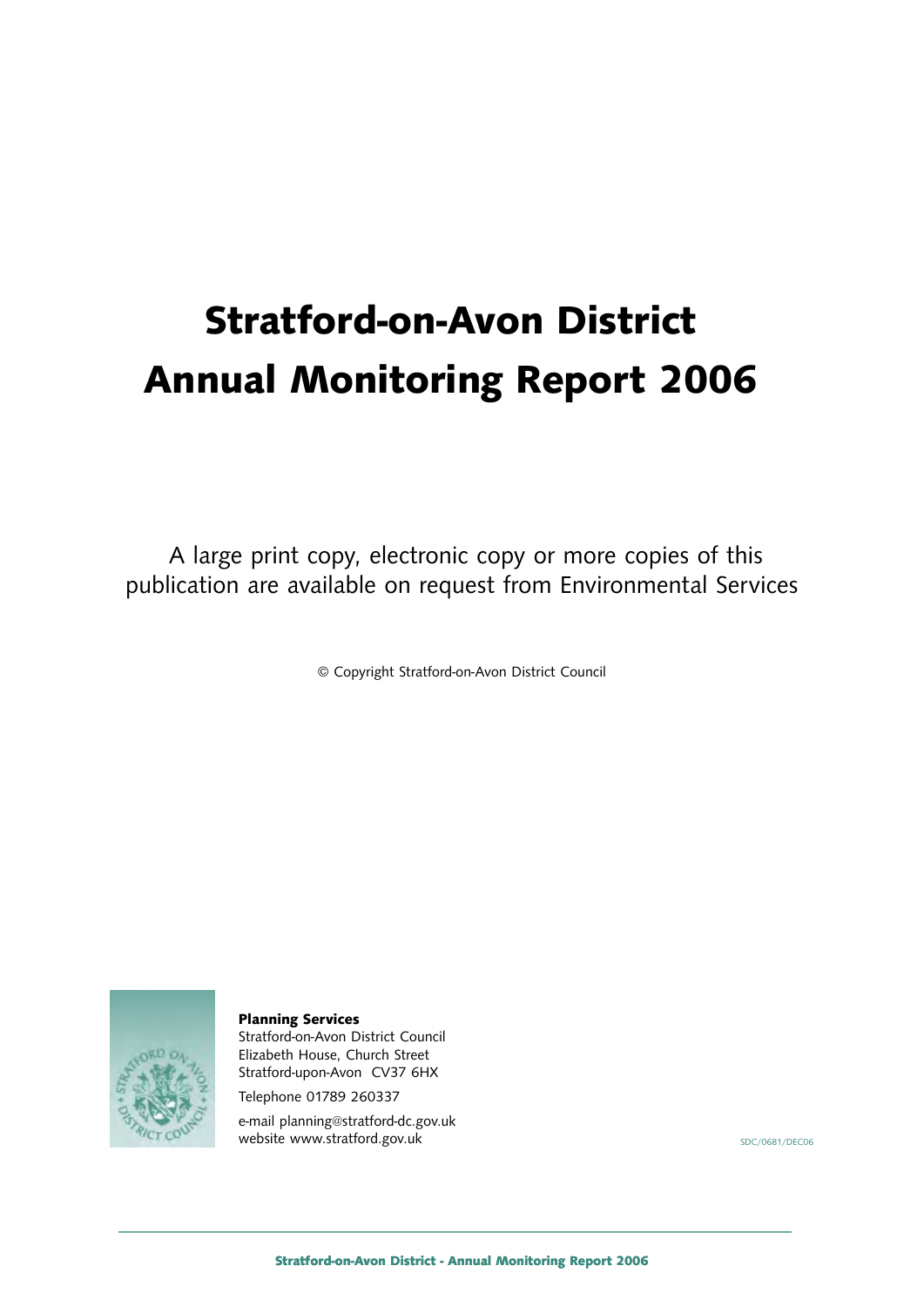# Stratford-on-Avon District Annual Monitoring Report 2006

A large print copy, electronic copy or more copies of this publication are available on request from Environmental Services

© Copyright Stratford-on-Avon District Council

**Planning Services**
Stratford-on-Avon District Council
Elizabeth House, Church Street
Stratford-upon-Avon CV37 6HX

Telephone 01789 260337

e-mail planning@stratford-dc.gov.uk
website www.stratford.gov.uk

SDC/0681/DEC06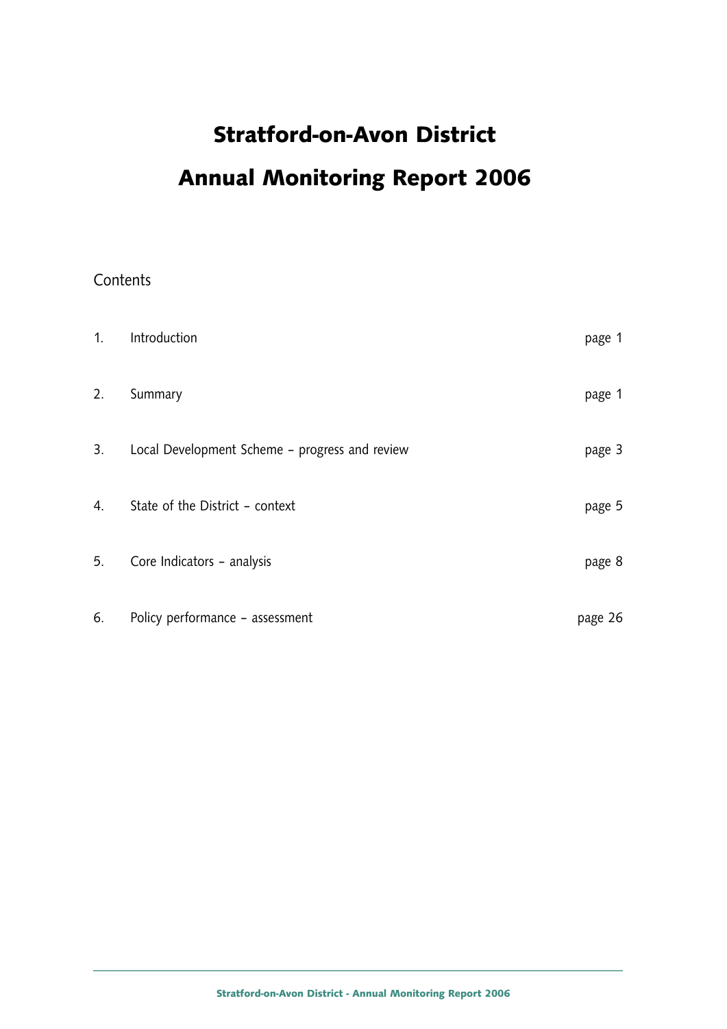# Stratford-on-Avon District

# Annual Monitoring Report 2006

Contents

| | | |
|---|---|---|
| 1. | Introduction | page 1 |
| 2. | Summary | page 1 |
| 3. | Local Development Scheme – progress and review | page 3 |
| 4. | State of the District – context | page 5 |
| 5. | Core Indicators – analysis | page 8 |
| 6. | Policy performance – assessment | page 26 |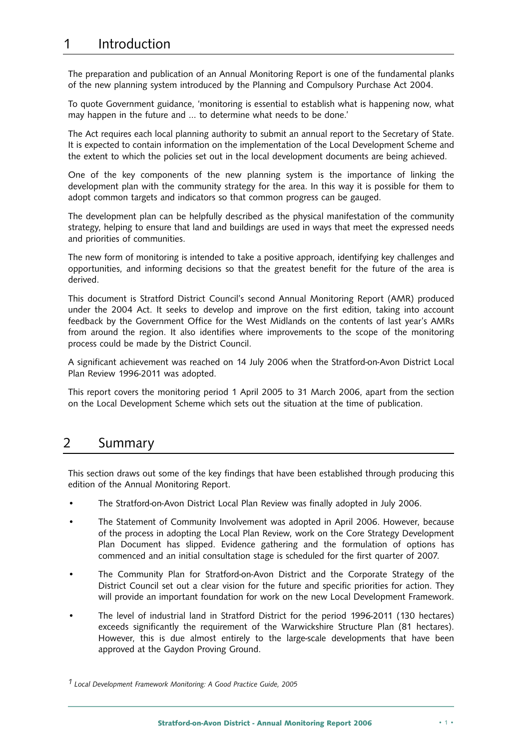# 1 Introduction

The preparation and publication of an Annual Monitoring Report is one of the fundamental planks of the new planning system introduced by the Planning and Compulsory Purchase Act 2004.

To quote Government guidance, 'monitoring is essential to establish what is happening now, what may happen in the future and … to determine what needs to be done.'

The Act requires each local planning authority to submit an annual report to the Secretary of State. It is expected to contain information on the implementation of the Local Development Scheme and the extent to which the policies set out in the local development documents are being achieved.

One of the key components of the new planning system is the importance of linking the development plan with the community strategy for the area. In this way it is possible for them to adopt common targets and indicators so that common progress can be gauged.

The development plan can be helpfully described as the physical manifestation of the community strategy, helping to ensure that land and buildings are used in ways that meet the expressed needs and priorities of communities.

The new form of monitoring is intended to take a positive approach, identifying key challenges and opportunities, and informing decisions so that the greatest benefit for the future of the area is derived.

This document is Stratford District Council's second Annual Monitoring Report (AMR) produced under the 2004 Act. It seeks to develop and improve on the first edition, taking into account feedback by the Government Office for the West Midlands on the contents of last year's AMRs from around the region. It also identifies where improvements to the scope of the monitoring process could be made by the District Council.

A significant achievement was reached on 14 July 2006 when the Stratford-on-Avon District Local Plan Review 1996-2011 was adopted.

This report covers the monitoring period 1 April 2005 to 31 March 2006, apart from the section on the Local Development Scheme which sets out the situation at the time of publication.

# 2 Summary

This section draws out some of the key findings that have been established through producing this edition of the Annual Monitoring Report.

- The Stratford-on-Avon District Local Plan Review was finally adopted in July 2006.
- The Statement of Community Involvement was adopted in April 2006. However, because of the process in adopting the Local Plan Review, work on the Core Strategy Development Plan Document has slipped. Evidence gathering and the formulation of options has commenced and an initial consultation stage is scheduled for the first quarter of 2007.
- The Community Plan for Stratford-on-Avon District and the Corporate Strategy of the District Council set out a clear vision for the future and specific priorities for action. They will provide an important foundation for work on the new Local Development Framework.
- The level of industrial land in Stratford District for the period 1996-2011 (130 hectares) exceeds significantly the requirement of the Warwickshire Structure Plan (81 hectares). However, this is due almost entirely to the large-scale developments that have been approved at the Gaydon Proving Ground.

[1] *Local Development Framework Monitoring: A Good Practice Guide, 2005*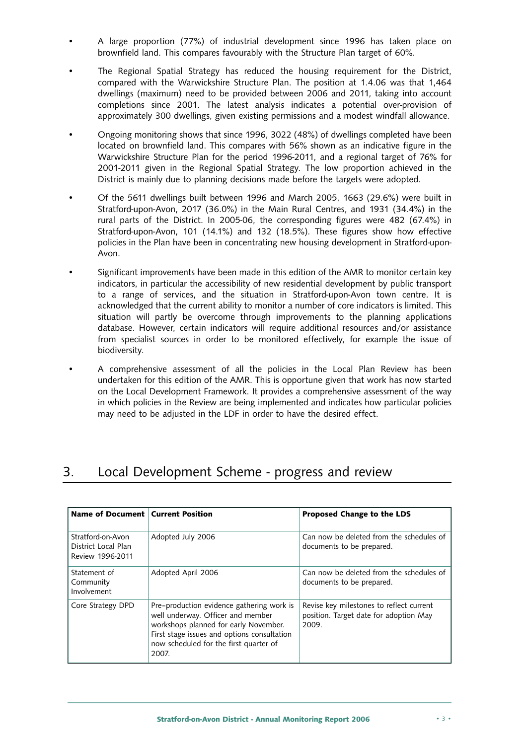- A large proportion (77%) of industrial development since 1996 has taken place on brownfield land. This compares favourably with the Structure Plan target of 60%.
- The Regional Spatial Strategy has reduced the housing requirement for the District, compared with the Warwickshire Structure Plan. The position at 1.4.06 was that 1,464 dwellings (maximum) need to be provided between 2006 and 2011, taking into account completions since 2001. The latest analysis indicates a potential over-provision of approximately 300 dwellings, given existing permissions and a modest windfall allowance.
- Ongoing monitoring shows that since 1996, 3022 (48%) of dwellings completed have been located on brownfield land. This compares with 56% shown as an indicative figure in the Warwickshire Structure Plan for the period 1996-2011, and a regional target of 76% for 2001-2011 given in the Regional Spatial Strategy. The low proportion achieved in the District is mainly due to planning decisions made before the targets were adopted.
- Of the 5611 dwellings built between 1996 and March 2005, 1663 (29.6%) were built in Stratford-upon-Avon, 2017 (36.0%) in the Main Rural Centres, and 1931 (34.4%) in the rural parts of the District. In 2005-06, the corresponding figures were 482 (67.4%) in Stratford-upon-Avon, 101 (14.1%) and 132 (18.5%). These figures show how effective policies in the Plan have been in concentrating new housing development in Stratford-upon-Avon.
- Significant improvements have been made in this edition of the AMR to monitor certain key indicators, in particular the accessibility of new residential development by public transport to a range of services, and the situation in Stratford-upon-Avon town centre. It is acknowledged that the current ability to monitor a number of core indicators is limited. This situation will partly be overcome through improvements to the planning applications database. However, certain indicators will require additional resources and/or assistance from specialist sources in order to be monitored effectively, for example the issue of biodiversity.
- A comprehensive assessment of all the policies in the Local Plan Review has been undertaken for this edition of the AMR. This is opportune given that work has now started on the Local Development Framework. It provides a comprehensive assessment of the way in which policies in the Review are being implemented and indicates how particular policies may need to be adjusted in the LDF in order to have the desired effect.

## 3. Local Development Scheme - progress and review

| Name of Document | Current Position | Proposed Change to the LDS |
|---|---|---|
| Stratford-on-Avon District Local Plan Review 1996-2011 | Adopted July 2006 | Can now be deleted from the schedules of documents to be prepared. |
| Statement of Community Involvement | Adopted April 2006 | Can now be deleted from the schedules of documents to be prepared. |
| Core Strategy DPD | Pre–production evidence gathering work is well underway. Officer and member workshops planned for early November. First stage issues and options consultation now scheduled for the first quarter of 2007. | Revise key milestones to reflect current position. Target date for adoption May 2009. |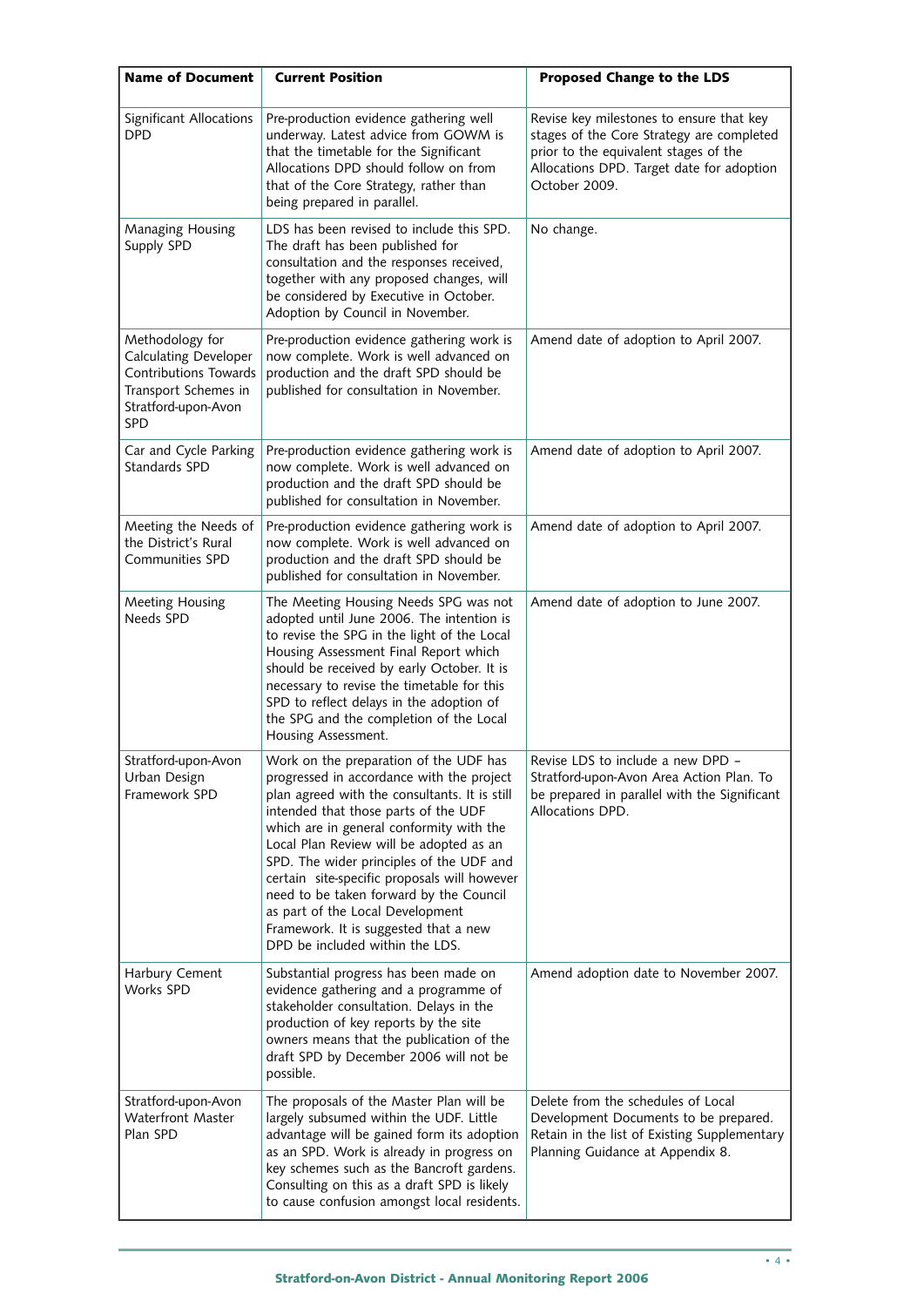| Name of Document | Current Position | Proposed Change to the LDS |
| --- | --- | --- |
| Significant Allocations DPD | Pre-production evidence gathering well underway. Latest advice from GOWM is that the timetable for the Significant Allocations DPD should follow on from that of the Core Strategy, rather than being prepared in parallel. | Revise key milestones to ensure that key stages of the Core Strategy are completed prior to the equivalent stages of the Allocations DPD. Target date for adoption October 2009. |
| Managing Housing Supply SPD | LDS has been revised to include this SPD. The draft has been published for consultation and the responses received, together with any proposed changes, will be considered by Executive in October. Adoption by Council in November. | No change. |
| Methodology for Calculating Developer Contributions Towards Transport Schemes in Stratford-upon-Avon SPD | Pre-production evidence gathering work is now complete. Work is well advanced on production and the draft SPD should be published for consultation in November. | Amend date of adoption to April 2007. |
| Car and Cycle Parking Standards SPD | Pre-production evidence gathering work is now complete. Work is well advanced on production and the draft SPD should be published for consultation in November. | Amend date of adoption to April 2007. |
| Meeting the Needs of the District's Rural Communities SPD | Pre-production evidence gathering work is now complete. Work is well advanced on production and the draft SPD should be published for consultation in November. | Amend date of adoption to April 2007. |
| Meeting Housing Needs SPD | The Meeting Housing Needs SPG was not adopted until June 2006. The intention is to revise the SPG in the light of the Local Housing Assessment Final Report which should be received by early October. It is necessary to revise the timetable for this SPD to reflect delays in the adoption of the SPG and the completion of the Local Housing Assessment. | Amend date of adoption to June 2007. |
| Stratford-upon-Avon Urban Design Framework SPD | Work on the preparation of the UDF has progressed in accordance with the project plan agreed with the consultants. It is still intended that those parts of the UDF which are in general conformity with the Local Plan Review will be adopted as an SPD. The wider principles of the UDF and certain site-specific proposals will however need to be taken forward by the Council as part of the Local Development Framework. It is suggested that a new DPD be included within the LDS. | Revise LDS to include a new DPD – Stratford-upon-Avon Area Action Plan. To be prepared in parallel with the Significant Allocations DPD. |
| Harbury Cement Works SPD | Substantial progress has been made on evidence gathering and a programme of stakeholder consultation. Delays in the production of key reports by the site owners means that the publication of the draft SPD by December 2006 will not be possible. | Amend adoption date to November 2007. |
| Stratford-upon-Avon Waterfront Master Plan SPD | The proposals of the Master Plan will be largely subsumed within the UDF. Little advantage will be gained form its adoption as an SPD. Work is already in progress on key schemes such as the Bancroft gardens. Consulting on this as a draft SPD is likely to cause confusion amongst local residents. | Delete from the schedules of Local Development Documents to be prepared. Retain in the list of Existing Supplementary Planning Guidance at Appendix 8. |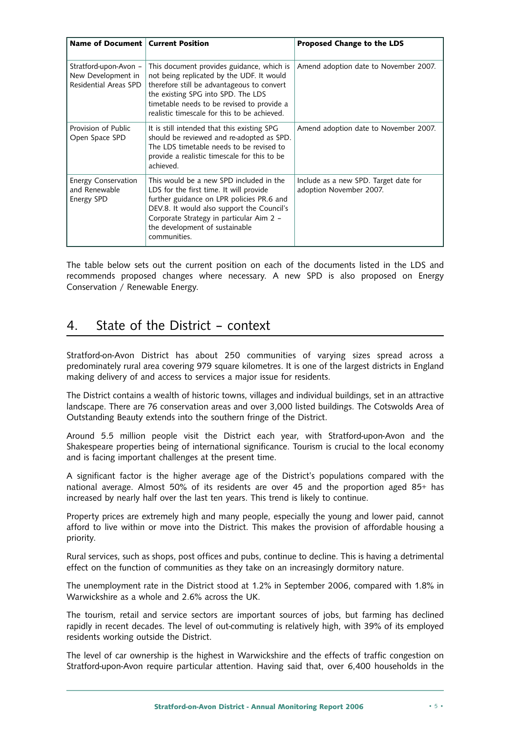| Name of Document | Current Position | Proposed Change to the LDS |
|---|---|---|
| Stratford-upon-Avon – New Development in Residential Areas SPD | This document provides guidance, which is not being replicated by the UDF. It would therefore still be advantageous to convert the existing SPG into SPD. The LDS timetable needs to be revised to provide a realistic timescale for this to be achieved. | Amend adoption date to November 2007. |
| Provision of Public Open Space SPD | It is still intended that this existing SPG should be reviewed and re-adopted as SPD. The LDS timetable needs to be revised to provide a realistic timescale for this to be achieved. | Amend adoption date to November 2007. |
| Energy Conservation and Renewable Energy SPD | This would be a new SPD included in the LDS for the first time. It will provide further guidance on LPR policies PR.6 and DEV.8. It would also support the Council's Corporate Strategy in particular Aim 2 – the development of sustainable communities. | Include as a new SPD. Target date for adoption November 2007. |

The table below sets out the current position on each of the documents listed in the LDS and recommends proposed changes where necessary. A new SPD is also proposed on Energy Conservation / Renewable Energy.

## 4. State of the District – context

Stratford-on-Avon District has about 250 communities of varying sizes spread across a predominately rural area covering 979 square kilometres. It is one of the largest districts in England making delivery of and access to services a major issue for residents.

The District contains a wealth of historic towns, villages and individual buildings, set in an attractive landscape. There are 76 conservation areas and over 3,000 listed buildings. The Cotswolds Area of Outstanding Beauty extends into the southern fringe of the District.

Around 5.5 million people visit the District each year, with Stratford-upon-Avon and the Shakespeare properties being of international significance. Tourism is crucial to the local economy and is facing important challenges at the present time.

A significant factor is the higher average age of the District's populations compared with the national average. Almost 50% of its residents are over 45 and the proportion aged 85+ has increased by nearly half over the last ten years. This trend is likely to continue.

Property prices are extremely high and many people, especially the young and lower paid, cannot afford to live within or move into the District. This makes the provision of affordable housing a priority.

Rural services, such as shops, post offices and pubs, continue to decline. This is having a detrimental effect on the function of communities as they take on an increasingly dormitory nature.

The unemployment rate in the District stood at 1.2% in September 2006, compared with 1.8% in Warwickshire as a whole and 2.6% across the UK.

The tourism, retail and service sectors are important sources of jobs, but farming has declined rapidly in recent decades. The level of out-commuting is relatively high, with 39% of its employed residents working outside the District.

The level of car ownership is the highest in Warwickshire and the effects of traffic congestion on Stratford-upon-Avon require particular attention. Having said that, over 6,400 households in the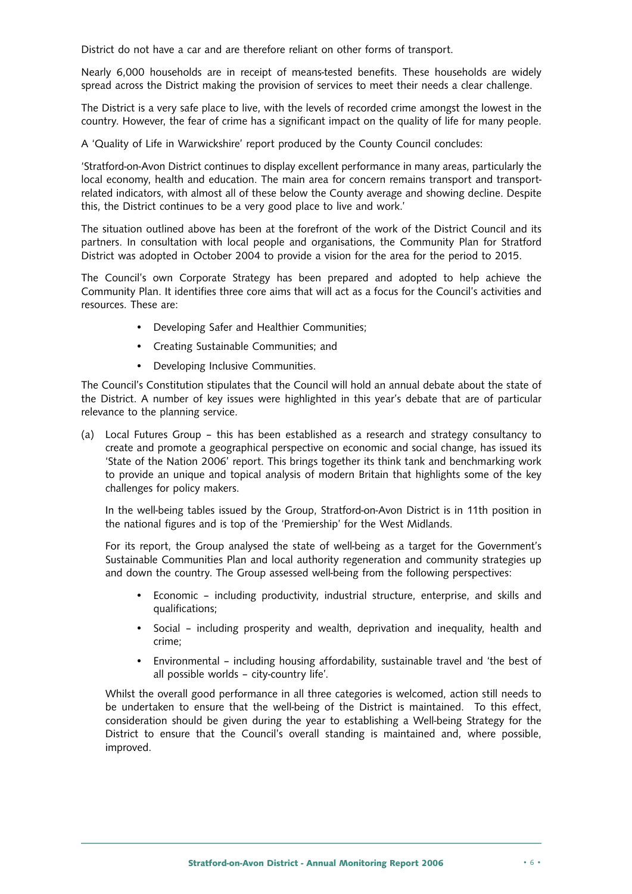District do not have a car and are therefore reliant on other forms of transport.

Nearly 6,000 households are in receipt of means-tested benefits. These households are widely spread across the District making the provision of services to meet their needs a clear challenge.

The District is a very safe place to live, with the levels of recorded crime amongst the lowest in the country. However, the fear of crime has a significant impact on the quality of life for many people.

A 'Quality of Life in Warwickshire' report produced by the County Council concludes:

'Stratford-on-Avon District continues to display excellent performance in many areas, particularly the local economy, health and education. The main area for concern remains transport and transport-related indicators, with almost all of these below the County average and showing decline. Despite this, the District continues to be a very good place to live and work.'

The situation outlined above has been at the forefront of the work of the District Council and its partners. In consultation with local people and organisations, the Community Plan for Stratford District was adopted in October 2004 to provide a vision for the area for the period to 2015.

The Council's own Corporate Strategy has been prepared and adopted to help achieve the Community Plan. It identifies three core aims that will act as a focus for the Council's activities and resources. These are:

- Developing Safer and Healthier Communities;
- Creating Sustainable Communities; and
- Developing Inclusive Communities.

The Council's Constitution stipulates that the Council will hold an annual debate about the state of the District. A number of key issues were highlighted in this year's debate that are of particular relevance to the planning service.

(a) Local Futures Group – this has been established as a research and strategy consultancy to create and promote a geographical perspective on economic and social change, has issued its 'State of the Nation 2006' report. This brings together its think tank and benchmarking work to provide an unique and topical analysis of modern Britain that highlights some of the key challenges for policy makers.

   In the well-being tables issued by the Group, Stratford-on-Avon District is in 11th position in the national figures and is top of the 'Premiership' for the West Midlands.

   For its report, the Group analysed the state of well-being as a target for the Government's Sustainable Communities Plan and local authority regeneration and community strategies up and down the country. The Group assessed well-being from the following perspectives:

   - Economic – including productivity, industrial structure, enterprise, and skills and qualifications;
   - Social – including prosperity and wealth, deprivation and inequality, health and crime;
   - Environmental – including housing affordability, sustainable travel and 'the best of all possible worlds – city-country life'.

   Whilst the overall good performance in all three categories is welcomed, action still needs to be undertaken to ensure that the well-being of the District is maintained. To this effect, consideration should be given during the year to establishing a Well-being Strategy for the District to ensure that the Council's overall standing is maintained and, where possible, improved.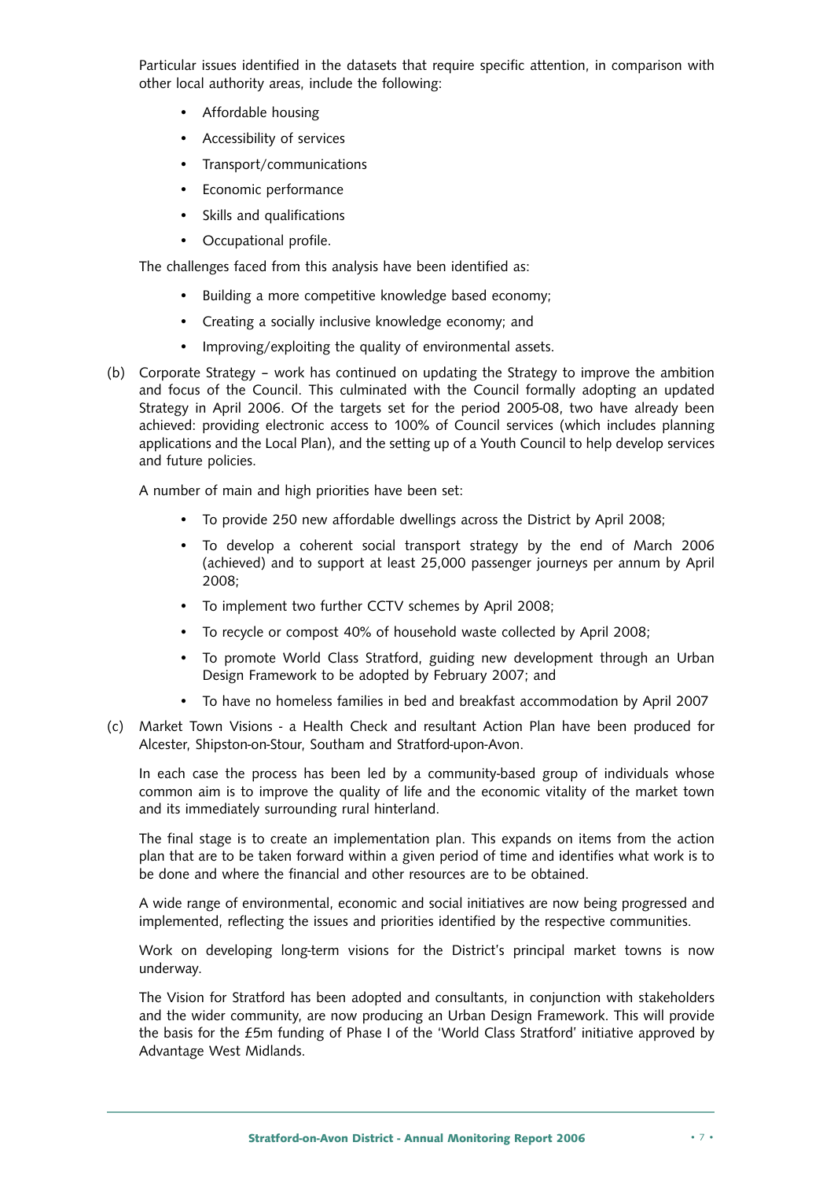Particular issues identified in the datasets that require specific attention, in comparison with other local authority areas, include the following:

- Affordable housing
- Accessibility of services
- Transport/communications
- Economic performance
- Skills and qualifications
- Occupational profile.

The challenges faced from this analysis have been identified as:

- Building a more competitive knowledge based economy;
- Creating a socially inclusive knowledge economy; and
- Improving/exploiting the quality of environmental assets.

(b) Corporate Strategy – work has continued on updating the Strategy to improve the ambition and focus of the Council. This culminated with the Council formally adopting an updated Strategy in April 2006. Of the targets set for the period 2005-08, two have already been achieved: providing electronic access to 100% of Council services (which includes planning applications and the Local Plan), and the setting up of a Youth Council to help develop services and future policies.

A number of main and high priorities have been set:

- To provide 250 new affordable dwellings across the District by April 2008;
- To develop a coherent social transport strategy by the end of March 2006 (achieved) and to support at least 25,000 passenger journeys per annum by April 2008;
- To implement two further CCTV schemes by April 2008;
- To recycle or compost 40% of household waste collected by April 2008;
- To promote World Class Stratford, guiding new development through an Urban Design Framework to be adopted by February 2007; and
- To have no homeless families in bed and breakfast accommodation by April 2007

(c) Market Town Visions - a Health Check and resultant Action Plan have been produced for Alcester, Shipston-on-Stour, Southam and Stratford-upon-Avon.

In each case the process has been led by a community-based group of individuals whose common aim is to improve the quality of life and the economic vitality of the market town and its immediately surrounding rural hinterland.

The final stage is to create an implementation plan. This expands on items from the action plan that are to be taken forward within a given period of time and identifies what work is to be done and where the financial and other resources are to be obtained.

A wide range of environmental, economic and social initiatives are now being progressed and implemented, reflecting the issues and priorities identified by the respective communities.

Work on developing long-term visions for the District's principal market towns is now underway.

The Vision for Stratford has been adopted and consultants, in conjunction with stakeholders and the wider community, are now producing an Urban Design Framework. This will provide the basis for the £5m funding of Phase I of the 'World Class Stratford' initiative approved by Advantage West Midlands.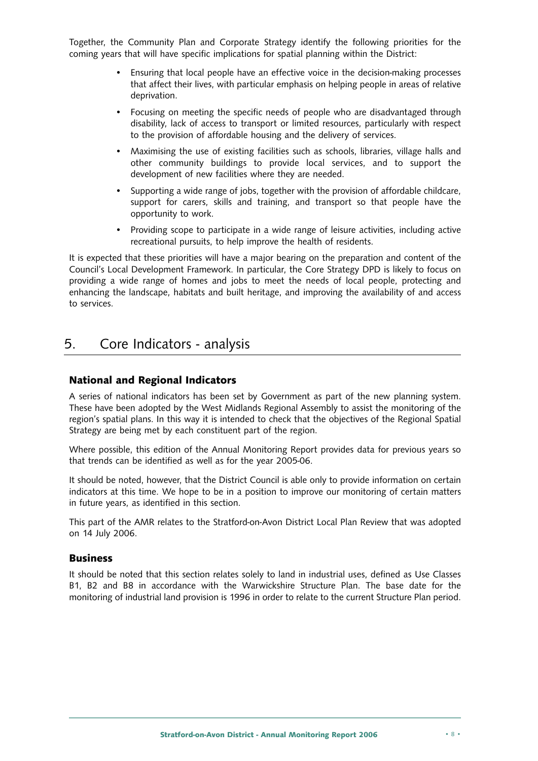Together, the Community Plan and Corporate Strategy identify the following priorities for the coming years that will have specific implications for spatial planning within the District:

- Ensuring that local people have an effective voice in the decision-making processes that affect their lives, with particular emphasis on helping people in areas of relative deprivation.
- Focusing on meeting the specific needs of people who are disadvantaged through disability, lack of access to transport or limited resources, particularly with respect to the provision of affordable housing and the delivery of services.
- Maximising the use of existing facilities such as schools, libraries, village halls and other community buildings to provide local services, and to support the development of new facilities where they are needed.
- Supporting a wide range of jobs, together with the provision of affordable childcare, support for carers, skills and training, and transport so that people have the opportunity to work.
- Providing scope to participate in a wide range of leisure activities, including active recreational pursuits, to help improve the health of residents.

It is expected that these priorities will have a major bearing on the preparation and content of the Council's Local Development Framework. In particular, the Core Strategy DPD is likely to focus on providing a wide range of homes and jobs to meet the needs of local people, protecting and enhancing the landscape, habitats and built heritage, and improving the availability of and access to services.

# 5. Core Indicators - analysis

## National and Regional Indicators

A series of national indicators has been set by Government as part of the new planning system. These have been adopted by the West Midlands Regional Assembly to assist the monitoring of the region's spatial plans. In this way it is intended to check that the objectives of the Regional Spatial Strategy are being met by each constituent part of the region.

Where possible, this edition of the Annual Monitoring Report provides data for previous years so that trends can be identified as well as for the year 2005-06.

It should be noted, however, that the District Council is able only to provide information on certain indicators at this time. We hope to be in a position to improve our monitoring of certain matters in future years, as identified in this section.

This part of the AMR relates to the Stratford-on-Avon District Local Plan Review that was adopted on 14 July 2006.

## Business

It should be noted that this section relates solely to land in industrial uses, defined as Use Classes B1, B2 and B8 in accordance with the Warwickshire Structure Plan. The base date for the monitoring of industrial land provision is 1996 in order to relate to the current Structure Plan period.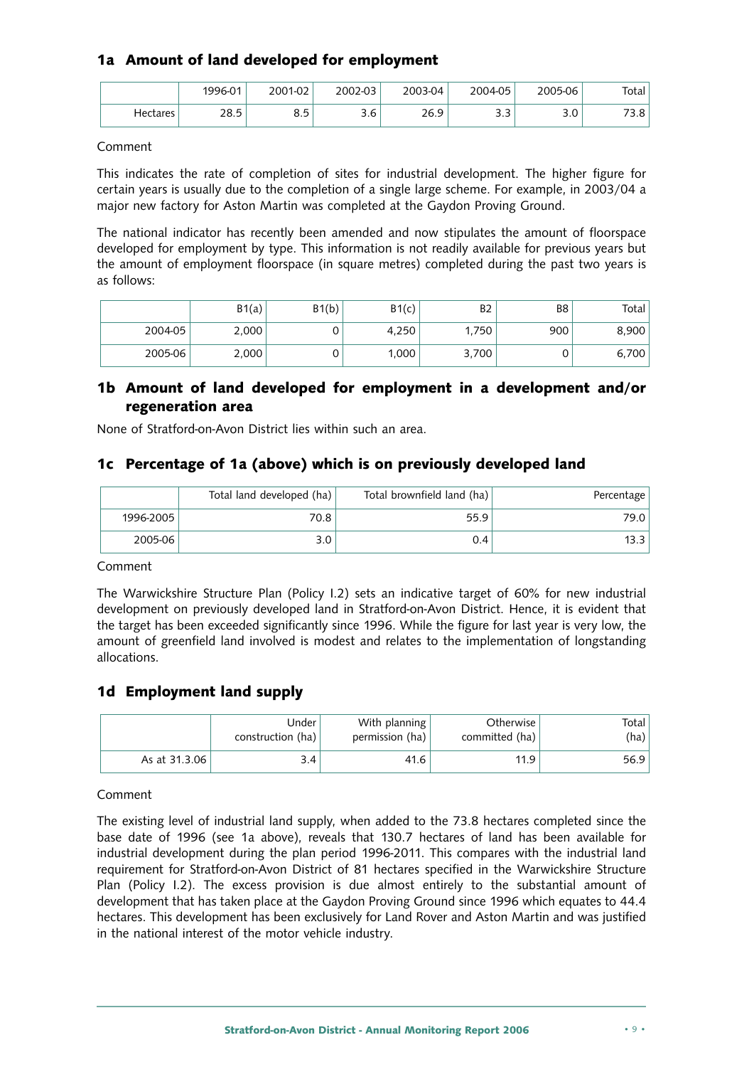## 1a Amount of land developed for employment

| | 1996-01 | 2001-02 | 2002-03 | 2003-04 | 2004-05 | 2005-06 | Total |
|---|---|---|---|---|---|---|---|
| Hectares | 28.5 | 8.5 | 3.6 | 26.9 | 3.3 | 3.0 | 73.8 |

Comment

This indicates the rate of completion of sites for industrial development. The higher figure for certain years is usually due to the completion of a single large scheme. For example, in 2003/04 a major new factory for Aston Martin was completed at the Gaydon Proving Ground.

The national indicator has recently been amended and now stipulates the amount of floorspace developed for employment by type. This information is not readily available for previous years but the amount of employment floorspace (in square metres) completed during the past two years is as follows:

| | B1(a) | B1(b) | B1(c) | B2 | B8 | Total |
|---|---|---|---|---|---|---|
| 2004-05 | 2,000 | 0 | 4,250 | 1,750 | 900 | 8,900 |
| 2005-06 | 2,000 | 0 | 1,000 | 3,700 | 0 | 6,700 |

## 1b Amount of land developed for employment in a development and/or regeneration area

None of Stratford-on-Avon District lies within such an area.

## 1c Percentage of 1a (above) which is on previously developed land

| | Total land developed (ha) | Total brownfield land (ha) | Percentage |
|---|---|---|---|
| 1996-2005 | 70.8 | 55.9 | 79.0 |
| 2005-06 | 3.0 | 0.4 | 13.3 |

Comment

The Warwickshire Structure Plan (Policy I.2) sets an indicative target of 60% for new industrial development on previously developed land in Stratford-on-Avon District. Hence, it is evident that the target has been exceeded significantly since 1996. While the figure for last year is very low, the amount of greenfield land involved is modest and relates to the implementation of longstanding allocations.

## 1d Employment land supply

| | Under construction (ha) | With planning permission (ha) | Otherwise committed (ha) | Total (ha) |
|---|---|---|---|---|
| As at 31.3.06 | 3.4 | 41.6 | 11.9 | 56.9 |

Comment

The existing level of industrial land supply, when added to the 73.8 hectares completed since the base date of 1996 (see 1a above), reveals that 130.7 hectares of land has been available for industrial development during the plan period 1996-2011. This compares with the industrial land requirement for Stratford-on-Avon District of 81 hectares specified in the Warwickshire Structure Plan (Policy I.2). The excess provision is due almost entirely to the substantial amount of development that has taken place at the Gaydon Proving Ground since 1996 which equates to 44.4 hectares. This development has been exclusively for Land Rover and Aston Martin and was justified in the national interest of the motor vehicle industry.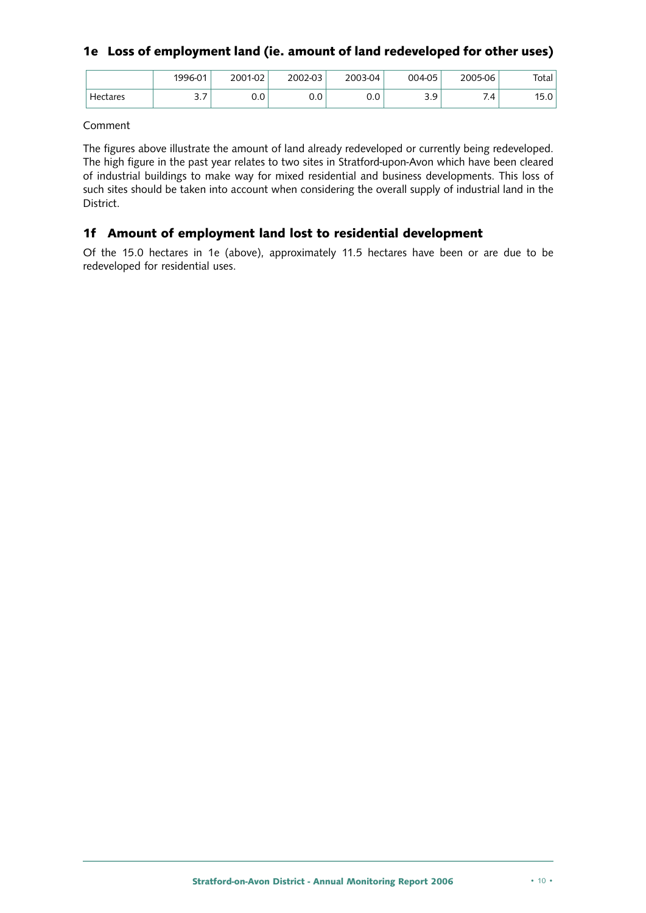## 1e Loss of employment land (ie. amount of land redeveloped for other uses)

| | 1996-01 | 2001-02 | 2002-03 | 2003-04 | 004-05 | 2005-06 | Total |
|---|---|---|---|---|---|---|---|
| Hectares | 3.7 | 0.0 | 0.0 | 0.0 | 3.9 | 7.4 | 15.0 |

Comment

The figures above illustrate the amount of land already redeveloped or currently being redeveloped. The high figure in the past year relates to two sites in Stratford-upon-Avon which have been cleared of industrial buildings to make way for mixed residential and business developments. This loss of such sites should be taken into account when considering the overall supply of industrial land in the District.

## 1f Amount of employment land lost to residential development

Of the 15.0 hectares in 1e (above), approximately 11.5 hectares have been or are due to be redeveloped for residential uses.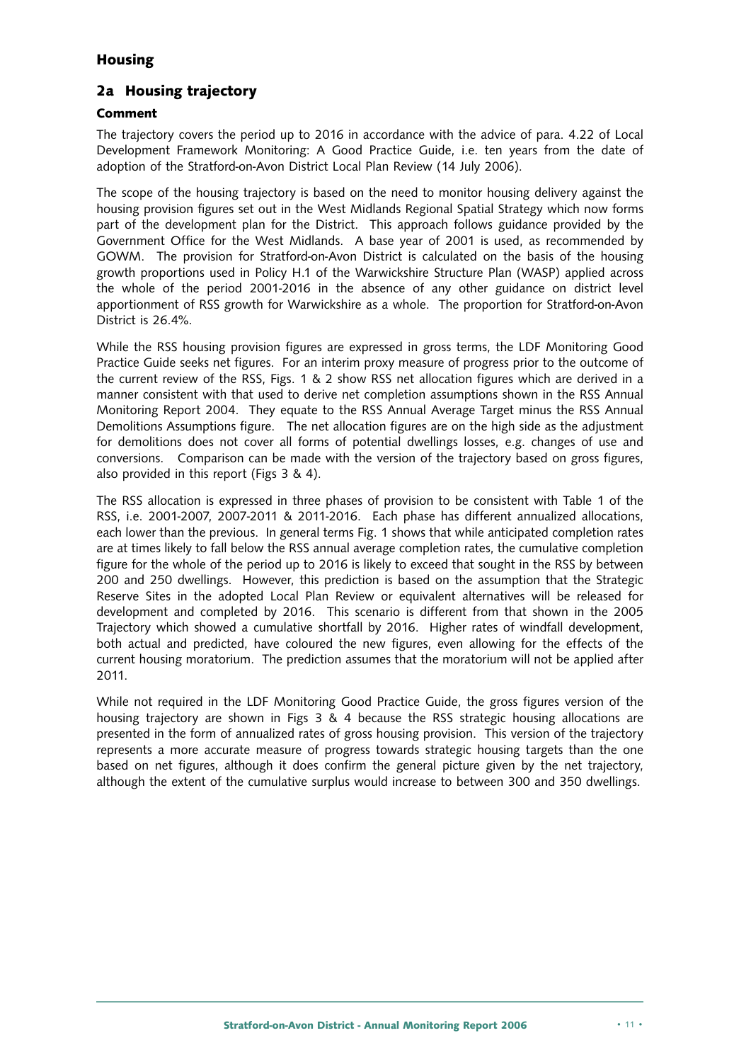# Housing

## 2a Housing trajectory

### Comment

The trajectory covers the period up to 2016 in accordance with the advice of para. 4.22 of Local Development Framework Monitoring: A Good Practice Guide, i.e. ten years from the date of adoption of the Stratford-on-Avon District Local Plan Review (14 July 2006).

The scope of the housing trajectory is based on the need to monitor housing delivery against the housing provision figures set out in the West Midlands Regional Spatial Strategy which now forms part of the development plan for the District. This approach follows guidance provided by the Government Office for the West Midlands. A base year of 2001 is used, as recommended by GOWM. The provision for Stratford-on-Avon District is calculated on the basis of the housing growth proportions used in Policy H.1 of the Warwickshire Structure Plan (WASP) applied across the whole of the period 2001-2016 in the absence of any other guidance on district level apportionment of RSS growth for Warwickshire as a whole. The proportion for Stratford-on-Avon District is 26.4%.

While the RSS housing provision figures are expressed in gross terms, the LDF Monitoring Good Practice Guide seeks net figures. For an interim proxy measure of progress prior to the outcome of the current review of the RSS, Figs. 1 & 2 show RSS net allocation figures which are derived in a manner consistent with that used to derive net completion assumptions shown in the RSS Annual Monitoring Report 2004. They equate to the RSS Annual Average Target minus the RSS Annual Demolitions Assumptions figure. The net allocation figures are on the high side as the adjustment for demolitions does not cover all forms of potential dwellings losses, e.g. changes of use and conversions. Comparison can be made with the version of the trajectory based on gross figures, also provided in this report (Figs 3 & 4).

The RSS allocation is expressed in three phases of provision to be consistent with Table 1 of the RSS, i.e. 2001-2007, 2007-2011 & 2011-2016. Each phase has different annualized allocations, each lower than the previous. In general terms Fig. 1 shows that while anticipated completion rates are at times likely to fall below the RSS annual average completion rates, the cumulative completion figure for the whole of the period up to 2016 is likely to exceed that sought in the RSS by between 200 and 250 dwellings. However, this prediction is based on the assumption that the Strategic Reserve Sites in the adopted Local Plan Review or equivalent alternatives will be released for development and completed by 2016. This scenario is different from that shown in the 2005 Trajectory which showed a cumulative shortfall by 2016. Higher rates of windfall development, both actual and predicted, have coloured the new figures, even allowing for the effects of the current housing moratorium. The prediction assumes that the moratorium will not be applied after 2011.

While not required in the LDF Monitoring Good Practice Guide, the gross figures version of the housing trajectory are shown in Figs 3 & 4 because the RSS strategic housing allocations are presented in the form of annualized rates of gross housing provision. This version of the trajectory represents a more accurate measure of progress towards strategic housing targets than the one based on net figures, although it does confirm the general picture given by the net trajectory, although the extent of the cumulative surplus would increase to between 300 and 350 dwellings.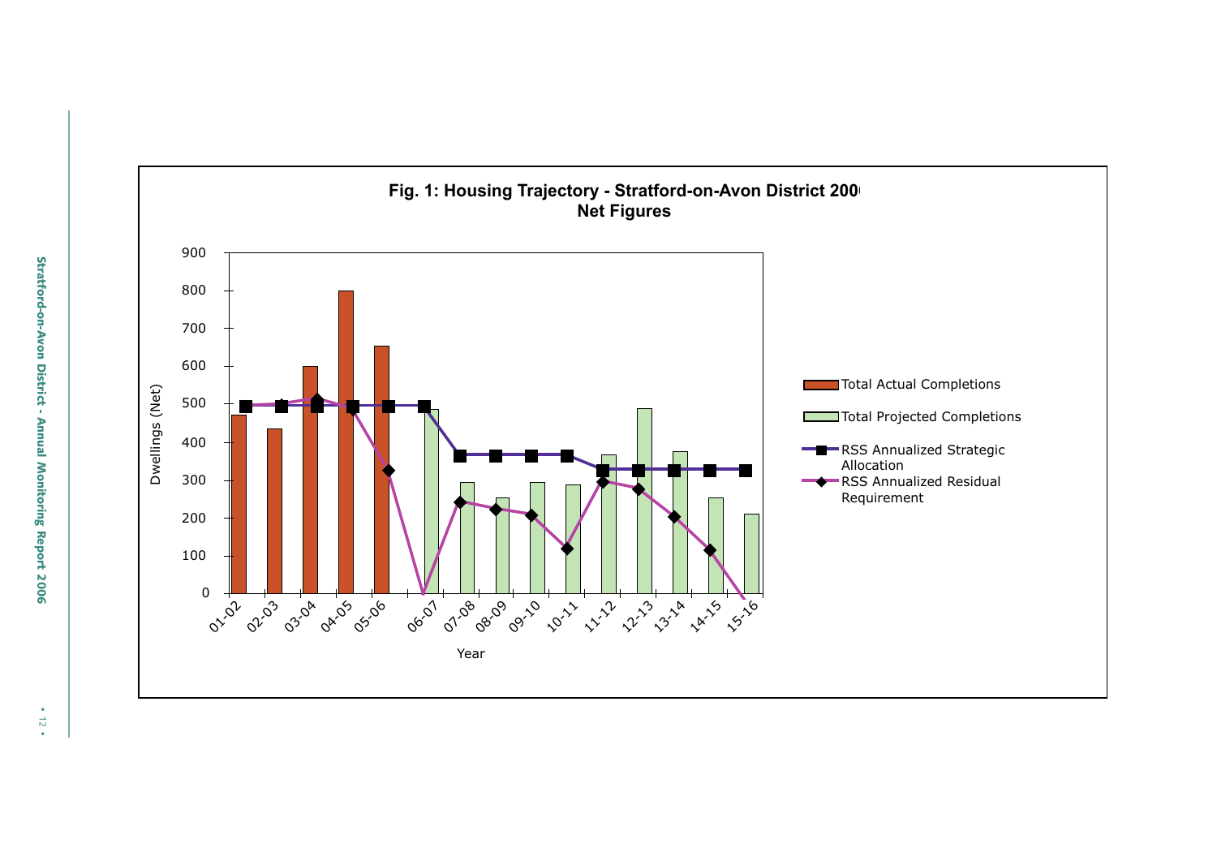**Fig. 1: Housing Trajectory - Stratford-on-Avon District 200**
**Net Figures**

Dwellings (Net)

900
800
700
600
500
400
300
200
100
0

01-02 02-03 03-04 04-05 05-06 06-07 07-08 08-09 09-10 10-11 11-12 12-13 13-14 14-15 15-16

Year

Total Actual Completions

Total Projected Completions

RSS Annualized Strategic Allocation

RSS Annualized Residual Requirement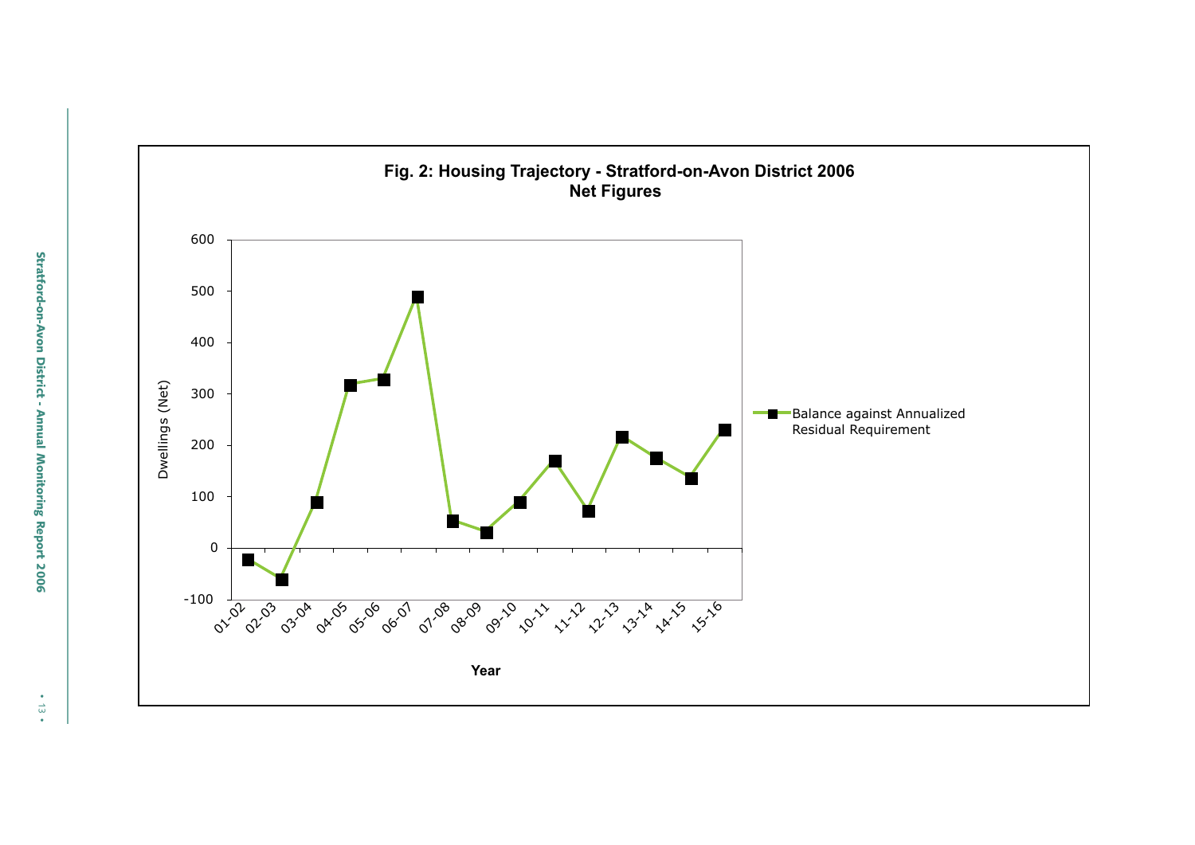**Fig. 2: Housing Trajectory - Stratford-on-Avon District 2006**
**Net Figures**

| Year | Balance against Annualized Residual Requirement (Dwellings, Net) |
| --- | --- |
| 01-02 | -22 |
| 02-03 | -62 |
| 03-04 | 88 |
| 04-05 | 316 |
| 05-06 | 327 |
| 06-07 | 488 |
| 07-08 | 52 |
| 08-09 | 30 |
| 09-10 | 88 |
| 10-11 | 169 |
| 11-12 | 71 |
| 12-13 | 215 |
| 13-14 | 174 |
| 14-15 | 135 |
| 15-16 | 229 |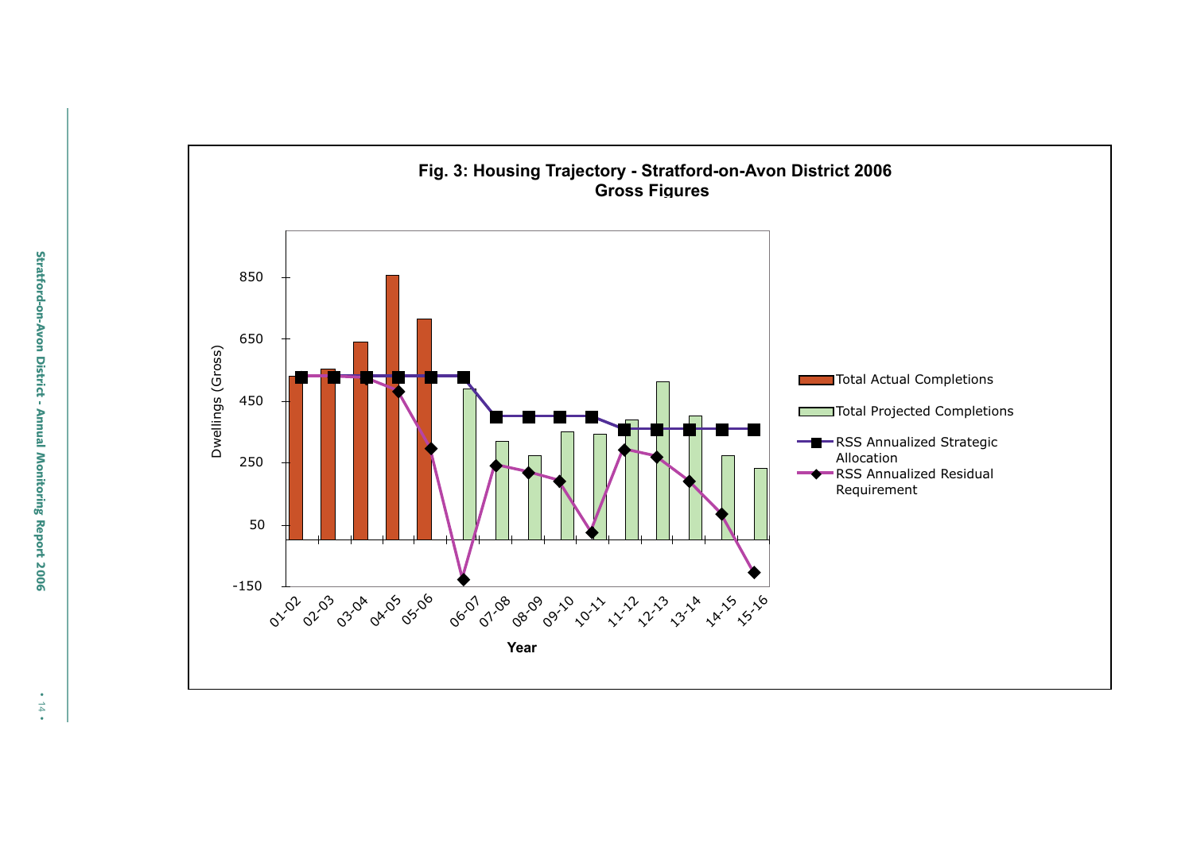**Fig. 3: Housing Trajectory - Stratford-on-Avon District 2006**
**Gross Figures**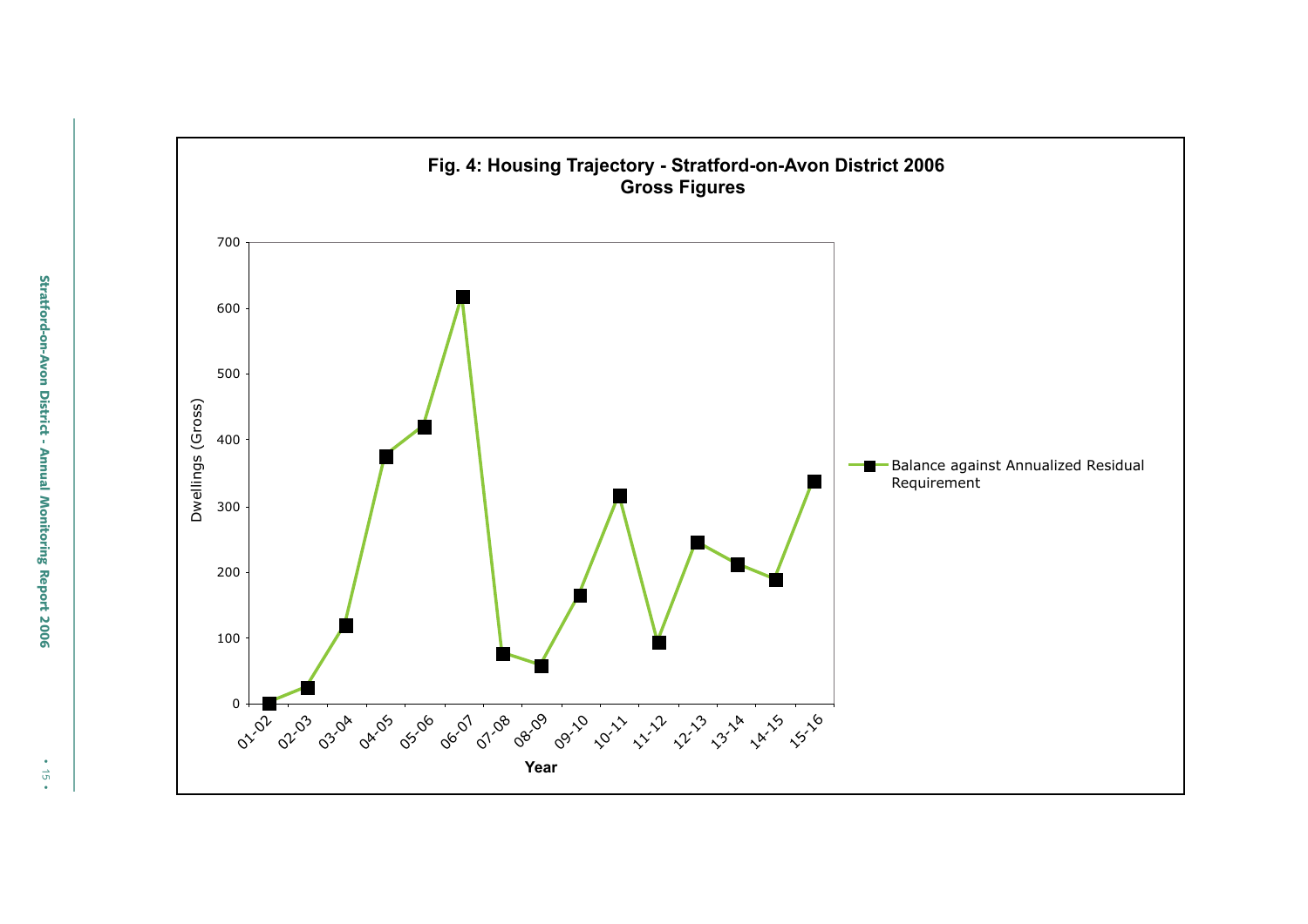**Fig. 4: Housing Trajectory - Stratford-on-Avon District 2006**
**Gross Figures**

Dwellings (Gross)

Year

Balance against Annualized Residual Requirement

01-02, 02-03, 03-04, 04-05, 05-06, 06-07, 07-08, 08-09, 09-10, 10-11, 11-12, 12-13, 13-14, 14-15, 15-16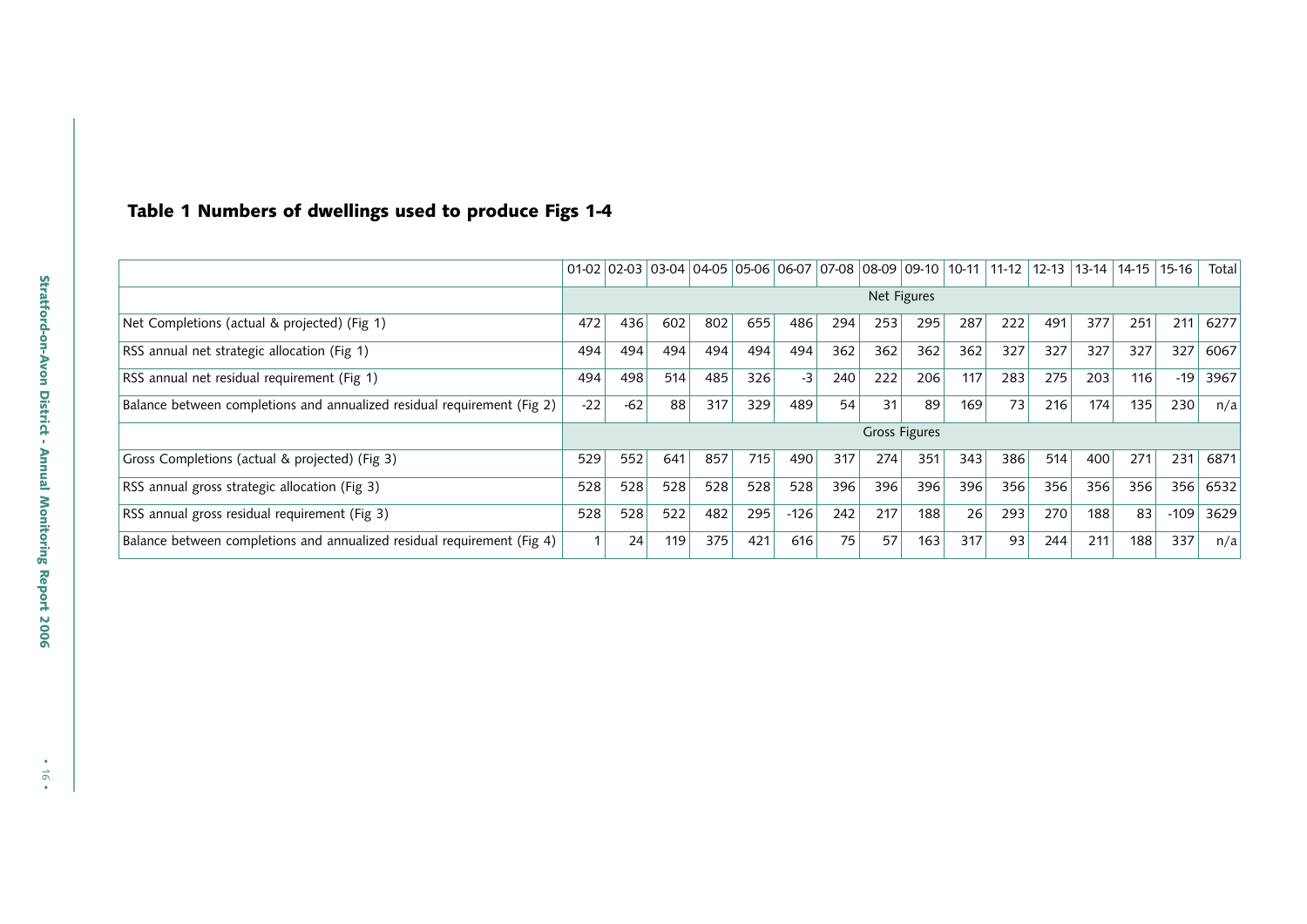## Table 1 Numbers of dwellings used to produce Figs 1-4

| | 01-02 | 02-03 | 03-04 | 04-05 | 05-06 | 06-07 | 07-08 | 08-09 | 09-10 | 10-11 | 11-12 | 12-13 | 13-14 | 14-15 | 15-16 | Total |
|---|---|---|---|---|---|---|---|---|---|---|---|---|---|---|---|---|
| | Net Figures | | | | | | | | | | | | | | | |
| Net Completions (actual & projected) (Fig 1) | 472 | 436 | 602 | 802 | 655 | 486 | 294 | 253 | 295 | 287 | 222 | 491 | 377 | 251 | 211 | 6277 |
| RSS annual net strategic allocation (Fig 1) | 494 | 494 | 494 | 494 | 494 | 494 | 362 | 362 | 362 | 362 | 327 | 327 | 327 | 327 | 327 | 6067 |
| RSS annual net residual requirement (Fig 1) | 494 | 498 | 514 | 485 | 326 | -3 | 240 | 222 | 206 | 117 | 283 | 275 | 203 | 116 | -19 | 3967 |
| Balance between completions and annualized residual requirement (Fig 2) | -22 | -62 | 88 | 317 | 329 | 489 | 54 | 31 | 89 | 169 | 73 | 216 | 174 | 135 | 230 | n/a |
| | Gross Figures | | | | | | | | | | | | | | | |
| Gross Completions (actual & projected) (Fig 3) | 529 | 552 | 641 | 857 | 715 | 490 | 317 | 274 | 351 | 343 | 386 | 514 | 400 | 271 | 231 | 6871 |
| RSS annual gross strategic allocation (Fig 3) | 528 | 528 | 528 | 528 | 528 | 528 | 396 | 396 | 396 | 396 | 356 | 356 | 356 | 356 | 356 | 6532 |
| RSS annual gross residual requirement (Fig 3) | 528 | 528 | 522 | 482 | 295 | -126 | 242 | 217 | 188 | 26 | 293 | 270 | 188 | 83 | -109 | 3629 |
| Balance between completions and annualized residual requirement (Fig 4) | 1 | 24 | 119 | 375 | 421 | 616 | 75 | 57 | 163 | 317 | 93 | 244 | 211 | 188 | 337 | n/a |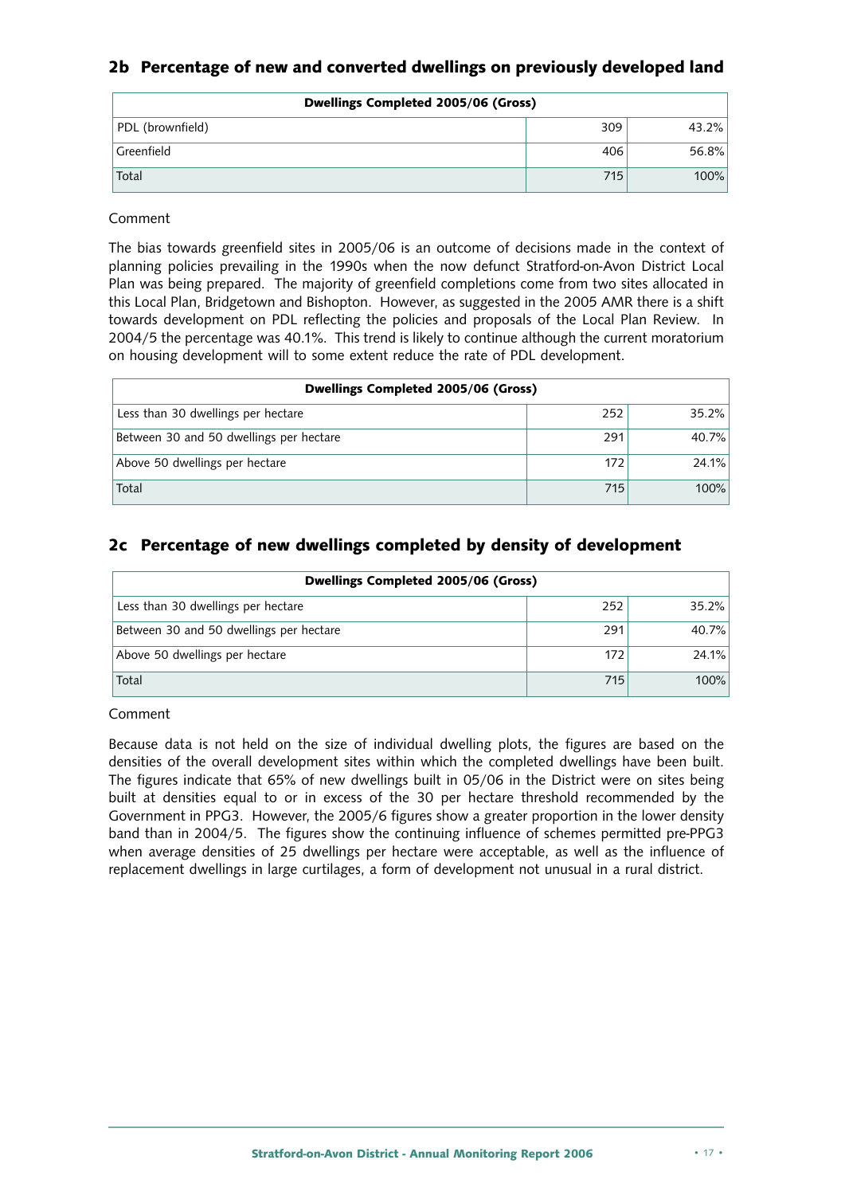## 2b Percentage of new and converted dwellings on previously developed land

| Dwellings Completed 2005/06 (Gross) | | |
|---|---|---|
| PDL (brownfield) | 309 | 43.2% |
| Greenfield | 406 | 56.8% |
| Total | 715 | 100% |

Comment

The bias towards greenfield sites in 2005/06 is an outcome of decisions made in the context of planning policies prevailing in the 1990s when the now defunct Stratford-on-Avon District Local Plan was being prepared. The majority of greenfield completions come from two sites allocated in this Local Plan, Bridgetown and Bishopton. However, as suggested in the 2005 AMR there is a shift towards development on PDL reflecting the policies and proposals of the Local Plan Review. In 2004/5 the percentage was 40.1%. This trend is likely to continue although the current moratorium on housing development will to some extent reduce the rate of PDL development.

| Dwellings Completed 2005/06 (Gross) | | |
|---|---|---|
| Less than 30 dwellings per hectare | 252 | 35.2% |
| Between 30 and 50 dwellings per hectare | 291 | 40.7% |
| Above 50 dwellings per hectare | 172 | 24.1% |
| Total | 715 | 100% |

## 2c Percentage of new dwellings completed by density of development

| Dwellings Completed 2005/06 (Gross) | | |
|---|---|---|
| Less than 30 dwellings per hectare | 252 | 35.2% |
| Between 30 and 50 dwellings per hectare | 291 | 40.7% |
| Above 50 dwellings per hectare | 172 | 24.1% |
| Total | 715 | 100% |

Comment

Because data is not held on the size of individual dwelling plots, the figures are based on the densities of the overall development sites within which the completed dwellings have been built. The figures indicate that 65% of new dwellings built in 05/06 in the District were on sites being built at densities equal to or in excess of the 30 per hectare threshold recommended by the Government in PPG3. However, the 2005/6 figures show a greater proportion in the lower density band than in 2004/5. The figures show the continuing influence of schemes permitted pre-PPG3 when average densities of 25 dwellings per hectare were acceptable, as well as the influence of replacement dwellings in large curtilages, a form of development not unusual in a rural district.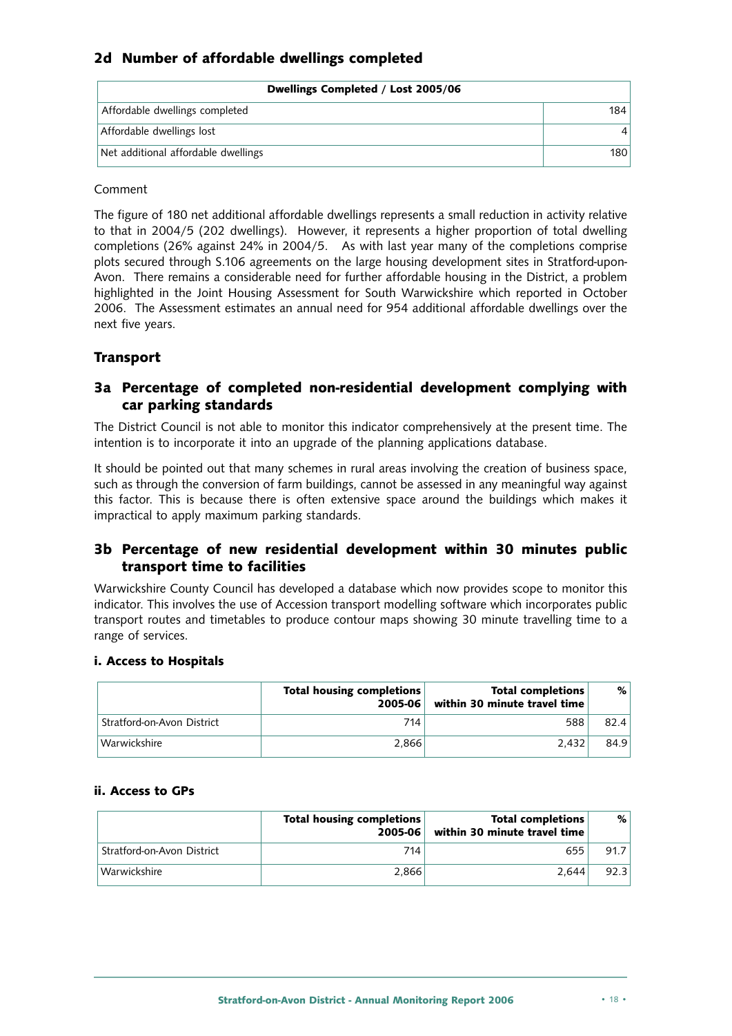## 2d Number of affordable dwellings completed

| Dwellings Completed / Lost 2005/06 | |
|---|---|
| Affordable dwellings completed | 184 |
| Affordable dwellings lost | 4 |
| Net additional affordable dwellings | 180 |

Comment

The figure of 180 net additional affordable dwellings represents a small reduction in activity relative to that in 2004/5 (202 dwellings). However, it represents a higher proportion of total dwelling completions (26% against 24% in 2004/5. As with last year many of the completions comprise plots secured through S.106 agreements on the large housing development sites in Stratford-upon-Avon. There remains a considerable need for further affordable housing in the District, a problem highlighted in the Joint Housing Assessment for South Warwickshire which reported in October 2006. The Assessment estimates an annual need for 954 additional affordable dwellings over the next five years.

## Transport

## 3a Percentage of completed non-residential development complying with car parking standards

The District Council is not able to monitor this indicator comprehensively at the present time. The intention is to incorporate it into an upgrade of the planning applications database.

It should be pointed out that many schemes in rural areas involving the creation of business space, such as through the conversion of farm buildings, cannot be assessed in any meaningful way against this factor. This is because there is often extensive space around the buildings which makes it impractical to apply maximum parking standards.

## 3b Percentage of new residential development within 30 minutes public transport time to facilities

Warwickshire County Council has developed a database which now provides scope to monitor this indicator. This involves the use of Accession transport modelling software which incorporates public transport routes and timetables to produce contour maps showing 30 minute travelling time to a range of services.

### i. Access to Hospitals

| | Total housing completions 2005-06 | Total completions within 30 minute travel time | % |
|---|---|---|---|
| Stratford-on-Avon District | 714 | 588 | 82.4 |
| Warwickshire | 2,866 | 2,432 | 84.9 |

### ii. Access to GPs

| | Total housing completions 2005-06 | Total completions within 30 minute travel time | % |
|---|---|---|---|
| Stratford-on-Avon District | 714 | 655 | 91.7 |
| Warwickshire | 2,866 | 2,644 | 92.3 |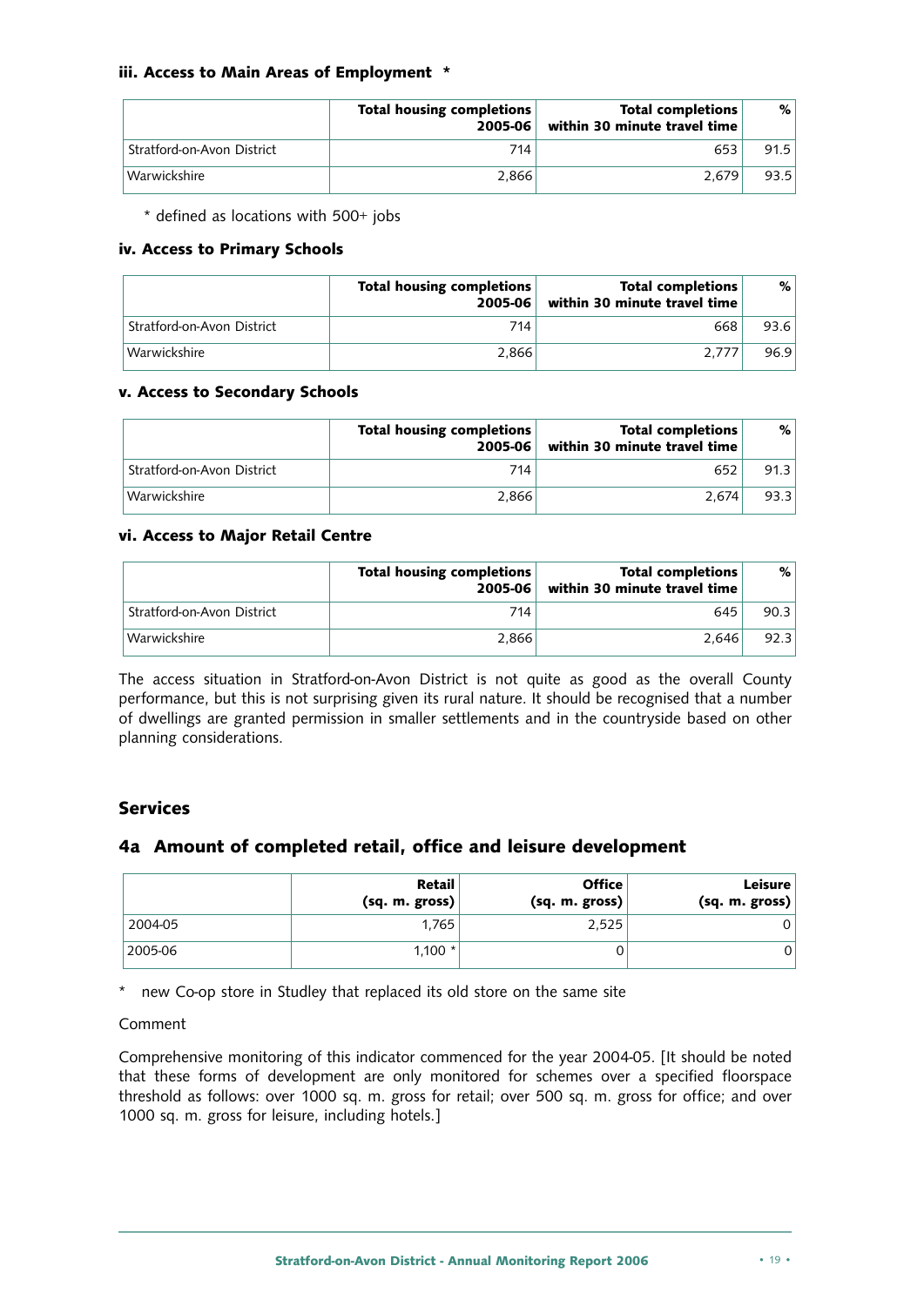### iii. Access to Main Areas of Employment *

| | Total housing completions 2005-06 | Total completions within 30 minute travel time | % |
|---|---|---|---|
| Stratford-on-Avon District | 714 | 653 | 91.5 |
| Warwickshire | 2,866 | 2,679 | 93.5 |

* defined as locations with 500+ jobs

### iv. Access to Primary Schools

| | Total housing completions 2005-06 | Total completions within 30 minute travel time | % |
|---|---|---|---|
| Stratford-on-Avon District | 714 | 668 | 93.6 |
| Warwickshire | 2,866 | 2,777 | 96.9 |

### v. Access to Secondary Schools

| | Total housing completions 2005-06 | Total completions within 30 minute travel time | % |
|---|---|---|---|
| Stratford-on-Avon District | 714 | 652 | 91.3 |
| Warwickshire | 2,866 | 2,674 | 93.3 |

### vi. Access to Major Retail Centre

| | Total housing completions 2005-06 | Total completions within 30 minute travel time | % |
|---|---|---|---|
| Stratford-on-Avon District | 714 | 645 | 90.3 |
| Warwickshire | 2,866 | 2,646 | 92.3 |

The access situation in Stratford-on-Avon District is not quite as good as the overall County performance, but this is not surprising given its rural nature. It should be recognised that a number of dwellings are granted permission in smaller settlements and in the countryside based on other planning considerations.

## Services

## 4a Amount of completed retail, office and leisure development

| | Retail (sq. m. gross) | Office (sq. m. gross) | Leisure (sq. m. gross) |
|---|---|---|---|
| 2004-05 | 1,765 | 2,525 | 0 |
| 2005-06 | 1,100 * | 0 | 0 |

* new Co-op store in Studley that replaced its old store on the same site

Comment

Comprehensive monitoring of this indicator commenced for the year 2004-05. [It should be noted that these forms of development are only monitored for schemes over a specified floorspace threshold as follows: over 1000 sq. m. gross for retail; over 500 sq. m. gross for office; and over 1000 sq. m. gross for leisure, including hotels.]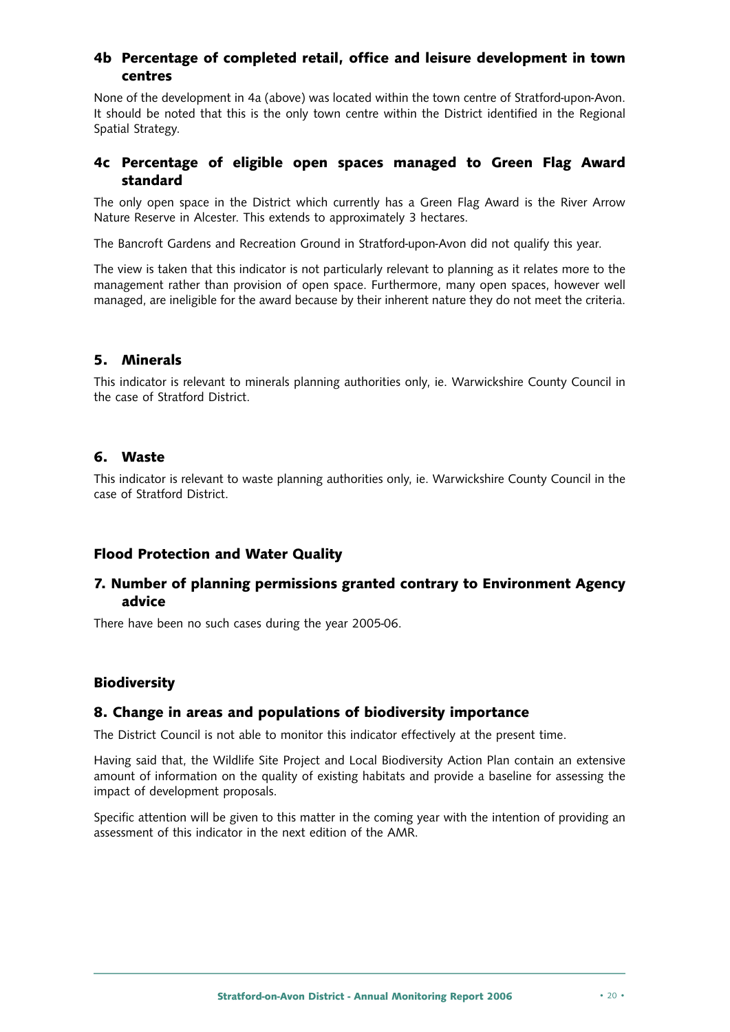### 4b Percentage of completed retail, office and leisure development in town centres

None of the development in 4a (above) was located within the town centre of Stratford-upon-Avon. It should be noted that this is the only town centre within the District identified in the Regional Spatial Strategy.

### 4c Percentage of eligible open spaces managed to Green Flag Award standard

The only open space in the District which currently has a Green Flag Award is the River Arrow Nature Reserve in Alcester. This extends to approximately 3 hectares.

The Bancroft Gardens and Recreation Ground in Stratford-upon-Avon did not qualify this year.

The view is taken that this indicator is not particularly relevant to planning as it relates more to the management rather than provision of open space. Furthermore, many open spaces, however well managed, are ineligible for the award because by their inherent nature they do not meet the criteria.

### 5. Minerals

This indicator is relevant to minerals planning authorities only, ie. Warwickshire County Council in the case of Stratford District.

### 6. Waste

This indicator is relevant to waste planning authorities only, ie. Warwickshire County Council in the case of Stratford District.

## Flood Protection and Water Quality

### 7. Number of planning permissions granted contrary to Environment Agency advice

There have been no such cases during the year 2005-06.

## Biodiversity

### 8. Change in areas and populations of biodiversity importance

The District Council is not able to monitor this indicator effectively at the present time.

Having said that, the Wildlife Site Project and Local Biodiversity Action Plan contain an extensive amount of information on the quality of existing habitats and provide a baseline for assessing the impact of development proposals.

Specific attention will be given to this matter in the coming year with the intention of providing an assessment of this indicator in the next edition of the AMR.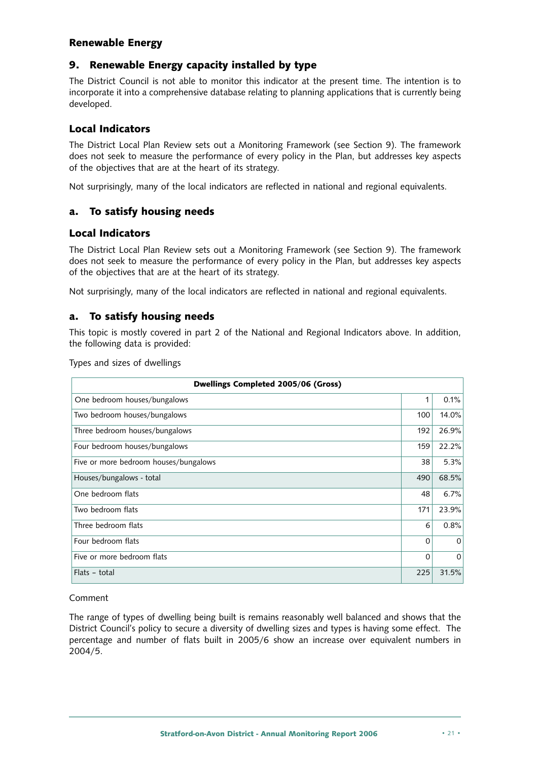## Renewable Energy

### 9. Renewable Energy capacity installed by type

The District Council is not able to monitor this indicator at the present time. The intention is to incorporate it into a comprehensive database relating to planning applications that is currently being developed.

### Local Indicators

The District Local Plan Review sets out a Monitoring Framework (see Section 9). The framework does not seek to measure the performance of every policy in the Plan, but addresses key aspects of the objectives that are at the heart of its strategy.

Not surprisingly, many of the local indicators are reflected in national and regional equivalents.

### a. To satisfy housing needs

### Local Indicators

The District Local Plan Review sets out a Monitoring Framework (see Section 9). The framework does not seek to measure the performance of every policy in the Plan, but addresses key aspects of the objectives that are at the heart of its strategy.

Not surprisingly, many of the local indicators are reflected in national and regional equivalents.

### a. To satisfy housing needs

This topic is mostly covered in part 2 of the National and Regional Indicators above. In addition, the following data is provided:

Types and sizes of dwellings

| Dwellings Completed 2005/06 (Gross) | | |
|---|---|---|
| One bedroom houses/bungalows | 1 | 0.1% |
| Two bedroom houses/bungalows | 100 | 14.0% |
| Three bedroom houses/bungalows | 192 | 26.9% |
| Four bedroom houses/bungalows | 159 | 22.2% |
| Five or more bedroom houses/bungalows | 38 | 5.3% |
| Houses/bungalows - total | 490 | 68.5% |
| One bedroom flats | 48 | 6.7% |
| Two bedroom flats | 171 | 23.9% |
| Three bedroom flats | 6 | 0.8% |
| Four bedroom flats | 0 | 0 |
| Five or more bedroom flats | 0 | 0 |
| Flats – total | 225 | 31.5% |

Comment

The range of types of dwelling being built is remains reasonably well balanced and shows that the District Council's policy to secure a diversity of dwelling sizes and types is having some effect. The percentage and number of flats built in 2005/6 show an increase over equivalent numbers in 2004/5.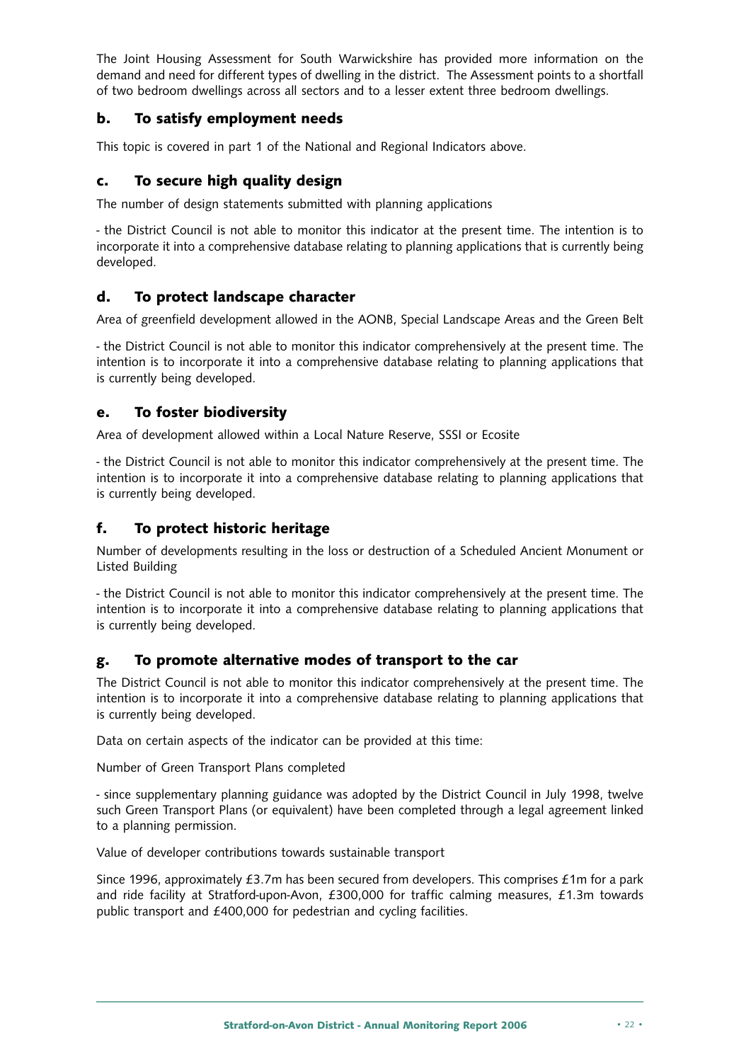The Joint Housing Assessment for South Warwickshire has provided more information on the demand and need for different types of dwelling in the district. The Assessment points to a shortfall of two bedroom dwellings across all sectors and to a lesser extent three bedroom dwellings.

### b. To satisfy employment needs

This topic is covered in part 1 of the National and Regional Indicators above.

### c. To secure high quality design

The number of design statements submitted with planning applications

- the District Council is not able to monitor this indicator at the present time. The intention is to incorporate it into a comprehensive database relating to planning applications that is currently being developed.

### d. To protect landscape character

Area of greenfield development allowed in the AONB, Special Landscape Areas and the Green Belt

- the District Council is not able to monitor this indicator comprehensively at the present time. The intention is to incorporate it into a comprehensive database relating to planning applications that is currently being developed.

### e. To foster biodiversity

Area of development allowed within a Local Nature Reserve, SSSI or Ecosite

- the District Council is not able to monitor this indicator comprehensively at the present time. The intention is to incorporate it into a comprehensive database relating to planning applications that is currently being developed.

### f. To protect historic heritage

Number of developments resulting in the loss or destruction of a Scheduled Ancient Monument or Listed Building

- the District Council is not able to monitor this indicator comprehensively at the present time. The intention is to incorporate it into a comprehensive database relating to planning applications that is currently being developed.

### g. To promote alternative modes of transport to the car

The District Council is not able to monitor this indicator comprehensively at the present time. The intention is to incorporate it into a comprehensive database relating to planning applications that is currently being developed.

Data on certain aspects of the indicator can be provided at this time:

Number of Green Transport Plans completed

- since supplementary planning guidance was adopted by the District Council in July 1998, twelve such Green Transport Plans (or equivalent) have been completed through a legal agreement linked to a planning permission.

Value of developer contributions towards sustainable transport

Since 1996, approximately £3.7m has been secured from developers. This comprises £1m for a park and ride facility at Stratford-upon-Avon, £300,000 for traffic calming measures, £1.3m towards public transport and £400,000 for pedestrian and cycling facilities.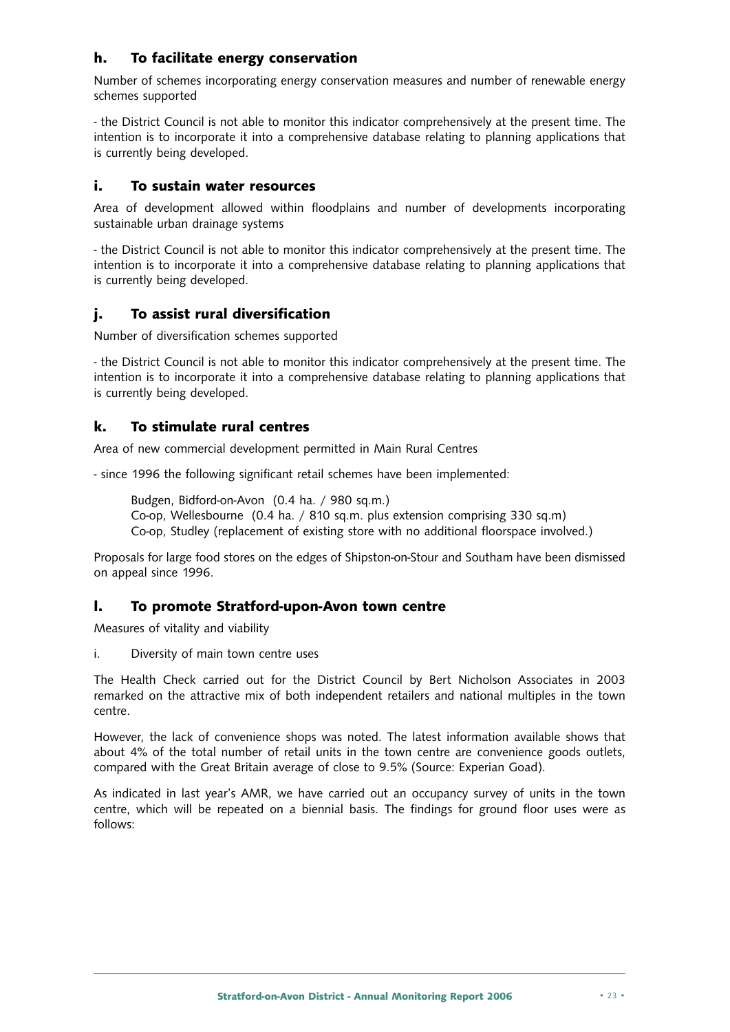### h. To facilitate energy conservation

Number of schemes incorporating energy conservation measures and number of renewable energy schemes supported

- the District Council is not able to monitor this indicator comprehensively at the present time. The intention is to incorporate it into a comprehensive database relating to planning applications that is currently being developed.

### i. To sustain water resources

Area of development allowed within floodplains and number of developments incorporating sustainable urban drainage systems

- the District Council is not able to monitor this indicator comprehensively at the present time. The intention is to incorporate it into a comprehensive database relating to planning applications that is currently being developed.

### j. To assist rural diversification

Number of diversification schemes supported

- the District Council is not able to monitor this indicator comprehensively at the present time. The intention is to incorporate it into a comprehensive database relating to planning applications that is currently being developed.

### k. To stimulate rural centres

Area of new commercial development permitted in Main Rural Centres

- since 1996 the following significant retail schemes have been implemented:

Budgen, Bidford-on-Avon (0.4 ha. / 980 sq.m.)
Co-op, Wellesbourne (0.4 ha. / 810 sq.m. plus extension comprising 330 sq.m)
Co-op, Studley (replacement of existing store with no additional floorspace involved.)

Proposals for large food stores on the edges of Shipston-on-Stour and Southam have been dismissed on appeal since 1996.

### l. To promote Stratford-upon-Avon town centre

Measures of vitality and viability

i. Diversity of main town centre uses

The Health Check carried out for the District Council by Bert Nicholson Associates in 2003 remarked on the attractive mix of both independent retailers and national multiples in the town centre.

However, the lack of convenience shops was noted. The latest information available shows that about 4% of the total number of retail units in the town centre are convenience goods outlets, compared with the Great Britain average of close to 9.5% (Source: Experian Goad).

As indicated in last year's AMR, we have carried out an occupancy survey of units in the town centre, which will be repeated on a biennial basis. The findings for ground floor uses were as follows: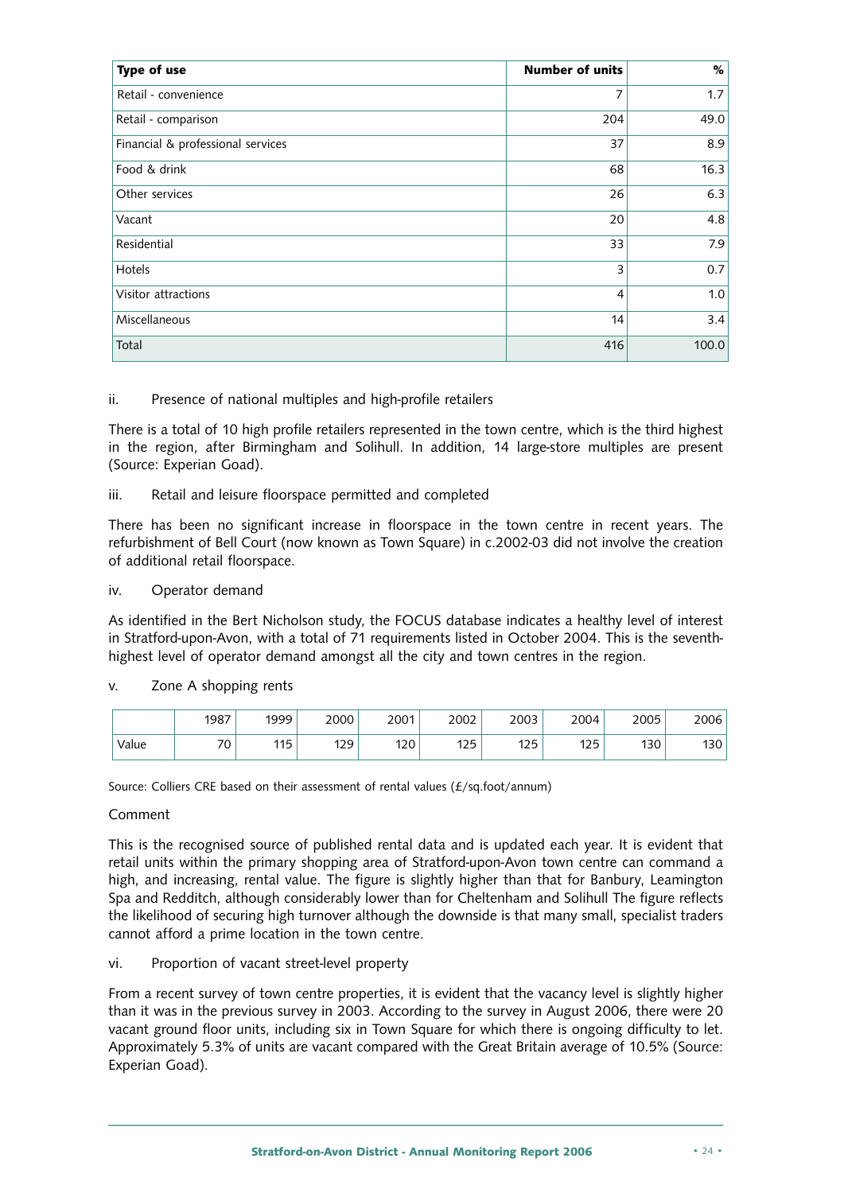| Type of use | Number of units | % |
|---|---|---|
| Retail - convenience | 7 | 1.7 |
| Retail - comparison | 204 | 49.0 |
| Financial & professional services | 37 | 8.9 |
| Food & drink | 68 | 16.3 |
| Other services | 26 | 6.3 |
| Vacant | 20 | 4.8 |
| Residential | 33 | 7.9 |
| Hotels | 3 | 0.7 |
| Visitor attractions | 4 | 1.0 |
| Miscellaneous | 14 | 3.4 |
| Total | 416 | 100.0 |

ii. Presence of national multiples and high-profile retailers

There is a total of 10 high profile retailers represented in the town centre, which is the third highest in the region, after Birmingham and Solihull. In addition, 14 large-store multiples are present (Source: Experian Goad).

iii. Retail and leisure floorspace permitted and completed

There has been no significant increase in floorspace in the town centre in recent years. The refurbishment of Bell Court (now known as Town Square) in c.2002-03 did not involve the creation of additional retail floorspace.

iv. Operator demand

As identified in the Bert Nicholson study, the FOCUS database indicates a healthy level of interest in Stratford-upon-Avon, with a total of 71 requirements listed in October 2004. This is the seventh-highest level of operator demand amongst all the city and town centres in the region.

v. Zone A shopping rents

| | 1987 | 1999 | 2000 | 2001 | 2002 | 2003 | 2004 | 2005 | 2006 |
|---|---|---|---|---|---|---|---|---|---|
| Value | 70 | 115 | 129 | 120 | 125 | 125 | 125 | 130 | 130 |

Source: Colliers CRE based on their assessment of rental values (£/sq.foot/annum)

Comment

This is the recognised source of published rental data and is updated each year. It is evident that retail units within the primary shopping area of Stratford-upon-Avon town centre can command a high, and increasing, rental value. The figure is slightly higher than that for Banbury, Leamington Spa and Redditch, although considerably lower than for Cheltenham and Solihull The figure reflects the likelihood of securing high turnover although the downside is that many small, specialist traders cannot afford a prime location in the town centre.

vi. Proportion of vacant street-level property

From a recent survey of town centre properties, it is evident that the vacancy level is slightly higher than it was in the previous survey in 2003. According to the survey in August 2006, there were 20 vacant ground floor units, including six in Town Square for which there is ongoing difficulty to let. Approximately 5.3% of units are vacant compared with the Great Britain average of 10.5% (Source: Experian Goad).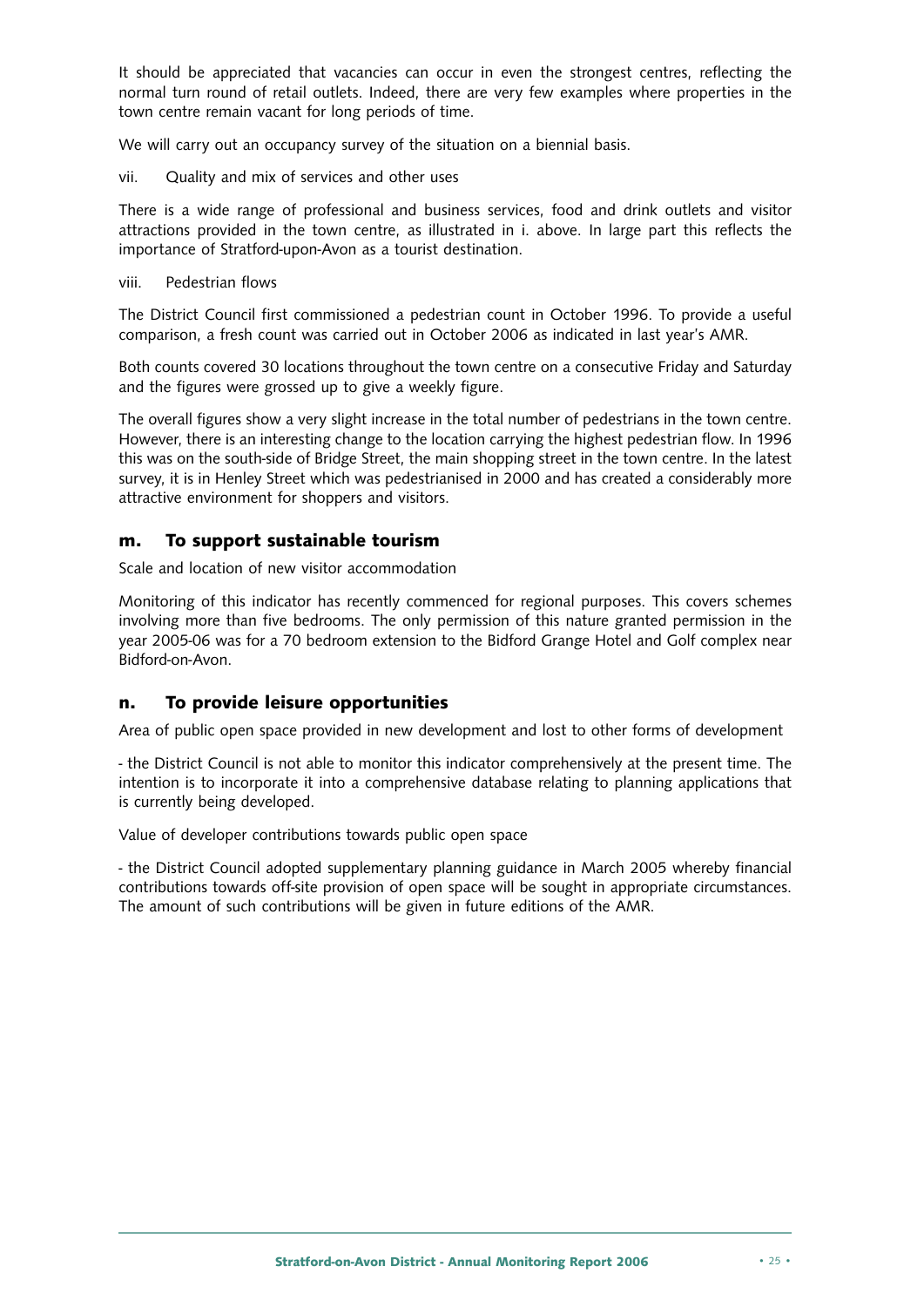It should be appreciated that vacancies can occur in even the strongest centres, reflecting the normal turn round of retail outlets. Indeed, there are very few examples where properties in the town centre remain vacant for long periods of time.

We will carry out an occupancy survey of the situation on a biennial basis.

vii. Quality and mix of services and other uses

There is a wide range of professional and business services, food and drink outlets and visitor attractions provided in the town centre, as illustrated in i. above. In large part this reflects the importance of Stratford-upon-Avon as a tourist destination.

viii. Pedestrian flows

The District Council first commissioned a pedestrian count in October 1996. To provide a useful comparison, a fresh count was carried out in October 2006 as indicated in last year's AMR.

Both counts covered 30 locations throughout the town centre on a consecutive Friday and Saturday and the figures were grossed up to give a weekly figure.

The overall figures show a very slight increase in the total number of pedestrians in the town centre. However, there is an interesting change to the location carrying the highest pedestrian flow. In 1996 this was on the south-side of Bridge Street, the main shopping street in the town centre. In the latest survey, it is in Henley Street which was pedestrianised in 2000 and has created a considerably more attractive environment for shoppers and visitors.

## m. To support sustainable tourism

Scale and location of new visitor accommodation

Monitoring of this indicator has recently commenced for regional purposes. This covers schemes involving more than five bedrooms. The only permission of this nature granted permission in the year 2005-06 was for a 70 bedroom extension to the Bidford Grange Hotel and Golf complex near Bidford-on-Avon.

## n. To provide leisure opportunities

Area of public open space provided in new development and lost to other forms of development

- the District Council is not able to monitor this indicator comprehensively at the present time. The intention is to incorporate it into a comprehensive database relating to planning applications that is currently being developed.

Value of developer contributions towards public open space

- the District Council adopted supplementary planning guidance in March 2005 whereby financial contributions towards off-site provision of open space will be sought in appropriate circumstances. The amount of such contributions will be given in future editions of the AMR.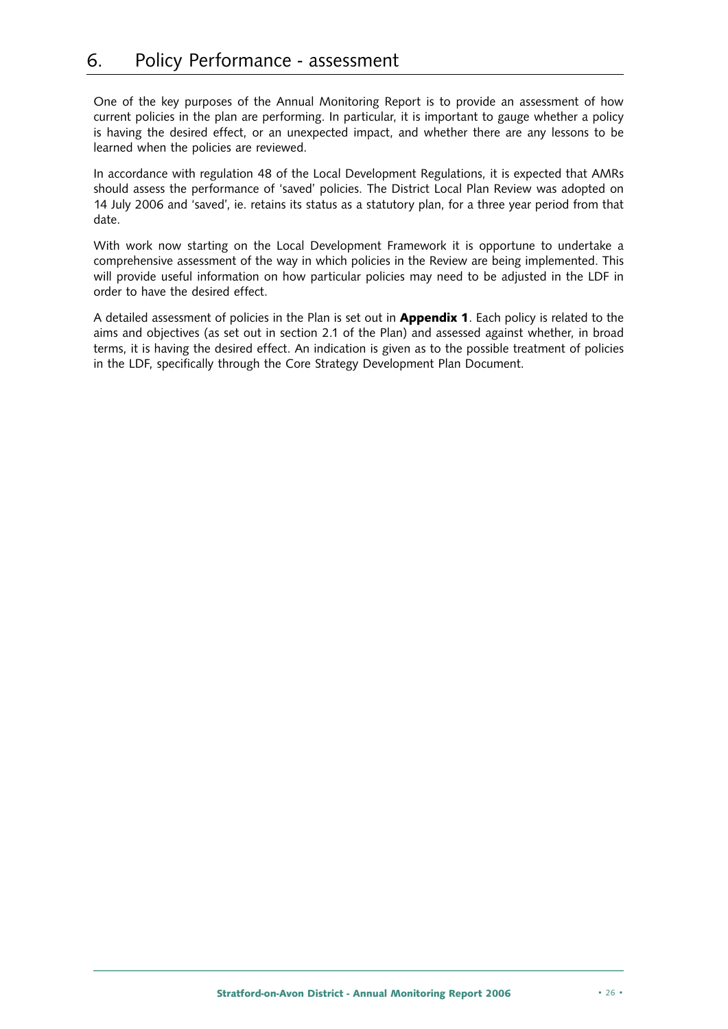# 6. Policy Performance - assessment

One of the key purposes of the Annual Monitoring Report is to provide an assessment of how current policies in the plan are performing. In particular, it is important to gauge whether a policy is having the desired effect, or an unexpected impact, and whether there are any lessons to be learned when the policies are reviewed.

In accordance with regulation 48 of the Local Development Regulations, it is expected that AMRs should assess the performance of 'saved' policies. The District Local Plan Review was adopted on 14 July 2006 and 'saved', ie. retains its status as a statutory plan, for a three year period from that date.

With work now starting on the Local Development Framework it is opportune to undertake a comprehensive assessment of the way in which policies in the Review are being implemented. This will provide useful information on how particular policies may need to be adjusted in the LDF in order to have the desired effect.

A detailed assessment of policies in the Plan is set out in **Appendix 1**. Each policy is related to the aims and objectives (as set out in section 2.1 of the Plan) and assessed against whether, in broad terms, it is having the desired effect. An indication is given as to the possible treatment of policies in the LDF, specifically through the Core Strategy Development Plan Document.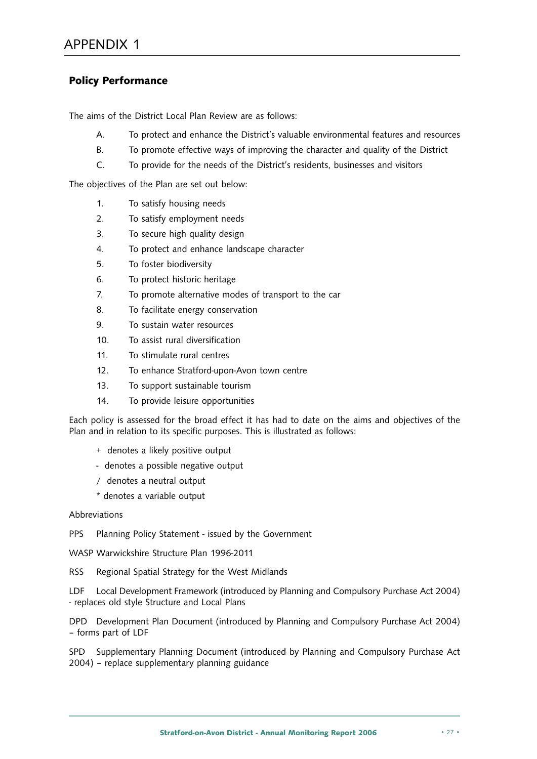# APPENDIX 1

## Policy Performance

The aims of the District Local Plan Review are as follows:

A. To protect and enhance the District's valuable environmental features and resources

B. To promote effective ways of improving the character and quality of the District

C. To provide for the needs of the District's residents, businesses and visitors

The objectives of the Plan are set out below:

1. To satisfy housing needs
2. To satisfy employment needs
3. To secure high quality design
4. To protect and enhance landscape character
5. To foster biodiversity
6. To protect historic heritage
7. To promote alternative modes of transport to the car
8. To facilitate energy conservation
9. To sustain water resources
10. To assist rural diversification
11. To stimulate rural centres
12. To enhance Stratford-upon-Avon town centre
13. To support sustainable tourism
14. To provide leisure opportunities

Each policy is assessed for the broad effect it has had to date on the aims and objectives of the Plan and in relation to its specific purposes. This is illustrated as follows:

+ denotes a likely positive output

- denotes a possible negative output

/ denotes a neutral output

* denotes a variable output

Abbreviations

PPS Planning Policy Statement - issued by the Government

WASP Warwickshire Structure Plan 1996-2011

RSS Regional Spatial Strategy for the West Midlands

LDF Local Development Framework (introduced by Planning and Compulsory Purchase Act 2004) - replaces old style Structure and Local Plans

DPD Development Plan Document (introduced by Planning and Compulsory Purchase Act 2004) – forms part of LDF

SPD Supplementary Planning Document (introduced by Planning and Compulsory Purchase Act 2004) – replace supplementary planning guidance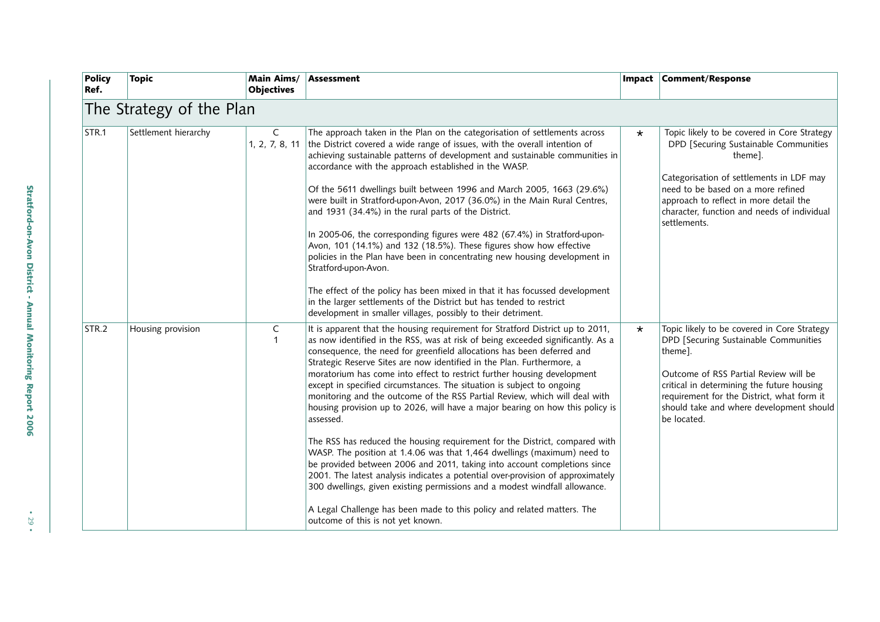| Policy Ref. | Topic | Main Aims/ Objectives | Assessment | Impact | Comment/Response |
|---|---|---|---|---|---|
| **The Strategy of the Plan** | | | | | |
| STR.1 | Settlement hierarchy | C 1, 2, 7, 8, 11 | The approach taken in the Plan on the categorisation of settlements across the District covered a wide range of issues, with the overall intention of achieving sustainable patterns of development and sustainable communities in accordance with the approach established in the WASP.<br><br>Of the 5611 dwellings built between 1996 and March 2005, 1663 (29.6%) were built in Stratford-upon-Avon, 2017 (36.0%) in the Main Rural Centres, and 1931 (34.4%) in the rural parts of the District.<br><br>In 2005-06, the corresponding figures were 482 (67.4%) in Stratford-upon-Avon, 101 (14.1%) and 132 (18.5%). These figures show how effective policies in the Plan have been in concentrating new housing development in Stratford-upon-Avon.<br><br>The effect of the policy has been mixed in that it has focussed development in the larger settlements of the District but has tended to restrict development in smaller villages, possibly to their detriment. | * | Topic likely to be covered in Core Strategy DPD [Securing Sustainable Communities theme].<br><br>Categorisation of settlements in LDF may need to be based on a more refined approach to reflect in more detail the character, function and needs of individual settlements. |
| STR.2 | Housing provision | C 1 | It is apparent that the housing requirement for Stratford District up to 2011, as now identified in the RSS, was at risk of being exceeded significantly. As a consequence, the need for greenfield allocations has been deferred and Strategic Reserve Sites are now identified in the Plan. Furthermore, a moratorium has come into effect to restrict further housing development except in specified circumstances. The situation is subject to ongoing monitoring and the outcome of the RSS Partial Review, which will deal with housing provision up to 2026, will have a major bearing on how this policy is assessed.<br><br>The RSS has reduced the housing requirement for the District, compared with WASP. The position at 1.4.06 was that 1,464 dwellings (maximum) need to be provided between 2006 and 2011, taking into account completions since 2001. The latest analysis indicates a potential over-provision of approximately 300 dwellings, given existing permissions and a modest windfall allowance.<br><br>A Legal Challenge has been made to this policy and related matters. The outcome of this is not yet known. | * | Topic likely to be covered in Core Strategy DPD [Securing Sustainable Communities theme].<br><br>Outcome of RSS Partial Review will be critical in determining the future housing requirement for the District, what form it should take and where development should be located. |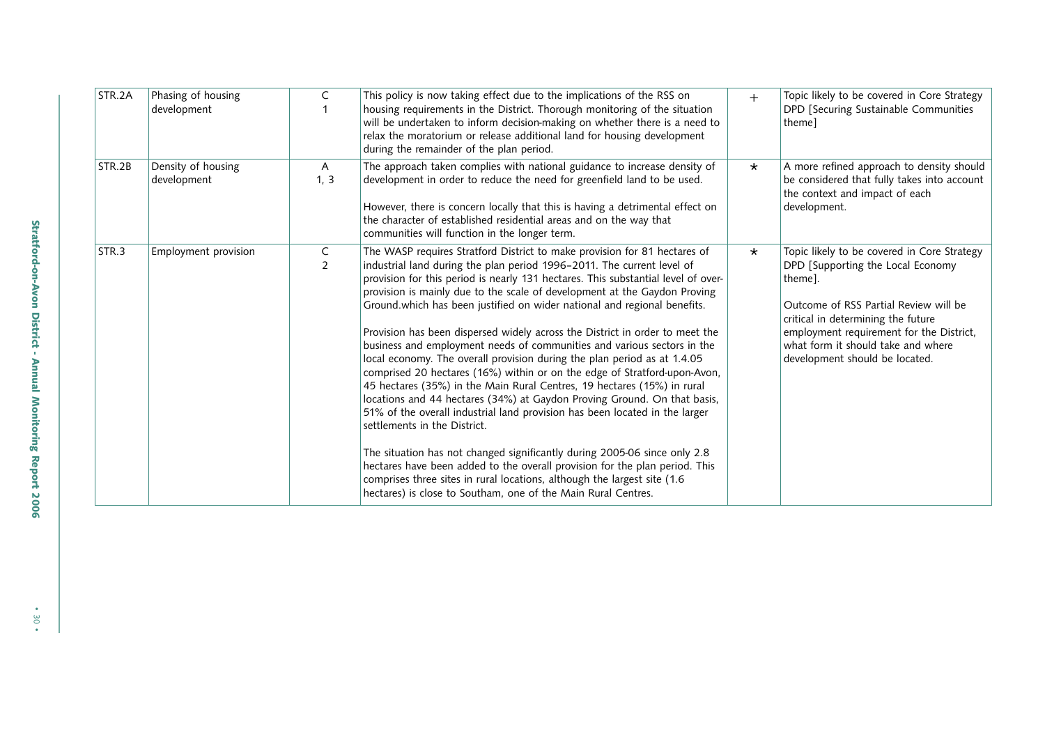| STR.2A | Phasing of housing development | C<br>1 | This policy is now taking effect due to the implications of the RSS on housing requirements in the District. Thorough monitoring of the situation will be undertaken to inform decision-making on whether there is a need to relax the moratorium or release additional land for housing development during the remainder of the plan period. | + | Topic likely to be covered in Core Strategy DPD [Securing Sustainable Communities theme] |
|---|---|---|---|---|---|
| STR.2B | Density of housing development | A<br>1, 3 | The approach taken complies with national guidance to increase density of development in order to reduce the need for greenfield land to be used.<br><br>However, there is concern locally that this is having a detrimental effect on the character of established residential areas and on the way that communities will function in the longer term. | * | A more refined approach to density should be considered that fully takes into account the context and impact of each development. |
| STR.3 | Employment provision | C<br>2 | The WASP requires Stratford District to make provision for 81 hectares of industrial land during the plan period 1996–2011. The current level of provision for this period is nearly 131 hectares. This substantial level of over-provision is mainly due to the scale of development at the Gaydon Proving Ground.which has been justified on wider national and regional benefits.<br><br>Provision has been dispersed widely across the District in order to meet the business and employment needs of communities and various sectors in the local economy. The overall provision during the plan period as at 1.4.05 comprised 20 hectares (16%) within or on the edge of Stratford-upon-Avon, 45 hectares (35%) in the Main Rural Centres, 19 hectares (15%) in rural locations and 44 hectares (34%) at Gaydon Proving Ground. On that basis, 51% of the overall industrial land provision has been located in the larger settlements in the District.<br><br>The situation has not changed significantly during 2005-06 since only 2.8 hectares have been added to the overall provision for the plan period. This comprises three sites in rural locations, although the largest site (1.6 hectares) is close to Southam, one of the Main Rural Centres. | * | Topic likely to be covered in Core Strategy DPD [Supporting the Local Economy theme].<br><br>Outcome of RSS Partial Review will be critical in determining the future employment requirement for the District, what form it should take and where development should be located. |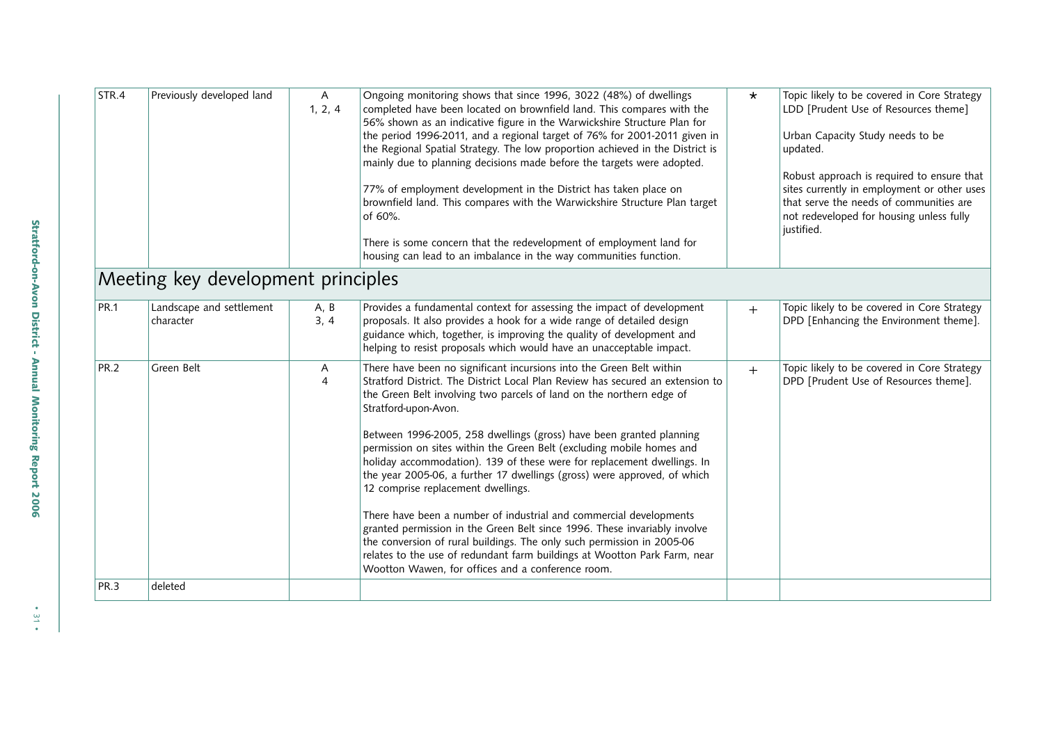| | | | | | |
|---|---|---|---|---|---|
| STR.4 | Previously developed land | A<br>1, 2, 4 | Ongoing monitoring shows that since 1996, 3022 (48%) of dwellings completed have been located on brownfield land. This compares with the 56% shown as an indicative figure in the Warwickshire Structure Plan for the period 1996-2011, and a regional target of 76% for 2001-2011 given in the Regional Spatial Strategy. The low proportion achieved in the District is mainly due to planning decisions made before the targets were adopted.<br><br>77% of employment development in the District has taken place on brownfield land. This compares with the Warwickshire Structure Plan target of 60%.<br><br>There is some concern that the redevelopment of employment land for housing can lead to an imbalance in the way communities function. | * | Topic likely to be covered in Core Strategy LDD [Prudent Use of Resources theme]<br><br>Urban Capacity Study needs to be updated.<br><br>Robust approach is required to ensure that sites currently in employment or other uses that serve the needs of communities are not redeveloped for housing unless fully justified. |
| **Meeting key development principles** | | | | | |
| PR.1 | Landscape and settlement character | A, B<br>3, 4 | Provides a fundamental context for assessing the impact of development proposals. It also provides a hook for a wide range of detailed design guidance which, together, is improving the quality of development and helping to resist proposals which would have an unacceptable impact. | + | Topic likely to be covered in Core Strategy DPD [Enhancing the Environment theme]. |
| PR.2 | Green Belt | A<br>4 | There have been no significant incursions into the Green Belt within Stratford District. The District Local Plan Review has secured an extension to the Green Belt involving two parcels of land on the northern edge of Stratford-upon-Avon.<br><br>Between 1996-2005, 258 dwellings (gross) have been granted planning permission on sites within the Green Belt (excluding mobile homes and holiday accommodation). 139 of these were for replacement dwellings. In the year 2005-06, a further 17 dwellings (gross) were approved, of which 12 comprise replacement dwellings.<br><br>There have been a number of industrial and commercial developments granted permission in the Green Belt since 1996. These invariably involve the conversion of rural buildings. The only such permission in 2005-06 relates to the use of redundant farm buildings at Wootton Park Farm, near Wootton Wawen, for offices and a conference room. | + | Topic likely to be covered in Core Strategy DPD [Prudent Use of Resources theme]. |
| PR.3 | deleted | | | | |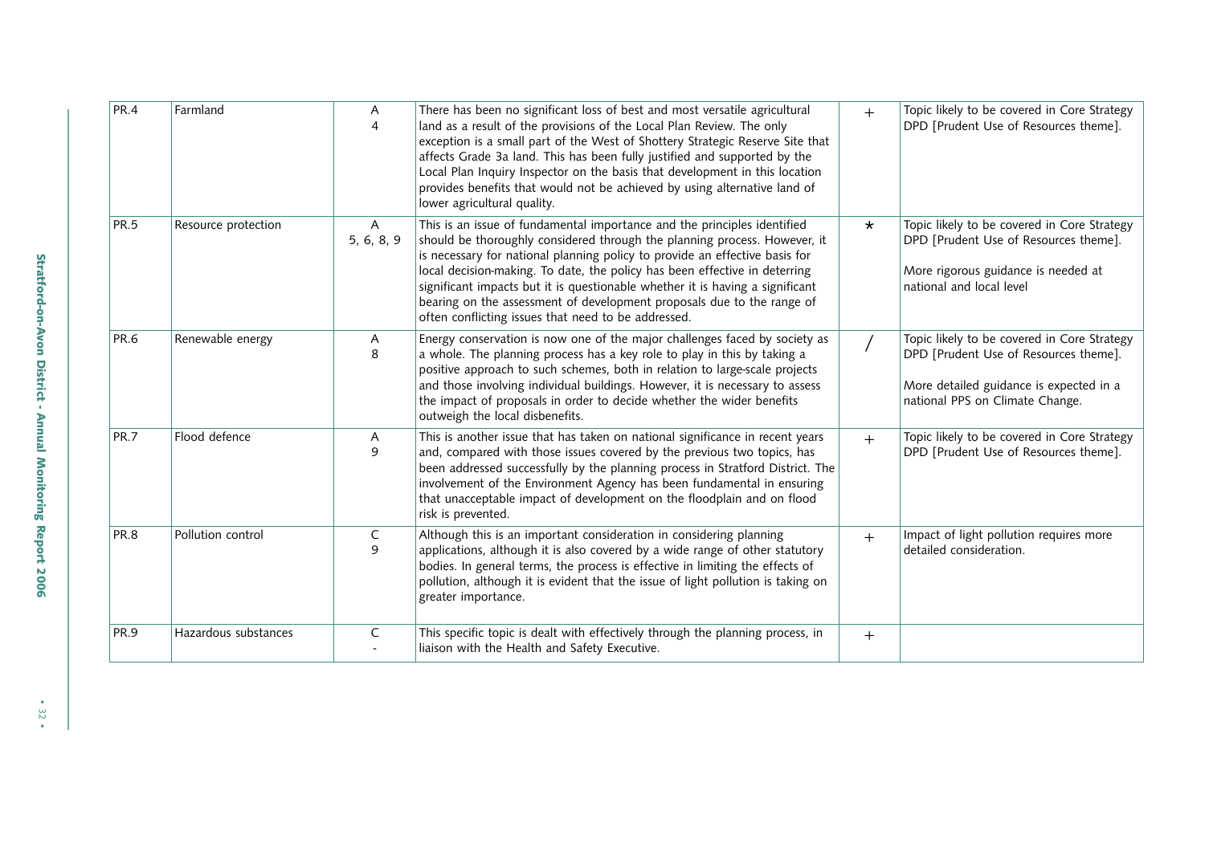| | | | | | |
|---|---|---|---|---|---|
| PR.4 | Farmland | A<br>4 | There has been no significant loss of best and most versatile agricultural land as a result of the provisions of the Local Plan Review. The only exception is a small part of the West of Shottery Strategic Reserve Site that affects Grade 3a land. This has been fully justified and supported by the Local Plan Inquiry Inspector on the basis that development in this location provides benefits that would not be achieved by using alternative land of lower agricultural quality. | + | Topic likely to be covered in Core Strategy DPD [Prudent Use of Resources theme]. |
| PR.5 | Resource protection | A<br>5, 6, 8, 9 | This is an issue of fundamental importance and the principles identified should be thoroughly considered through the planning process. However, it is necessary for national planning policy to provide an effective basis for local decision-making. To date, the policy has been effective in deterring significant impacts but it is questionable whether it is having a significant bearing on the assessment of development proposals due to the range of often conflicting issues that need to be addressed. | * | Topic likely to be covered in Core Strategy DPD [Prudent Use of Resources theme].<br><br>More rigorous guidance is needed at national and local level |
| PR.6 | Renewable energy | A<br>8 | Energy conservation is now one of the major challenges faced by society as a whole. The planning process has a key role to play in this by taking a positive approach to such schemes, both in relation to large-scale projects and those involving individual buildings. However, it is necessary to assess the impact of proposals in order to decide whether the wider benefits outweigh the local disbenefits. | / | Topic likely to be covered in Core Strategy DPD [Prudent Use of Resources theme].<br><br>More detailed guidance is expected in a national PPS on Climate Change. |
| PR.7 | Flood defence | A<br>9 | This is another issue that has taken on national significance in recent years and, compared with those issues covered by the previous two topics, has been addressed successfully by the planning process in Stratford District. The involvement of the Environment Agency has been fundamental in ensuring that unacceptable impact of development on the floodplain and on flood risk is prevented. | + | Topic likely to be covered in Core Strategy DPD [Prudent Use of Resources theme]. |
| PR.8 | Pollution control | C<br>9 | Although this is an important consideration in considering planning applications, although it is also covered by a wide range of other statutory bodies. In general terms, the process is effective in limiting the effects of pollution, although it is evident that the issue of light pollution is taking on greater importance. | + | Impact of light pollution requires more detailed consideration. |
| PR.9 | Hazardous substances | C<br>- | This specific topic is dealt with effectively through the planning process, in liaison with the Health and Safety Executive. | + | |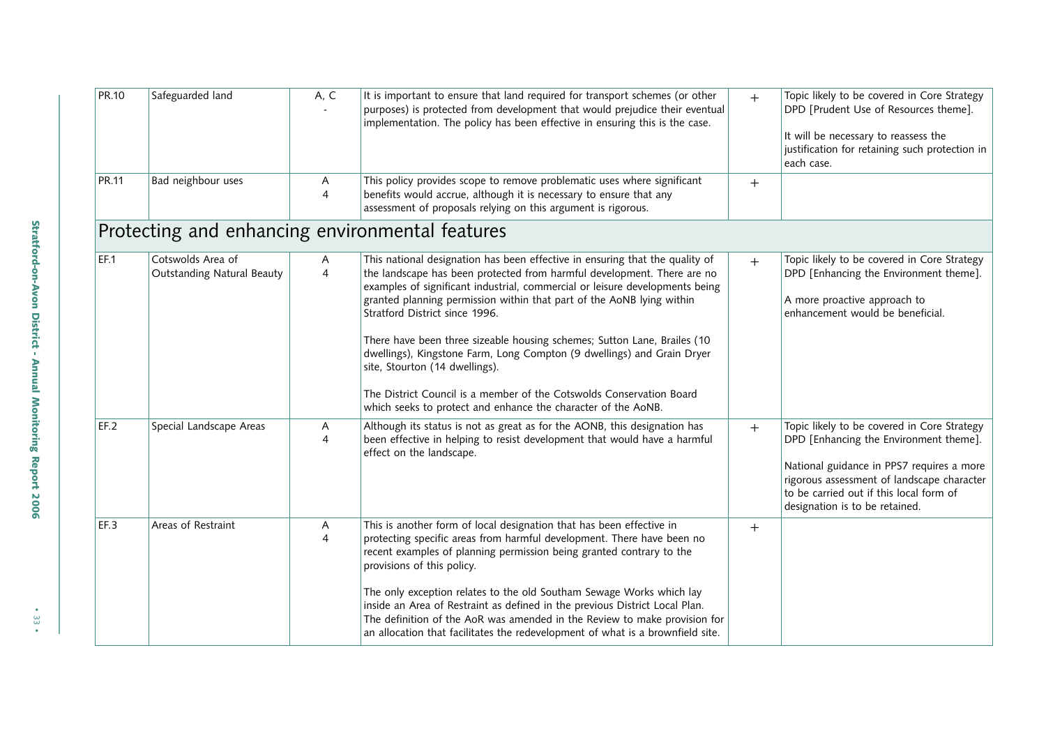| | | | | | |
|---|---|---|---|---|---|
| PR.10 | Safeguarded land | A, C - | It is important to ensure that land required for transport schemes (or other purposes) is protected from development that would prejudice their eventual implementation. The policy has been effective in ensuring this is the case. | + | Topic likely to be covered in Core Strategy DPD [Prudent Use of Resources theme].<br><br>It will be necessary to reassess the justification for retaining such protection in each case. |
| PR.11 | Bad neighbour uses | A 4 | This policy provides scope to remove problematic uses where significant benefits would accrue, although it is necessary to ensure that any assessment of proposals relying on this argument is rigorous. | + | |

## Protecting and enhancing environmental features

| | | | | | |
|---|---|---|---|---|---|
| EF.1 | Cotswolds Area of Outstanding Natural Beauty | A 4 | This national designation has been effective in ensuring that the quality of the landscape has been protected from harmful development. There are no examples of significant industrial, commercial or leisure developments being granted planning permission within that part of the AoNB lying within Stratford District since 1996.<br><br>There have been three sizeable housing schemes; Sutton Lane, Brailes (10 dwellings), Kingstone Farm, Long Compton (9 dwellings) and Grain Dryer site, Stourton (14 dwellings).<br><br>The District Council is a member of the Cotswolds Conservation Board which seeks to protect and enhance the character of the AoNB. | + | Topic likely to be covered in Core Strategy DPD [Enhancing the Environment theme].<br><br>A more proactive approach to enhancement would be beneficial. |
| EF.2 | Special Landscape Areas | A 4 | Although its status is not as great as for the AONB, this designation has been effective in helping to resist development that would have a harmful effect on the landscape. | + | Topic likely to be covered in Core Strategy DPD [Enhancing the Environment theme].<br><br>National guidance in PPS7 requires a more rigorous assessment of landscape character to be carried out if this local form of designation is to be retained. |
| EF.3 | Areas of Restraint | A 4 | This is another form of local designation that has been effective in protecting specific areas from harmful development. There have been no recent examples of planning permission being granted contrary to the provisions of this policy.<br><br>The only exception relates to the old Southam Sewage Works which lay inside an Area of Restraint as defined in the previous District Local Plan. The definition of the AoR was amended in the Review to make provision for an allocation that facilitates the redevelopment of what is a brownfield site. | + | |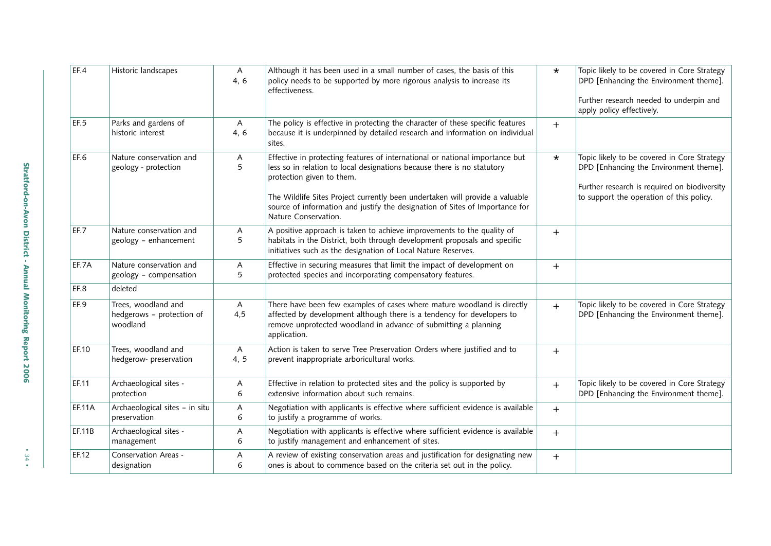| EF.4 | Historic landscapes | A 4, 6 | Although it has been used in a small number of cases, the basis of this policy needs to be supported by more rigorous analysis to increase its effectiveness. | * | Topic likely to be covered in Core Strategy DPD [Enhancing the Environment theme]. Further research needed to underpin and apply policy effectively. |
|---|---|---|---|---|---|
| EF.5 | Parks and gardens of historic interest | A 4, 6 | The policy is effective in protecting the character of these specific features because it is underpinned by detailed research and information on individual sites. | + | |
| EF.6 | Nature conservation and geology - protection | A 5 | Effective in protecting features of international or national importance but less so in relation to local designations because there is no statutory protection given to them. The Wildlife Sites Project currently been undertaken will provide a valuable source of information and justify the designation of Sites of Importance for Nature Conservation. | * | Topic likely to be covered in Core Strategy DPD [Enhancing the Environment theme]. Further research is required on biodiversity to support the operation of this policy. |
| EF.7 | Nature conservation and geology – enhancement | A 5 | A positive approach is taken to achieve improvements to the quality of habitats in the District, both through development proposals and specific initiatives such as the designation of Local Nature Reserves. | + | |
| EF.7A | Nature conservation and geology – compensation | A 5 | Effective in securing measures that limit the impact of development on protected species and incorporating compensatory features. | + | |
| EF.8 | deleted | | | | |
| EF.9 | Trees, woodland and hedgerows – protection of woodland | A 4,5 | There have been few examples of cases where mature woodland is directly affected by development although there is a tendency for developers to remove unprotected woodland in advance of submitting a planning application. | + | Topic likely to be covered in Core Strategy DPD [Enhancing the Environment theme]. |
| EF.10 | Trees, woodland and hedgerow- preservation | A 4, 5 | Action is taken to serve Tree Preservation Orders where justified and to prevent inappropriate arboricultural works. | + | |
| EF.11 | Archaeological sites - protection | A 6 | Effective in relation to protected sites and the policy is supported by extensive information about such remains. | + | Topic likely to be covered in Core Strategy DPD [Enhancing the Environment theme]. |
| EF.11A | Archaeological sites – in situ preservation | A 6 | Negotiation with applicants is effective where sufficient evidence is available to justify a programme of works. | + | |
| EF.11B | Archaeological sites - management | A 6 | Negotiation with applicants is effective where sufficient evidence is available to justify management and enhancement of sites. | + | |
| EF.12 | Conservation Areas - designation | A 6 | A review of existing conservation areas and justification for designating new ones is about to commence based on the criteria set out in the policy. | + | |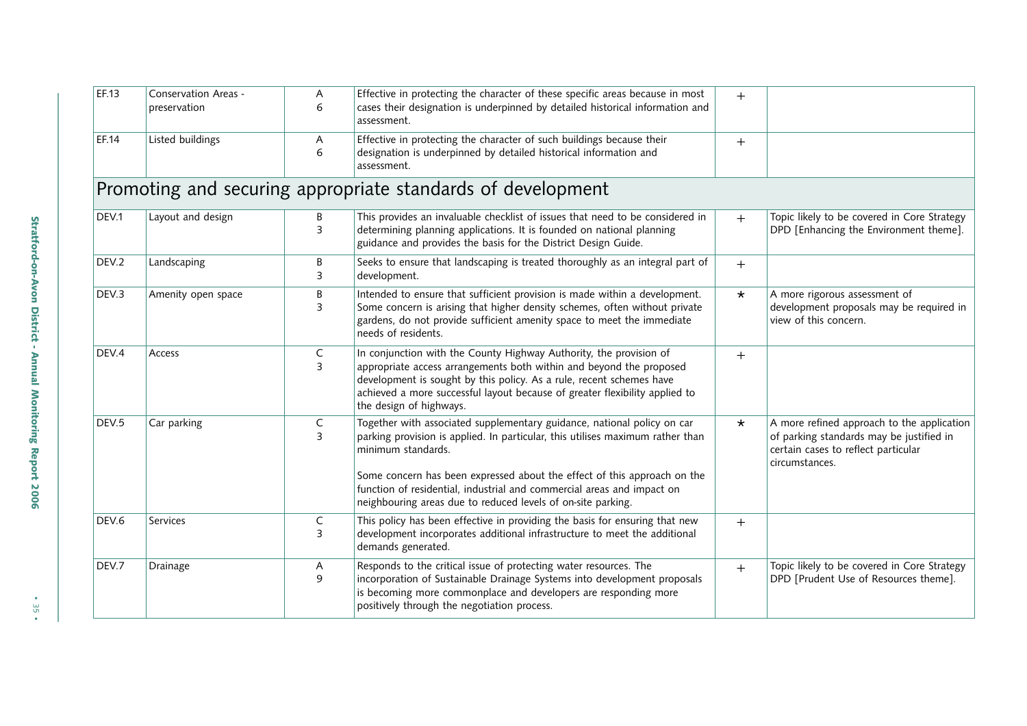| | | | | | |
|---|---|---|---|---|---|
| EF.13 | Conservation Areas - preservation | A 6 | Effective in protecting the character of these specific areas because in most cases their designation is underpinned by detailed historical information and assessment. | + | |
| EF.14 | Listed buildings | A 6 | Effective in protecting the character of such buildings because their designation is underpinned by detailed historical information and assessment. | + | |
| **Promoting and securing appropriate standards of development** | | | | | |
| DEV.1 | Layout and design | B 3 | This provides an invaluable checklist of issues that need to be considered in determining planning applications. It is founded on national planning guidance and provides the basis for the District Design Guide. | + | Topic likely to be covered in Core Strategy DPD [Enhancing the Environment theme]. |
| DEV.2 | Landscaping | B 3 | Seeks to ensure that landscaping is treated thoroughly as an integral part of development. | + | |
| DEV.3 | Amenity open space | B 3 | Intended to ensure that sufficient provision is made within a development. Some concern is arising that higher density schemes, often without private gardens, do not provide sufficient amenity space to meet the immediate needs of residents. | * | A more rigorous assessment of development proposals may be required in view of this concern. |
| DEV.4 | Access | C 3 | In conjunction with the County Highway Authority, the provision of appropriate access arrangements both within and beyond the proposed development is sought by this policy. As a rule, recent schemes have achieved a more successful layout because of greater flexibility applied to the design of highways. | + | |
| DEV.5 | Car parking | C 3 | Together with associated supplementary guidance, national policy on car parking provision is applied. In particular, this utilises maximum rather than minimum standards.<br><br>Some concern has been expressed about the effect of this approach on the function of residential, industrial and commercial areas and impact on neighbouring areas due to reduced levels of on-site parking. | * | A more refined approach to the application of parking standards may be justified in certain cases to reflect particular circumstances. |
| DEV.6 | Services | C 3 | This policy has been effective in providing the basis for ensuring that new development incorporates additional infrastructure to meet the additional demands generated. | + | |
| DEV.7 | Drainage | A 9 | Responds to the critical issue of protecting water resources. The incorporation of Sustainable Drainage Systems into development proposals is becoming more commonplace and developers are responding more positively through the negotiation process. | + | Topic likely to be covered in Core Strategy DPD [Prudent Use of Resources theme]. |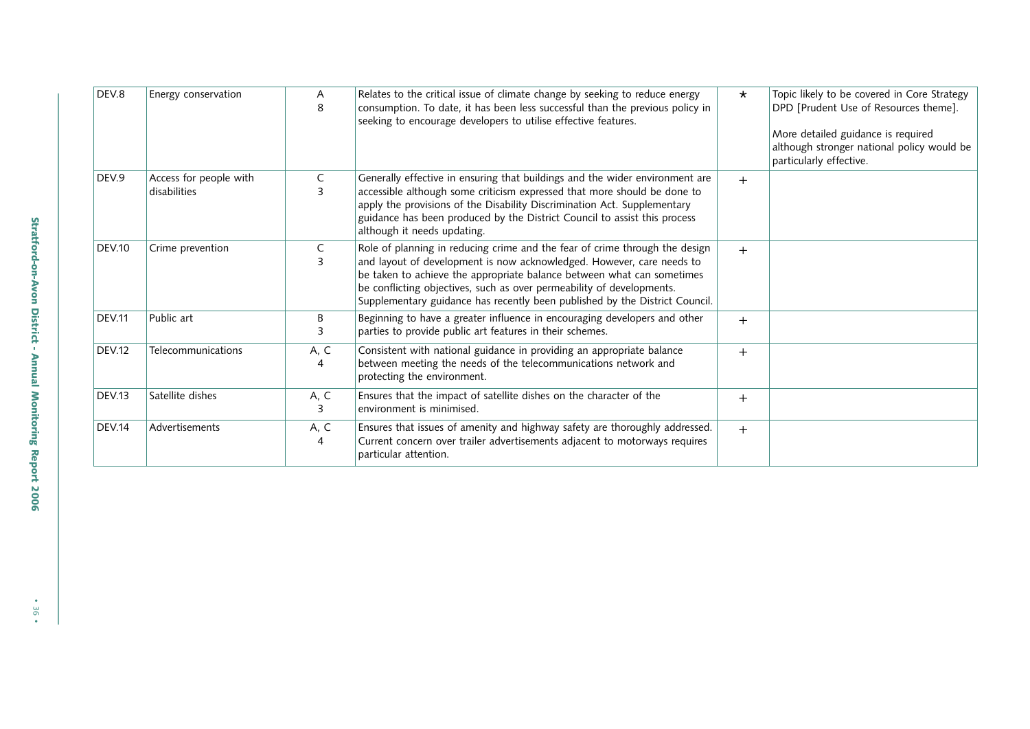| | | | | | |
|---|---|---|---|---|---|
| DEV.8 | Energy conservation | A<br>8 | Relates to the critical issue of climate change by seeking to reduce energy consumption. To date, it has been less successful than the previous policy in seeking to encourage developers to utilise effective features. | * | Topic likely to be covered in Core Strategy DPD [Prudent Use of Resources theme].<br><br>More detailed guidance is required although stronger national policy would be particularly effective. |
| DEV.9 | Access for people with disabilities | C<br>3 | Generally effective in ensuring that buildings and the wider environment are accessible although some criticism expressed that more should be done to apply the provisions of the Disability Discrimination Act. Supplementary guidance has been produced by the District Council to assist this process although it needs updating. | + | |
| DEV.10 | Crime prevention | C<br>3 | Role of planning in reducing crime and the fear of crime through the design and layout of development is now acknowledged. However, care needs to be taken to achieve the appropriate balance between what can sometimes be conflicting objectives, such as over permeability of developments. Supplementary guidance has recently been published by the District Council. | + | |
| DEV.11 | Public art | B<br>3 | Beginning to have a greater influence in encouraging developers and other parties to provide public art features in their schemes. | + | |
| DEV.12 | Telecommunications | A, C<br>4 | Consistent with national guidance in providing an appropriate balance between meeting the needs of the telecommunications network and protecting the environment. | + | |
| DEV.13 | Satellite dishes | A, C<br>3 | Ensures that the impact of satellite dishes on the character of the environment is minimised. | + | |
| DEV.14 | Advertisements | A, C<br>4 | Ensures that issues of amenity and highway safety are thoroughly addressed. Current concern over trailer advertisements adjacent to motorways requires particular attention. | + | |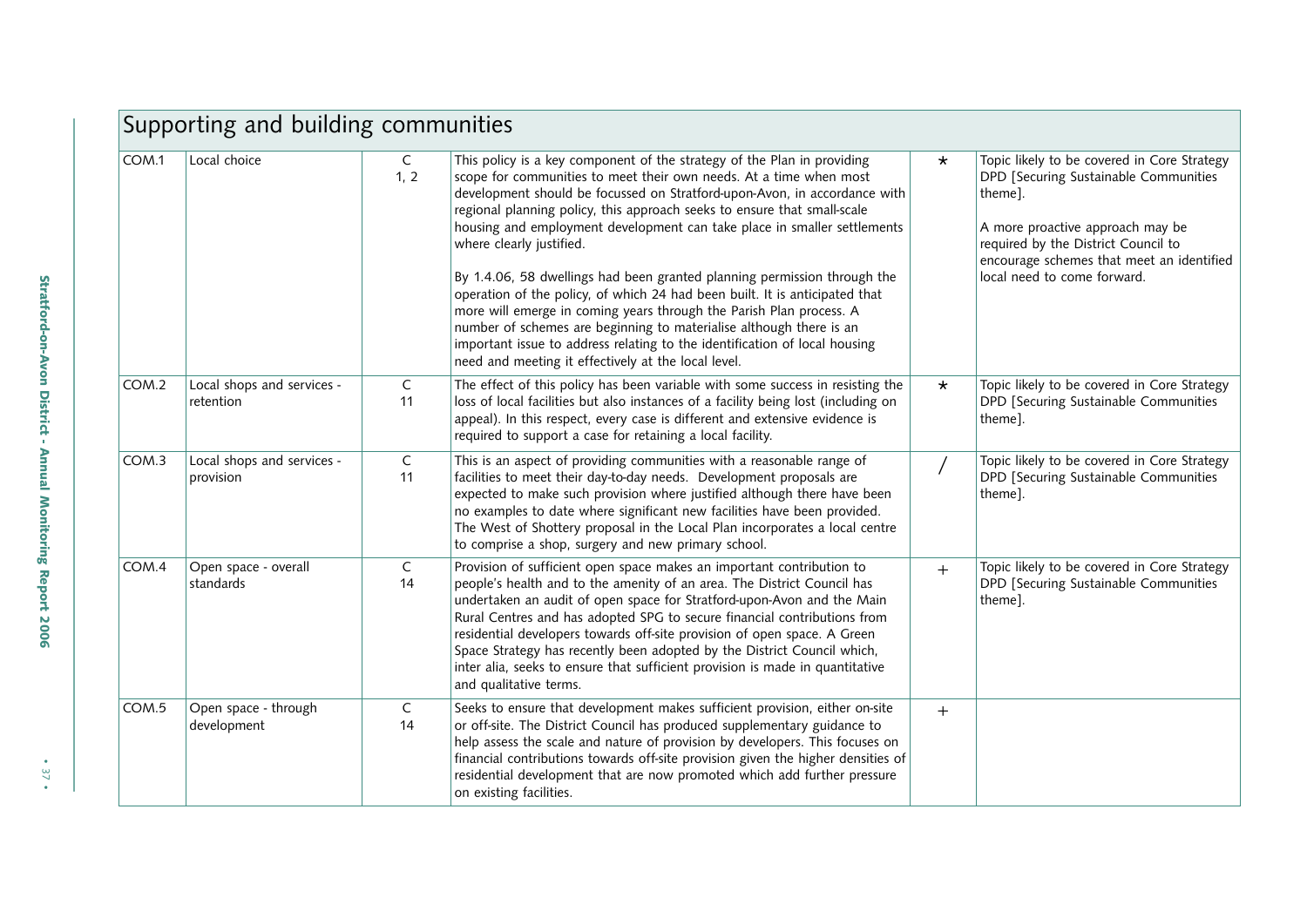## Supporting and building communities

| | | | | | |
|---|---|---|---|---|---|
| COM.1 | Local choice | C 1, 2 | This policy is a key component of the strategy of the Plan in providing scope for communities to meet their own needs. At a time when most development should be focussed on Stratford-upon-Avon, in accordance with regional planning policy, this approach seeks to ensure that small-scale housing and employment development can take place in smaller settlements where clearly justified.<br><br>By 1.4.06, 58 dwellings had been granted planning permission through the operation of the policy, of which 24 had been built. It is anticipated that more will emerge in coming years through the Parish Plan process. A number of schemes are beginning to materialise although there is an important issue to address relating to the identification of local housing need and meeting it effectively at the local level. | * | Topic likely to be covered in Core Strategy DPD [Securing Sustainable Communities theme].<br><br>A more proactive approach may be required by the District Council to encourage schemes that meet an identified local need to come forward. |
| COM.2 | Local shops and services - retention | C 11 | The effect of this policy has been variable with some success in resisting the loss of local facilities but also instances of a facility being lost (including on appeal). In this respect, every case is different and extensive evidence is required to support a case for retaining a local facility. | * | Topic likely to be covered in Core Strategy DPD [Securing Sustainable Communities theme]. |
| COM.3 | Local shops and services - provision | C 11 | This is an aspect of providing communities with a reasonable range of facilities to meet their day-to-day needs. Development proposals are expected to make such provision where justified although there have been no examples to date where significant new facilities have been provided. The West of Shottery proposal in the Local Plan incorporates a local centre to comprise a shop, surgery and new primary school. | / | Topic likely to be covered in Core Strategy DPD [Securing Sustainable Communities theme]. |
| COM.4 | Open space - overall standards | C 14 | Provision of sufficient open space makes an important contribution to people's health and to the amenity of an area. The District Council has undertaken an audit of open space for Stratford-upon-Avon and the Main Rural Centres and has adopted SPG to secure financial contributions from residential developers towards off-site provision of open space. A Green Space Strategy has recently been adopted by the District Council which, inter alia, seeks to ensure that sufficient provision is made in quantitative and qualitative terms. | + | Topic likely to be covered in Core Strategy DPD [Securing Sustainable Communities theme]. |
| COM.5 | Open space - through development | C 14 | Seeks to ensure that development makes sufficient provision, either on-site or off-site. The District Council has produced supplementary guidance to help assess the scale and nature of provision by developers. This focuses on financial contributions towards off-site provision given the higher densities of residential development that are now promoted which add further pressure on existing facilities. | + | |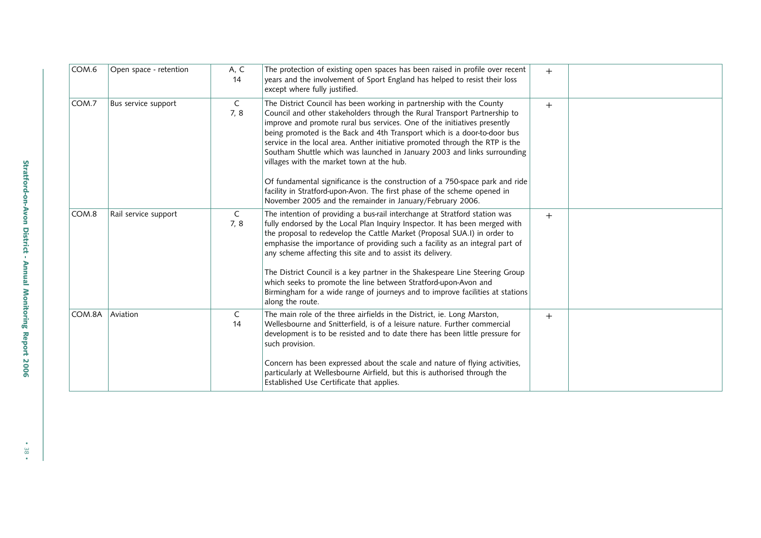| | | | | | |
|---|---|---|---|---|---|
| COM.6 | Open space - retention | A, C<br>14 | The protection of existing open spaces has been raised in profile over recent years and the involvement of Sport England has helped to resist their loss except where fully justified. | + | |
| COM.7 | Bus service support | C<br>7, 8 | The District Council has been working in partnership with the County Council and other stakeholders through the Rural Transport Partnership to improve and promote rural bus services. One of the initiatives presently being promoted is the Back and 4th Transport which is a door-to-door bus service in the local area. Anther initiative promoted through the RTP is the Southam Shuttle which was launched in January 2003 and links surrounding villages with the market town at the hub.<br><br>Of fundamental significance is the construction of a 750-space park and ride facility in Stratford-upon-Avon. The first phase of the scheme opened in November 2005 and the remainder in January/February 2006. | + | |
| COM.8 | Rail service support | C<br>7, 8 | The intention of providing a bus-rail interchange at Stratford station was fully endorsed by the Local Plan Inquiry Inspector. It has been merged with the proposal to redevelop the Cattle Market (Proposal SUA.I) in order to emphasise the importance of providing such a facility as an integral part of any scheme affecting this site and to assist its delivery.<br><br>The District Council is a key partner in the Shakespeare Line Steering Group which seeks to promote the line between Stratford-upon-Avon and Birmingham for a wide range of journeys and to improve facilities at stations along the route. | + | |
| COM.8A | Aviation | C<br>14 | The main role of the three airfields in the District, ie. Long Marston, Wellesbourne and Snitterfield, is of a leisure nature. Further commercial development is to be resisted and to date there has been little pressure for such provision.<br><br>Concern has been expressed about the scale and nature of flying activities, particularly at Wellesbourne Airfield, but this is authorised through the Established Use Certificate that applies. | + | |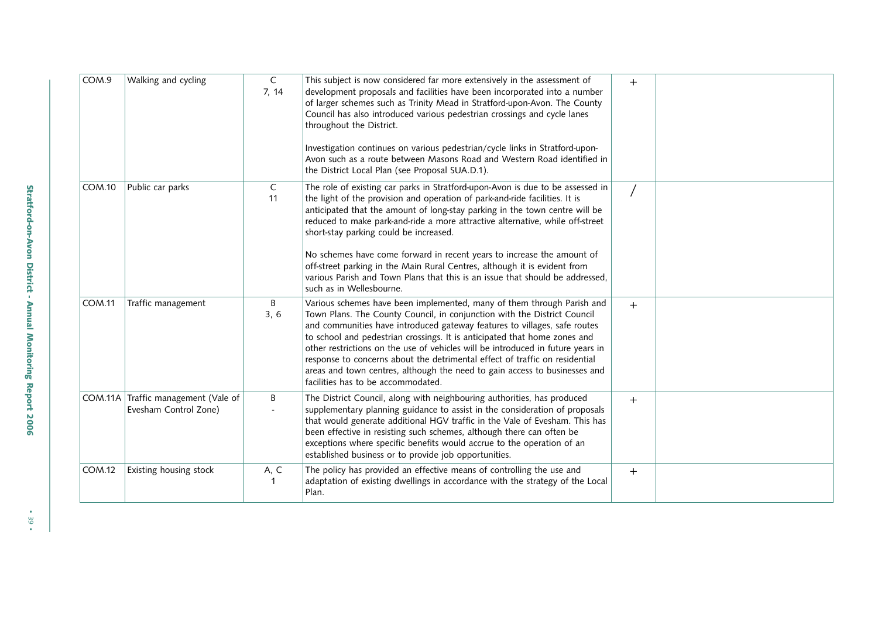| COM.9 | Walking and cycling | C 7, 14 | This subject is now considered far more extensively in the assessment of development proposals and facilities have been incorporated into a number of larger schemes such as Trinity Mead in Stratford-upon-Avon. The County Council has also introduced various pedestrian crossings and cycle lanes throughout the District.<br><br>Investigation continues on various pedestrian/cycle links in Stratford-upon-Avon such as a route between Masons Road and Western Road identified in the District Local Plan (see Proposal SUA.D.1). | + | |
|---|---|---|---|---|---|
| COM.10 | Public car parks | C 11 | The role of existing car parks in Stratford-upon-Avon is due to be assessed in the light of the provision and operation of park-and-ride facilities. It is anticipated that the amount of long-stay parking in the town centre will be reduced to make park-and-ride a more attractive alternative, while off-street short-stay parking could be increased.<br><br>No schemes have come forward in recent years to increase the amount of off-street parking in the Main Rural Centres, although it is evident from various Parish and Town Plans that this is an issue that should be addressed, such as in Wellesbourne. | / | |
| COM.11 | Traffic management | B 3, 6 | Various schemes have been implemented, many of them through Parish and Town Plans. The County Council, in conjunction with the District Council and communities have introduced gateway features to villages, safe routes to school and pedestrian crossings. It is anticipated that home zones and other restrictions on the use of vehicles will be introduced in future years in response to concerns about the detrimental effect of traffic on residential areas and town centres, although the need to gain access to businesses and facilities has to be accommodated. | + | |
| COM.11A | Traffic management (Vale of Evesham Control Zone) | B - | The District Council, along with neighbouring authorities, has produced supplementary planning guidance to assist in the consideration of proposals that would generate additional HGV traffic in the Vale of Evesham. This has been effective in resisting such schemes, although there can often be exceptions where specific benefits would accrue to the operation of an established business or to provide job opportunities. | + | |
| COM.12 | Existing housing stock | A, C 1 | The policy has provided an effective means of controlling the use and adaptation of existing dwellings in accordance with the strategy of the Local Plan. | + | |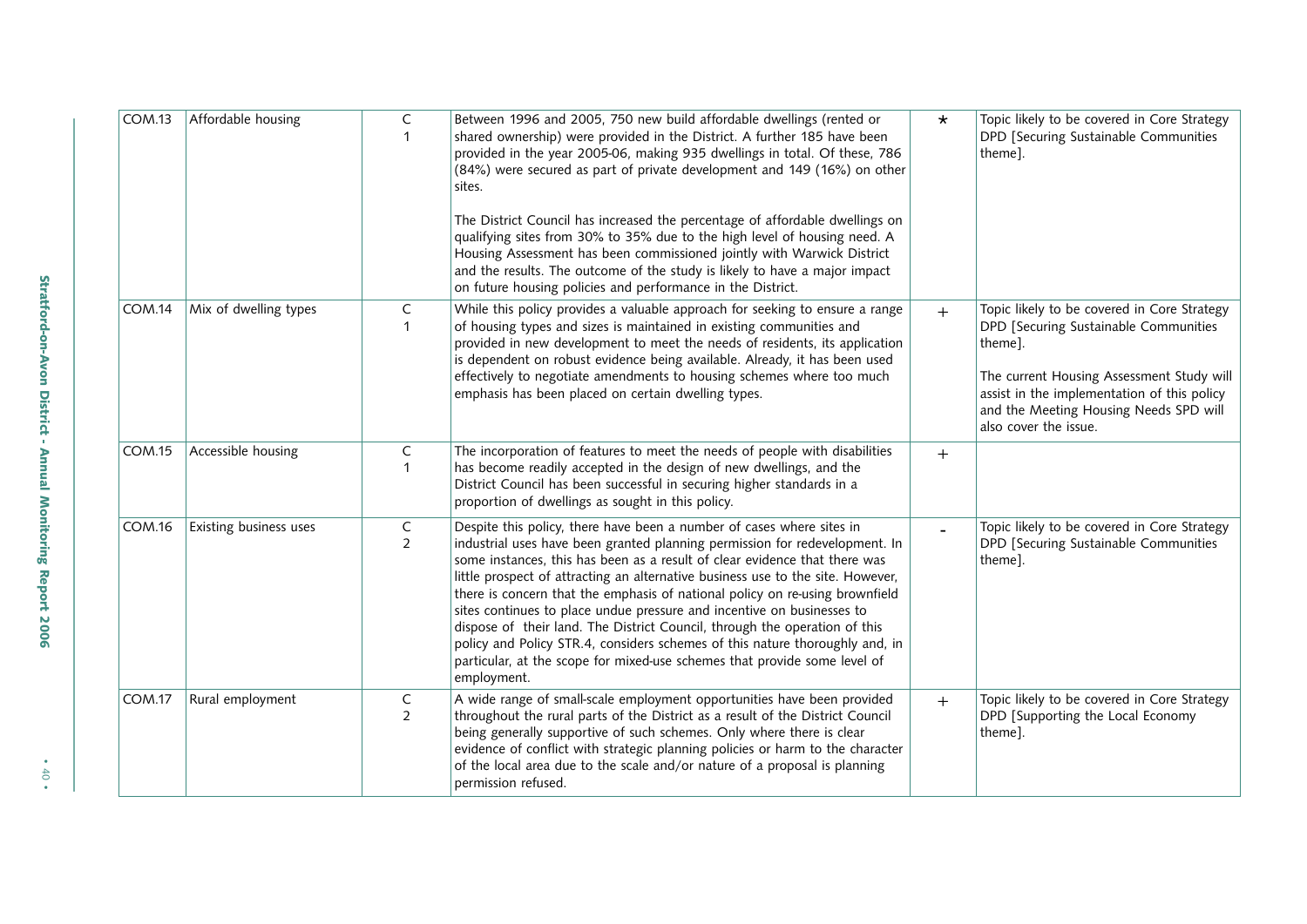| COM.13 | Affordable housing | C 1 | Between 1996 and 2005, 750 new build affordable dwellings (rented or shared ownership) were provided in the District. A further 185 have been provided in the year 2005-06, making 935 dwellings in total. Of these, 786 (84%) were secured as part of private development and 149 (16%) on other sites.<br><br>The District Council has increased the percentage of affordable dwellings on qualifying sites from 30% to 35% due to the high level of housing need. A Housing Assessment has been commissioned jointly with Warwick District and the results. The outcome of the study is likely to have a major impact on future housing policies and performance in the District. | * | Topic likely to be covered in Core Strategy DPD [Securing Sustainable Communities theme]. |
|---|---|---|---|---|---|
| COM.14 | Mix of dwelling types | C 1 | While this policy provides a valuable approach for seeking to ensure a range of housing types and sizes is maintained in existing communities and provided in new development to meet the needs of residents, its application is dependent on robust evidence being available. Already, it has been used effectively to negotiate amendments to housing schemes where too much emphasis has been placed on certain dwelling types. | + | Topic likely to be covered in Core Strategy DPD [Securing Sustainable Communities theme].<br><br>The current Housing Assessment Study will assist in the implementation of this policy and the Meeting Housing Needs SPD will also cover the issue. |
| COM.15 | Accessible housing | C 1 | The incorporation of features to meet the needs of people with disabilities has become readily accepted in the design of new dwellings, and the District Council has been successful in securing higher standards in a proportion of dwellings as sought in this policy. | + | |
| COM.16 | Existing business uses | C 2 | Despite this policy, there have been a number of cases where sites in industrial uses have been granted planning permission for redevelopment. In some instances, this has been as a result of clear evidence that there was little prospect of attracting an alternative business use to the site. However, there is concern that the emphasis of national policy on re-using brownfield sites continues to place undue pressure and incentive on businesses to dispose of their land. The District Council, through the operation of this policy and Policy STR.4, considers schemes of this nature thoroughly and, in particular, at the scope for mixed-use schemes that provide some level of employment. | - | Topic likely to be covered in Core Strategy DPD [Securing Sustainable Communities theme]. |
| COM.17 | Rural employment | C 2 | A wide range of small-scale employment opportunities have been provided throughout the rural parts of the District as a result of the District Council being generally supportive of such schemes. Only where there is clear evidence of conflict with strategic planning policies or harm to the character of the local area due to the scale and/or nature of a proposal is planning permission refused. | + | Topic likely to be covered in Core Strategy DPD [Supporting the Local Economy theme]. |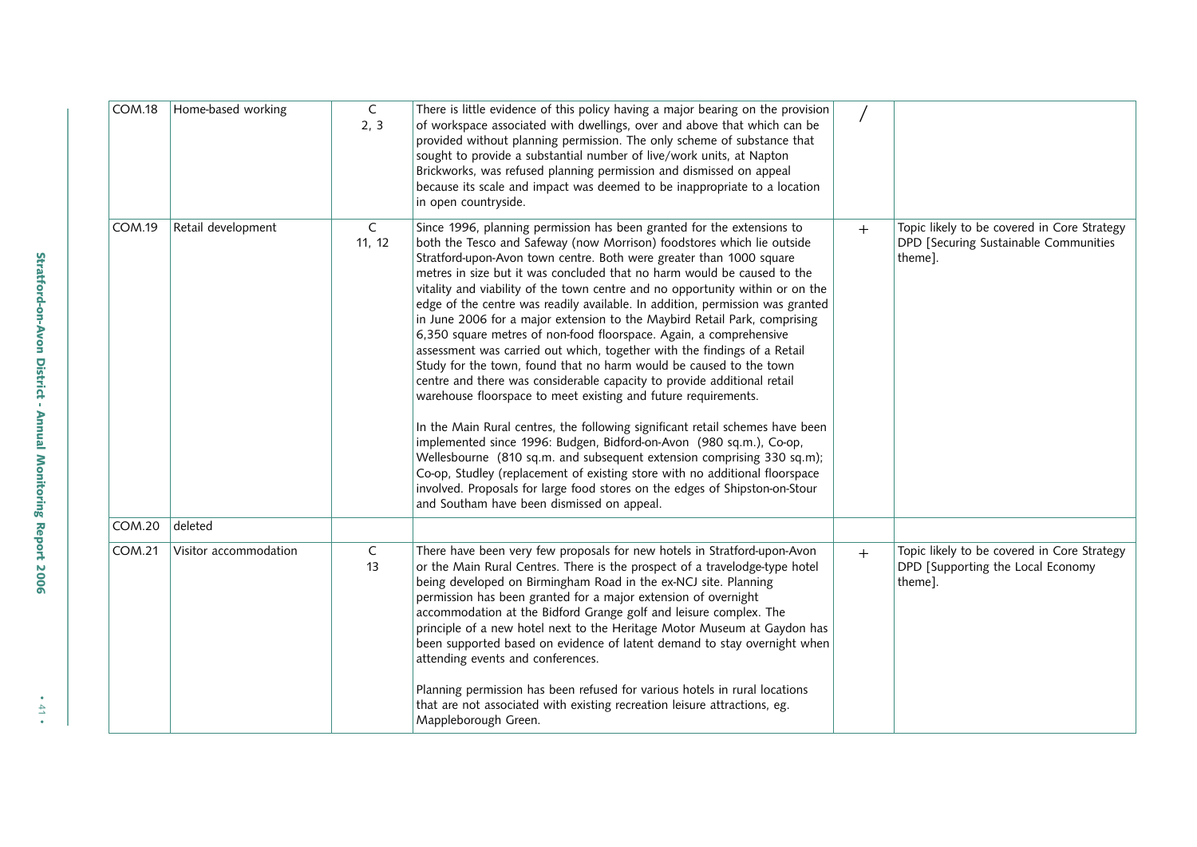| | | | | | |
|---|---|---|---|---|---|
| COM.18 | Home-based working | C<br>2, 3 | There is little evidence of this policy having a major bearing on the provision of workspace associated with dwellings, over and above that which can be provided without planning permission. The only scheme of substance that sought to provide a substantial number of live/work units, at Napton Brickworks, was refused planning permission and dismissed on appeal because its scale and impact was deemed to be inappropriate to a location in open countryside. | / | |
| COM.19 | Retail development | C<br>11, 12 | Since 1996, planning permission has been granted for the extensions to both the Tesco and Safeway (now Morrison) foodstores which lie outside Stratford-upon-Avon town centre. Both were greater than 1000 square metres in size but it was concluded that no harm would be caused to the vitality and viability of the town centre and no opportunity within or on the edge of the centre was readily available. In addition, permission was granted in June 2006 for a major extension to the Maybird Retail Park, comprising 6,350 square metres of non-food floorspace. Again, a comprehensive assessment was carried out which, together with the findings of a Retail Study for the town, found that no harm would be caused to the town centre and there was considerable capacity to provide additional retail warehouse floorspace to meet existing and future requirements.<br><br>In the Main Rural centres, the following significant retail schemes have been implemented since 1996: Budgen, Bidford-on-Avon (980 sq.m.), Co-op, Wellesbourne (810 sq.m. and subsequent extension comprising 330 sq.m); Co-op, Studley (replacement of existing store with no additional floorspace involved. Proposals for large food stores on the edges of Shipston-on-Stour and Southam have been dismissed on appeal. | + | Topic likely to be covered in Core Strategy DPD [Securing Sustainable Communities theme]. |
| COM.20 | deleted | | | | |
| COM.21 | Visitor accommodation | C<br>13 | There have been very few proposals for new hotels in Stratford-upon-Avon or the Main Rural Centres. There is the prospect of a travelodge-type hotel being developed on Birmingham Road in the ex-NCJ site. Planning permission has been granted for a major extension of overnight accommodation at the Bidford Grange golf and leisure complex. The principle of a new hotel next to the Heritage Motor Museum at Gaydon has been supported based on evidence of latent demand to stay overnight when attending events and conferences.<br><br>Planning permission has been refused for various hotels in rural locations that are not associated with existing recreation leisure attractions, eg. Mappleborough Green. | + | Topic likely to be covered in Core Strategy DPD [Supporting the Local Economy theme]. |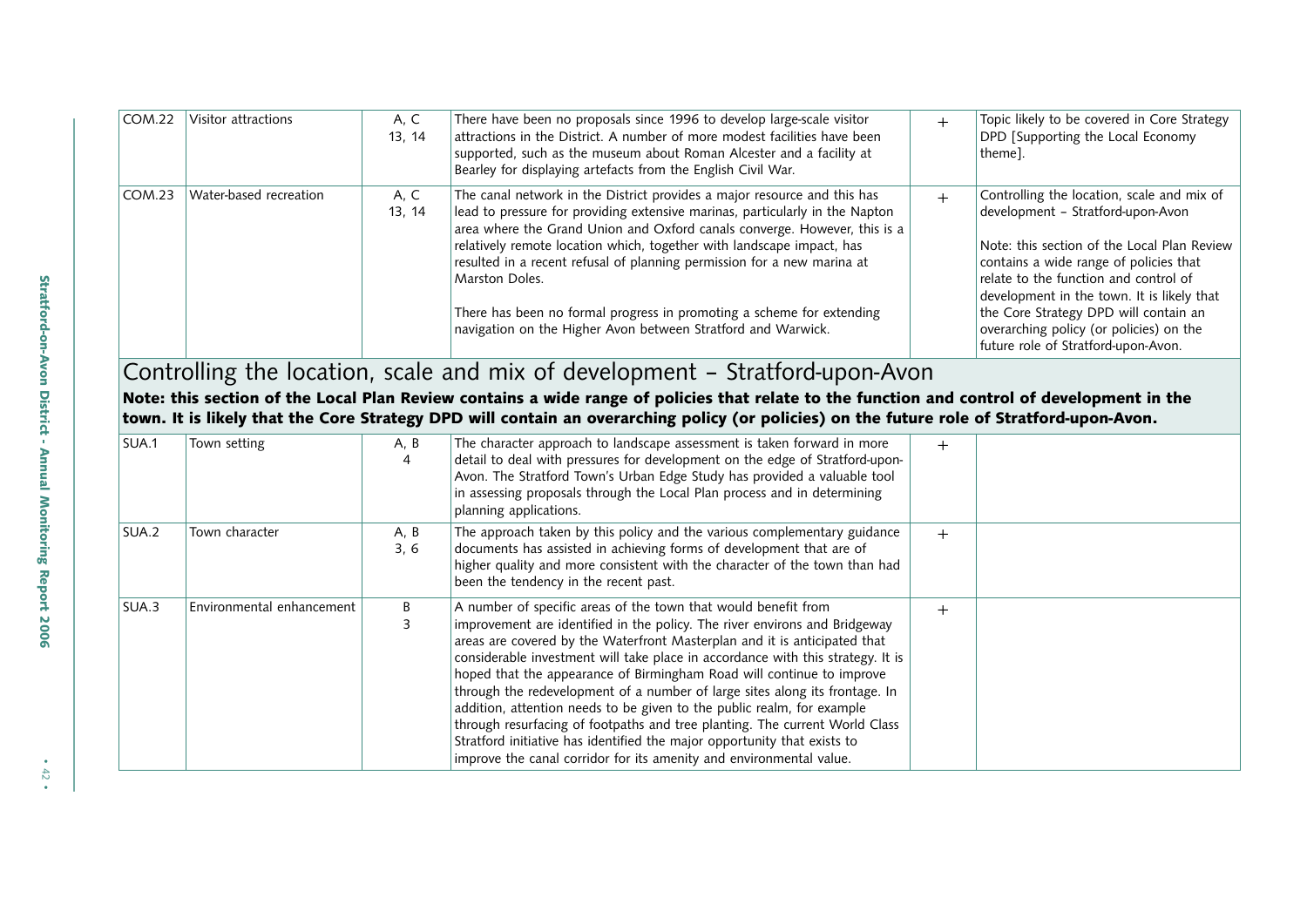| | | | | | |
|---|---|---|---|---|---|
| COM.22 | Visitor attractions | A, C 13, 14 | There have been no proposals since 1996 to develop large-scale visitor attractions in the District. A number of more modest facilities have been supported, such as the museum about Roman Alcester and a facility at Bearley for displaying artefacts from the English Civil War. | + | Topic likely to be covered in Core Strategy DPD [Supporting the Local Economy theme]. |
| COM.23 | Water-based recreation | A, C 13, 14 | The canal network in the District provides a major resource and this has lead to pressure for providing extensive marinas, particularly in the Napton area where the Grand Union and Oxford canals converge. However, this is a relatively remote location which, together with landscape impact, has resulted in a recent refusal of planning permission for a new marina at Marston Doles.<br><br>There has been no formal progress in promoting a scheme for extending navigation on the Higher Avon between Stratford and Warwick. | + | Controlling the location, scale and mix of development – Stratford-upon-Avon<br><br>Note: this section of the Local Plan Review contains a wide range of policies that relate to the function and control of development in the town. It is likely that the Core Strategy DPD will contain an overarching policy (or policies) on the future role of Stratford-upon-Avon. |

## Controlling the location, scale and mix of development – Stratford-upon-Avon

**Note: this section of the Local Plan Review contains a wide range of policies that relate to the function and control of development in the town. It is likely that the Core Strategy DPD will contain an overarching policy (or policies) on the future role of Stratford-upon-Avon.**

| | | | | | |
|---|---|---|---|---|---|
| SUA.1 | Town setting | A, B 4 | The character approach to landscape assessment is taken forward in more detail to deal with pressures for development on the edge of Stratford-upon-Avon. The Stratford Town's Urban Edge Study has provided a valuable tool in assessing proposals through the Local Plan process and in determining planning applications. | + | |
| SUA.2 | Town character | A, B 3, 6 | The approach taken by this policy and the various complementary guidance documents has assisted in achieving forms of development that are of higher quality and more consistent with the character of the town than had been the tendency in the recent past. | + | |
| SUA.3 | Environmental enhancement | B 3 | A number of specific areas of the town that would benefit from improvement are identified in the policy. The river environs and Bridgeway areas are covered by the Waterfront Masterplan and it is anticipated that considerable investment will take place in accordance with this strategy. It is hoped that the appearance of Birmingham Road will continue to improve through the redevelopment of a number of large sites along its frontage. In addition, attention needs to be given to the public realm, for example through resurfacing of footpaths and tree planting. The current World Class Stratford initiative has identified the major opportunity that exists to improve the canal corridor for its amenity and environmental value. | + | |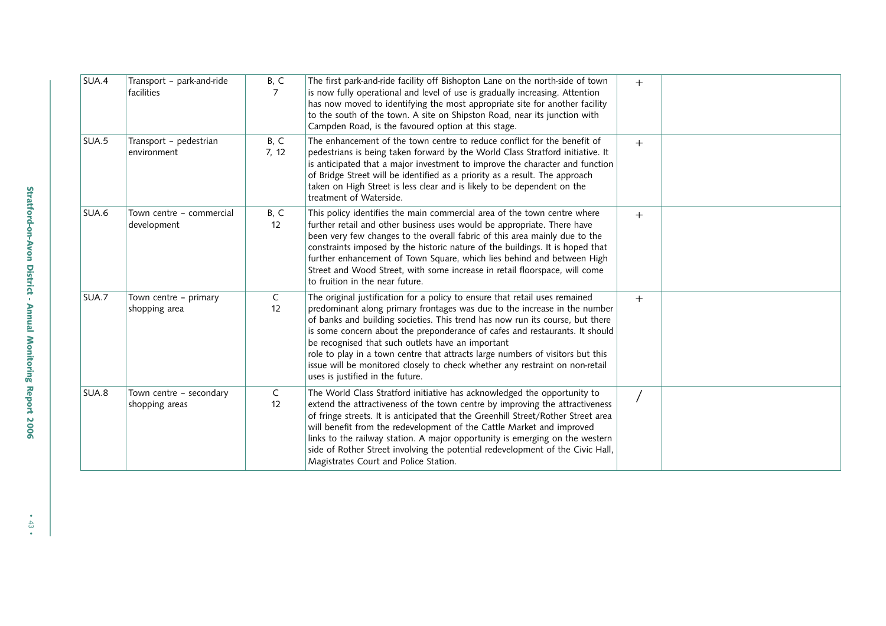| | | | | | |
|---|---|---|---|---|---|
| SUA.4 | Transport – park-and-ride facilities | B, C 7 | The first park-and-ride facility off Bishopton Lane on the north-side of town is now fully operational and level of use is gradually increasing. Attention has now moved to identifying the most appropriate site for another facility to the south of the town. A site on Shipston Road, near its junction with Campden Road, is the favoured option at this stage. | + | |
| SUA.5 | Transport – pedestrian environment | B, C 7, 12 | The enhancement of the town centre to reduce conflict for the benefit of pedestrians is being taken forward by the World Class Stratford initiative. It is anticipated that a major investment to improve the character and function of Bridge Street will be identified as a priority as a result. The approach taken on High Street is less clear and is likely to be dependent on the treatment of Waterside. | + | |
| SUA.6 | Town centre – commercial development | B, C 12 | This policy identifies the main commercial area of the town centre where further retail and other business uses would be appropriate. There have been very few changes to the overall fabric of this area mainly due to the constraints imposed by the historic nature of the buildings. It is hoped that further enhancement of Town Square, which lies behind and between High Street and Wood Street, with some increase in retail floorspace, will come to fruition in the near future. | + | |
| SUA.7 | Town centre – primary shopping area | C 12 | The original justification for a policy to ensure that retail uses remained predominant along primary frontages was due to the increase in the number of banks and building societies. This trend has now run its course, but there is some concern about the preponderance of cafes and restaurants. It should be recognised that such outlets have an important role to play in a town centre that attracts large numbers of visitors but this issue will be monitored closely to check whether any restraint on non-retail uses is justified in the future. | + | |
| SUA.8 | Town centre – secondary shopping areas | C 12 | The World Class Stratford initiative has acknowledged the opportunity to extend the attractiveness of the town centre by improving the attractiveness of fringe streets. It is anticipated that the Greenhill Street/Rother Street area will benefit from the redevelopment of the Cattle Market and improved links to the railway station. A major opportunity is emerging on the western side of Rother Street involving the potential redevelopment of the Civic Hall, Magistrates Court and Police Station. | / | |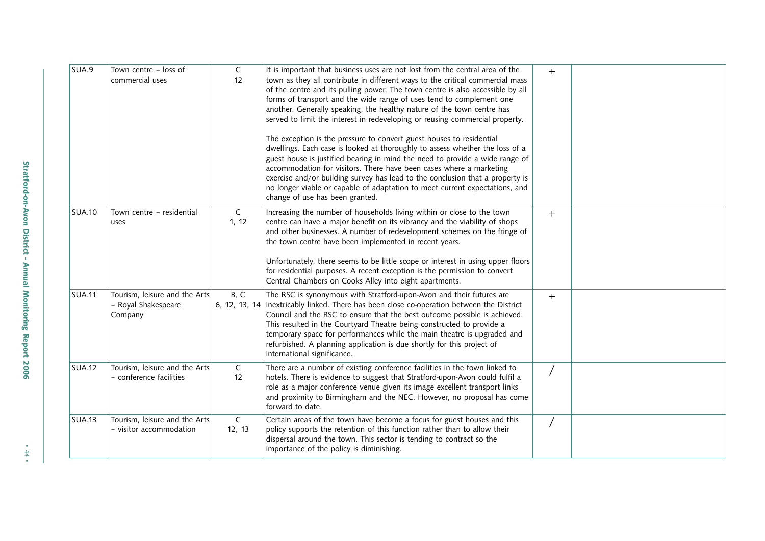| | | | | | |
|---|---|---|---|---|---|
| SUA.9 | Town centre – loss of commercial uses | C<br>12 | It is important that business uses are not lost from the central area of the town as they all contribute in different ways to the critical commercial mass of the centre and its pulling power. The town centre is also accessible by all forms of transport and the wide range of uses tend to complement one another. Generally speaking, the healthy nature of the town centre has served to limit the interest in redeveloping or reusing commercial property.<br><br>The exception is the pressure to convert guest houses to residential dwellings. Each case is looked at thoroughly to assess whether the loss of a guest house is justified bearing in mind the need to provide a wide range of accommodation for visitors. There have been cases where a marketing exercise and/or building survey has lead to the conclusion that a property is no longer viable or capable of adaptation to meet current expectations, and change of use has been granted. | + | |
| SUA.10 | Town centre – residential uses | C<br>1, 12 | Increasing the number of households living within or close to the town centre can have a major benefit on its vibrancy and the viability of shops and other businesses. A number of redevelopment schemes on the fringe of the town centre have been implemented in recent years.<br><br>Unfortunately, there seems to be little scope or interest in using upper floors for residential purposes. A recent exception is the permission to convert Central Chambers on Cooks Alley into eight apartments. | + | |
| SUA.11 | Tourism, leisure and the Arts – Royal Shakespeare Company | B, C<br>6, 12, 13, 14 | The RSC is synonymous with Stratford-upon-Avon and their futures are inextricably linked. There has been close co-operation between the District Council and the RSC to ensure that the best outcome possible is achieved. This resulted in the Courtyard Theatre being constructed to provide a temporary space for performances while the main theatre is upgraded and refurbished. A planning application is due shortly for this project of international significance. | + | |
| SUA.12 | Tourism, leisure and the Arts – conference facilities | C<br>12 | There are a number of existing conference facilities in the town linked to hotels. There is evidence to suggest that Stratford-upon-Avon could fulfil a role as a major conference venue given its image excellent transport links and proximity to Birmingham and the NEC. However, no proposal has come forward to date. | / | |
| SUA.13 | Tourism, leisure and the Arts – visitor accommodation | C<br>12, 13 | Certain areas of the town have become a focus for guest houses and this policy supports the retention of this function rather than to allow their dispersal around the town. This sector is tending to contract so the importance of the policy is diminishing. | / | |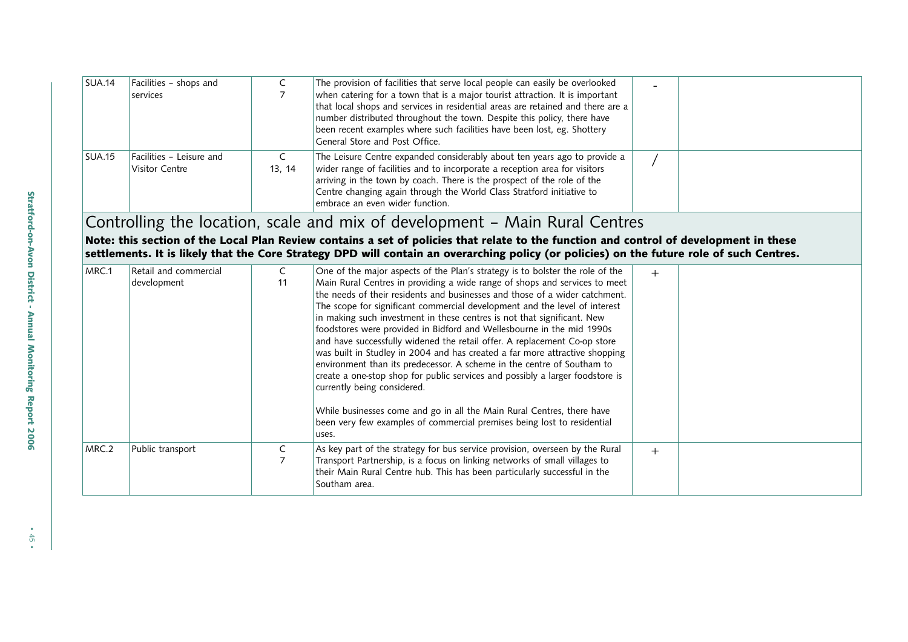| | | | | | |
|---|---|---|---|---|---|
| SUA.14 | Facilities – shops and services | C 7 | The provision of facilities that serve local people can easily be overlooked when catering for a town that is a major tourist attraction. It is important that local shops and services in residential areas are retained and there are a number distributed throughout the town. Despite this policy, there have been recent examples where such facilities have been lost, eg. Shottery General Store and Post Office. | - | |
| SUA.15 | Facilities – Leisure and Visitor Centre | C 13, 14 | The Leisure Centre expanded considerably about ten years ago to provide a wider range of facilities and to incorporate a reception area for visitors arriving in the town by coach. There is the prospect of the role of the Centre changing again through the World Class Stratford initiative to embrace an even wider function. | / | |

## Controlling the location, scale and mix of development – Main Rural Centres

**Note: this section of the Local Plan Review contains a set of policies that relate to the function and control of development in these settlements. It is likely that the Core Strategy DPD will contain an overarching policy (or policies) on the future role of such Centres.**

| | | | | | |
|---|---|---|---|---|---|
| MRC.1 | Retail and commercial development | C 11 | One of the major aspects of the Plan's strategy is to bolster the role of the Main Rural Centres in providing a wide range of shops and services to meet the needs of their residents and businesses and those of a wider catchment. The scope for significant commercial development and the level of interest in making such investment in these centres is not that significant. New foodstores were provided in Bidford and Wellesbourne in the mid 1990s and have successfully widened the retail offer. A replacement Co-op store was built in Studley in 2004 and has created a far more attractive shopping environment than its predecessor. A scheme in the centre of Southam to create a one-stop shop for public services and possibly a larger foodstore is currently being considered.<br><br>While businesses come and go in all the Main Rural Centres, there have been very few examples of commercial premises being lost to residential uses. | + | |
| MRC.2 | Public transport | C 7 | As key part of the strategy for bus service provision, overseen by the Rural Transport Partnership, is a focus on linking networks of small villages to their Main Rural Centre hub. This has been particularly successful in the Southam area. | + | |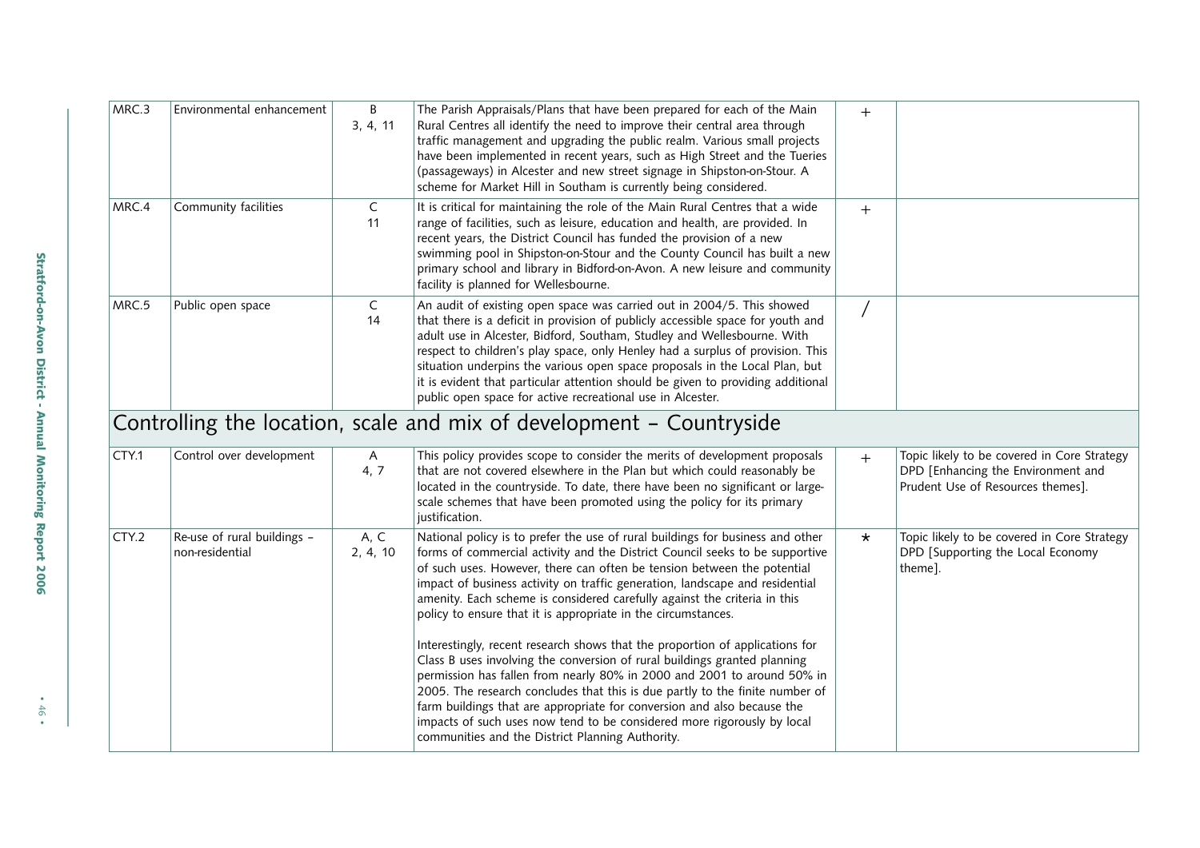| | | | | | |
|---|---|---|---|---|---|
| MRC.3 | Environmental enhancement | B<br>3, 4, 11 | The Parish Appraisals/Plans that have been prepared for each of the Main Rural Centres all identify the need to improve their central area through traffic management and upgrading the public realm. Various small projects have been implemented in recent years, such as High Street and the Tueries (passageways) in Alcester and new street signage in Shipston-on-Stour. A scheme for Market Hill in Southam is currently being considered. | + | |
| MRC.4 | Community facilities | C<br>11 | It is critical for maintaining the role of the Main Rural Centres that a wide range of facilities, such as leisure, education and health, are provided. In recent years, the District Council has funded the provision of a new swimming pool in Shipston-on-Stour and the County Council has built a new primary school and library in Bidford-on-Avon. A new leisure and community facility is planned for Wellesbourne. | + | |
| MRC.5 | Public open space | C<br>14 | An audit of existing open space was carried out in 2004/5. This showed that there is a deficit in provision of publicly accessible space for youth and adult use in Alcester, Bidford, Southam, Studley and Wellesbourne. With respect to children's play space, only Henley had a surplus of provision. This situation underpins the various open space proposals in the Local Plan, but it is evident that particular attention should be given to providing additional public open space for active recreational use in Alcester. | / | |
| **Controlling the location, scale and mix of development – Countryside** | | | | | |
| CTY.1 | Control over development | A<br>4, 7 | This policy provides scope to consider the merits of development proposals that are not covered elsewhere in the Plan but which could reasonably be located in the countryside. To date, there have been no significant or large-scale schemes that have been promoted using the policy for its primary justification. | + | Topic likely to be covered in Core Strategy DPD [Enhancing the Environment and Prudent Use of Resources themes]. |
| CTY.2 | Re-use of rural buildings – non-residential | A, C<br>2, 4, 10 | National policy is to prefer the use of rural buildings for business and other forms of commercial activity and the District Council seeks to be supportive of such uses. However, there can often be tension between the potential impact of business activity on traffic generation, landscape and residential amenity. Each scheme is considered carefully against the criteria in this policy to ensure that it is appropriate in the circumstances.<br><br>Interestingly, recent research shows that the proportion of applications for Class B uses involving the conversion of rural buildings granted planning permission has fallen from nearly 80% in 2000 and 2001 to around 50% in 2005. The research concludes that this is due partly to the finite number of farm buildings that are appropriate for conversion and also because the impacts of such uses now tend to be considered more rigorously by local communities and the District Planning Authority. | * | Topic likely to be covered in Core Strategy DPD [Supporting the Local Economy theme]. |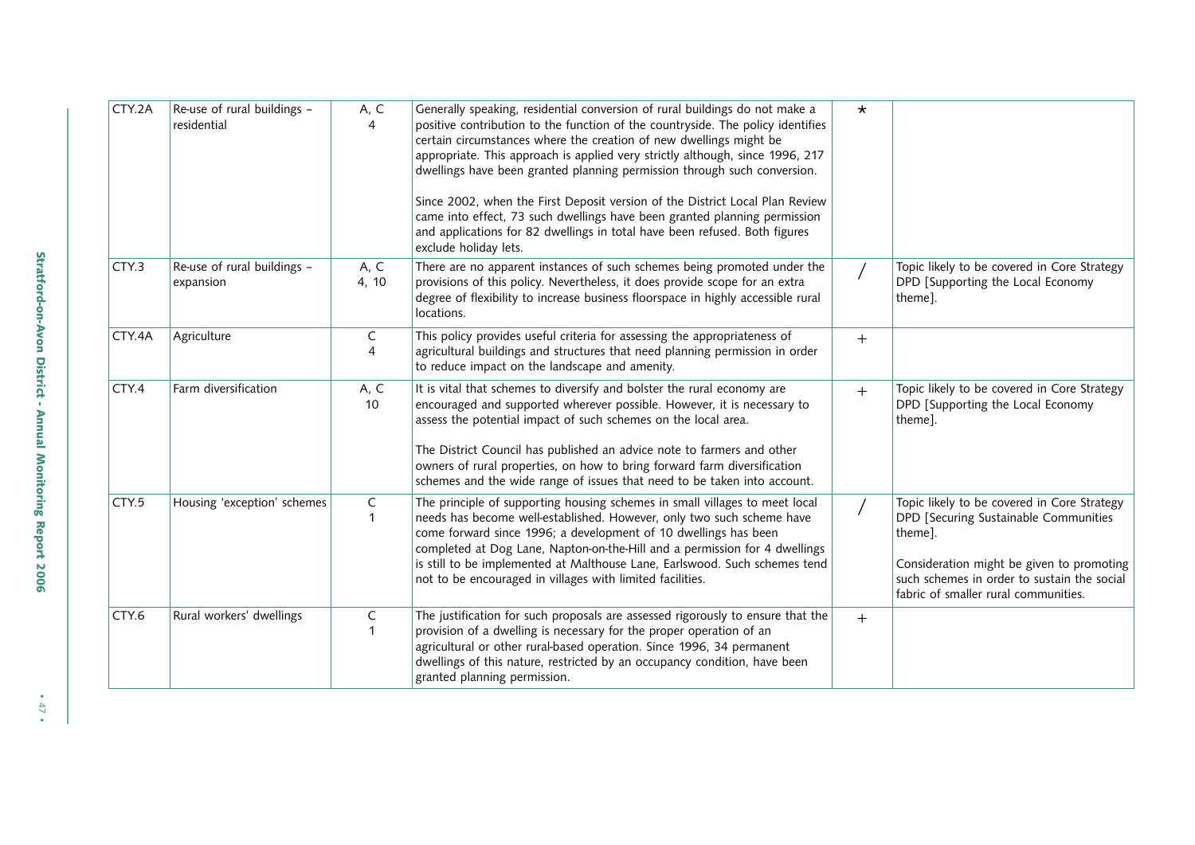| CTY.2A | Re-use of rural buildings – residential | A, C 4 | Generally speaking, residential conversion of rural buildings do not make a positive contribution to the function of the countryside. The policy identifies certain circumstances where the creation of new dwellings might be appropriate. This approach is applied very strictly although, since 1996, 217 dwellings have been granted planning permission through such conversion.<br><br>Since 2002, when the First Deposit version of the District Local Plan Review came into effect, 73 such dwellings have been granted planning permission and applications for 82 dwellings in total have been refused. Both figures exclude holiday lets. | * | |
|---|---|---|---|---|---|
| CTY.3 | Re-use of rural buildings – expansion | A, C 4, 10 | There are no apparent instances of such schemes being promoted under the provisions of this policy. Nevertheless, it does provide scope for an extra degree of flexibility to increase business floorspace in highly accessible rural locations. | / | Topic likely to be covered in Core Strategy DPD [Supporting the Local Economy theme]. |
| CTY.4A | Agriculture | C 4 | This policy provides useful criteria for assessing the appropriateness of agricultural buildings and structures that need planning permission in order to reduce impact on the landscape and amenity. | + | |
| CTY.4 | Farm diversification | A, C 10 | It is vital that schemes to diversify and bolster the rural economy are encouraged and supported wherever possible. However, it is necessary to assess the potential impact of such schemes on the local area.<br><br>The District Council has published an advice note to farmers and other owners of rural properties, on how to bring forward farm diversification schemes and the wide range of issues that need to be taken into account. | + | Topic likely to be covered in Core Strategy DPD [Supporting the Local Economy theme]. |
| CTY.5 | Housing 'exception' schemes | C 1 | The principle of supporting housing schemes in small villages to meet local needs has become well-established. However, only two such scheme have come forward since 1996; a development of 10 dwellings has been completed at Dog Lane, Napton-on-the-Hill and a permission for 4 dwellings is still to be implemented at Malthouse Lane, Earlswood. Such schemes tend not to be encouraged in villages with limited facilities. | / | Topic likely to be covered in Core Strategy DPD [Securing Sustainable Communities theme].<br><br>Consideration might be given to promoting such schemes in order to sustain the social fabric of smaller rural communities. |
| CTY.6 | Rural workers' dwellings | C 1 | The justification for such proposals are assessed rigorously to ensure that the provision of a dwelling is necessary for the proper operation of an agricultural or other rural-based operation. Since 1996, 34 permanent dwellings of this nature, restricted by an occupancy condition, have been granted planning permission. | + | |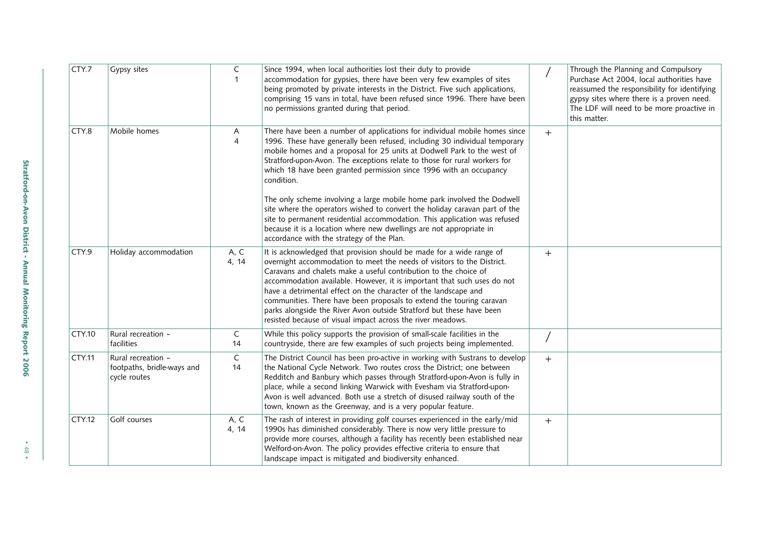| CTY.7 | Gypsy sites | C<br>1 | Since 1994, when local authorities lost their duty to provide accommodation for gypsies, there have been very few examples of sites being promoted by private interests in the District. Five such applications, comprising 15 vans in total, have been refused since 1996. There have been no permissions granted during that period. | / | Through the Planning and Compulsory Purchase Act 2004, local authorities have reassumed the responsibility for identifying gypsy sites where there is a proven need. The LDF will need to be more proactive in this matter. |
|---|---|---|---|---|---|
| CTY.8 | Mobile homes | A<br>4 | There have been a number of applications for individual mobile homes since 1996. These have generally been refused, including 30 individual temporary mobile homes and a proposal for 25 units at Dodwell Park to the west of Stratford-upon-Avon. The exceptions relate to those for rural workers for which 18 have been granted permission since 1996 with an occupancy condition.<br><br>The only scheme involving a large mobile home park involved the Dodwell site where the operators wished to convert the holiday caravan part of the site to permanent residential accommodation. This application was refused because it is a location where new dwellings are not appropriate in accordance with the strategy of the Plan. | + | |
| CTY.9 | Holiday accommodation | A, C<br>4, 14 | It is acknowledged that provision should be made for a wide range of overnight accommodation to meet the needs of visitors to the District. Caravans and chalets make a useful contribution to the choice of accommodation available. However, it is important that such uses do not have a detrimental effect on the character of the landscape and communities. There have been proposals to extend the touring caravan parks alongside the River Avon outside Stratford but these have been resisted because of visual impact across the river meadows. | + | |
| CTY.10 | Rural recreation – facilities | C<br>14 | While this policy supports the provision of small-scale facilities in the countryside, there are few examples of such projects being implemented. | / | |
| CTY.11 | Rural recreation – footpaths, bridle-ways and cycle routes | C<br>14 | The District Council has been pro-active in working with Sustrans to develop the National Cycle Network. Two routes cross the District; one between Redditch and Banbury which passes through Stratford-upon-Avon is fully in place, while a second linking Warwick with Evesham via Stratford-upon-Avon is well advanced. Both use a stretch of disused railway south of the town, known as the Greenway, and is a very popular feature. | + | |
| CTY.12 | Golf courses | A, C<br>4, 14 | The rash of interest in providing golf courses experienced in the early/mid 1990s has diminished considerably. There is now very little pressure to provide more courses, although a facility has recently been established near Welford-on-Avon. The policy provides effective criteria to ensure that landscape impact is mitigated and biodiversity enhanced. | + | |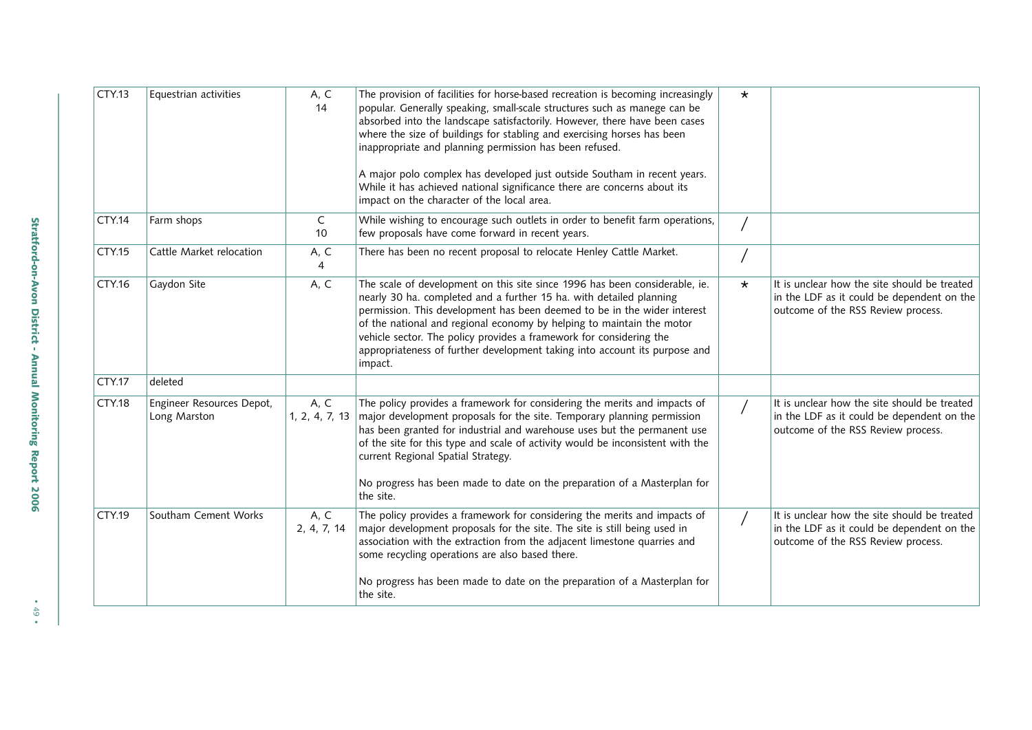| CTY.13 | Equestrian activities | A, C<br>14 | The provision of facilities for horse-based recreation is becoming increasingly popular. Generally speaking, small-scale structures such as manege can be absorbed into the landscape satisfactorily. However, there have been cases where the size of buildings for stabling and exercising horses has been inappropriate and planning permission has been refused.<br><br>A major polo complex has developed just outside Southam in recent years. While it has achieved national significance there are concerns about its impact on the character of the local area. | * | |
|---|---|---|---|---|---|
| CTY.14 | Farm shops | C<br>10 | While wishing to encourage such outlets in order to benefit farm operations, few proposals have come forward in recent years. | / | |
| CTY.15 | Cattle Market relocation | A, C<br>4 | There has been no recent proposal to relocate Henley Cattle Market. | / | |
| CTY.16 | Gaydon Site | A, C | The scale of development on this site since 1996 has been considerable, ie. nearly 30 ha. completed and a further 15 ha. with detailed planning permission. This development has been deemed to be in the wider interest of the national and regional economy by helping to maintain the motor vehicle sector. The policy provides a framework for considering the appropriateness of further development taking into account its purpose and impact. | * | It is unclear how the site should be treated in the LDF as it could be dependent on the outcome of the RSS Review process. |
| CTY.17 | deleted | | | | |
| CTY.18 | Engineer Resources Depot, Long Marston | A, C<br>1, 2, 4, 7, 13 | The policy provides a framework for considering the merits and impacts of major development proposals for the site. Temporary planning permission has been granted for industrial and warehouse uses but the permanent use of the site for this type and scale of activity would be inconsistent with the current Regional Spatial Strategy.<br><br>No progress has been made to date on the preparation of a Masterplan for the site. | / | It is unclear how the site should be treated in the LDF as it could be dependent on the outcome of the RSS Review process. |
| CTY.19 | Southam Cement Works | A, C<br>2, 4, 7, 14 | The policy provides a framework for considering the merits and impacts of major development proposals for the site. The site is still being used in association with the extraction from the adjacent limestone quarries and some recycling operations are also based there.<br><br>No progress has been made to date on the preparation of a Masterplan for the site. | / | It is unclear how the site should be treated in the LDF as it could be dependent on the outcome of the RSS Review process. |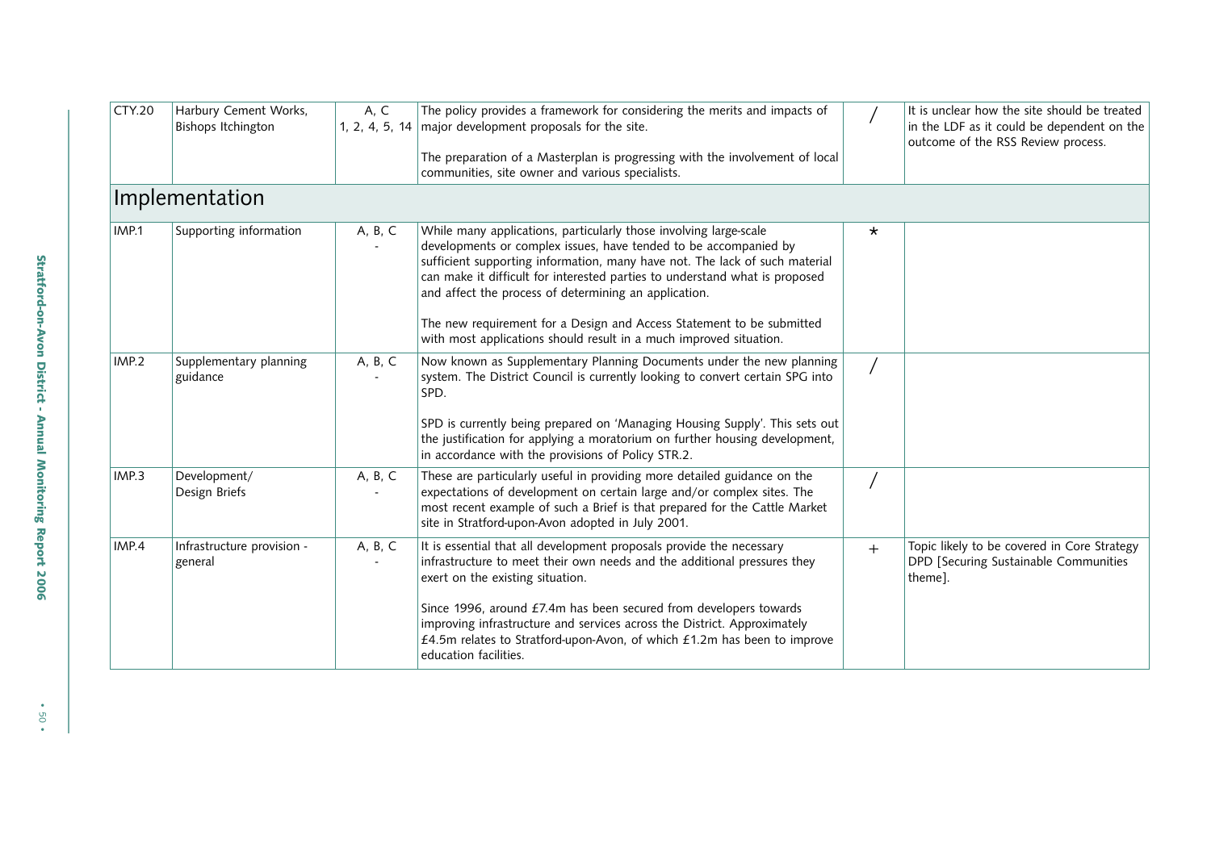| | | | | | |
|---|---|---|---|---|---|
| CTY.20 | Harbury Cement Works, Bishops Itchington | A, C<br>1, 2, 4, 5, 14 | The policy provides a framework for considering the merits and impacts of major development proposals for the site.<br><br>The preparation of a Masterplan is progressing with the involvement of local communities, site owner and various specialists. | / | It is unclear how the site should be treated in the LDF as it could be dependent on the outcome of the RSS Review process. |
| **Implementation** | | | | | |
| IMP.1 | Supporting information | A, B, C<br>- | While many applications, particularly those involving large-scale developments or complex issues, have tended to be accompanied by sufficient supporting information, many have not. The lack of such material can make it difficult for interested parties to understand what is proposed and affect the process of determining an application.<br><br>The new requirement for a Design and Access Statement to be submitted with most applications should result in a much improved situation. | * | |
| IMP.2 | Supplementary planning guidance | A, B, C<br>- | Now known as Supplementary Planning Documents under the new planning system. The District Council is currently looking to convert certain SPG into SPD.<br><br>SPD is currently being prepared on 'Managing Housing Supply'. This sets out the justification for applying a moratorium on further housing development, in accordance with the provisions of Policy STR.2. | / | |
| IMP.3 | Development/ Design Briefs | A, B, C<br>- | These are particularly useful in providing more detailed guidance on the expectations of development on certain large and/or complex sites. The most recent example of such a Brief is that prepared for the Cattle Market site in Stratford-upon-Avon adopted in July 2001. | / | |
| IMP.4 | Infrastructure provision - general | A, B, C<br>- | It is essential that all development proposals provide the necessary infrastructure to meet their own needs and the additional pressures they exert on the existing situation.<br><br>Since 1996, around £7.4m has been secured from developers towards improving infrastructure and services across the District. Approximately £4.5m relates to Stratford-upon-Avon, of which £1.2m has been to improve education facilities. | + | Topic likely to be covered in Core Strategy DPD [Securing Sustainable Communities theme]. |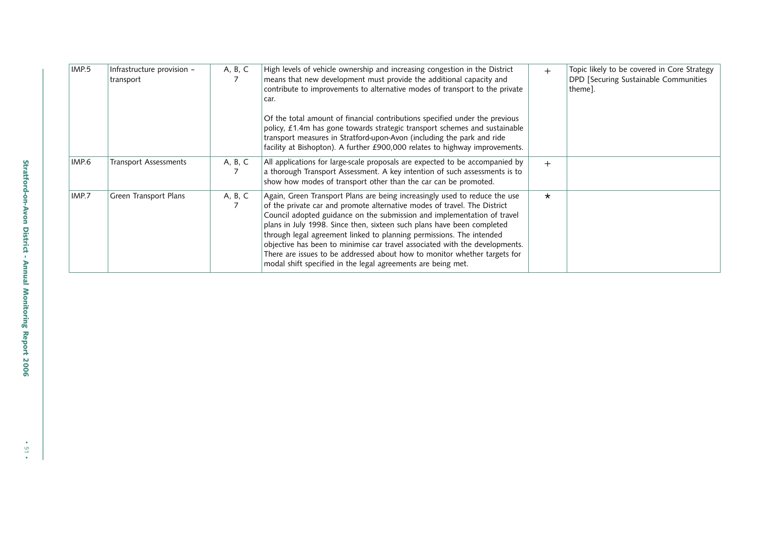| | | | | | |
|---|---|---|---|---|---|
| IMP.5 | Infrastructure provision – transport | A, B, C 7 | High levels of vehicle ownership and increasing congestion in the District means that new development must provide the additional capacity and contribute to improvements to alternative modes of transport to the private car.<br><br>Of the total amount of financial contributions specified under the previous policy, £1.4m has gone towards strategic transport schemes and sustainable transport measures in Stratford-upon-Avon (including the park and ride facility at Bishopton). A further £900,000 relates to highway improvements. | + | Topic likely to be covered in Core Strategy DPD [Securing Sustainable Communities theme]. |
| IMP.6 | Transport Assessments | A, B, C 7 | All applications for large-scale proposals are expected to be accompanied by a thorough Transport Assessment. A key intention of such assessments is to show how modes of transport other than the car can be promoted. | + | |
| IMP.7 | Green Transport Plans | A, B, C 7 | Again, Green Transport Plans are being increasingly used to reduce the use of the private car and promote alternative modes of travel. The District Council adopted guidance on the submission and implementation of travel plans in July 1998. Since then, sixteen such plans have been completed through legal agreement linked to planning permissions. The intended objective has been to minimise car travel associated with the developments. There are issues to be addressed about how to monitor whether targets for modal shift specified in the legal agreements are being met. | * | |